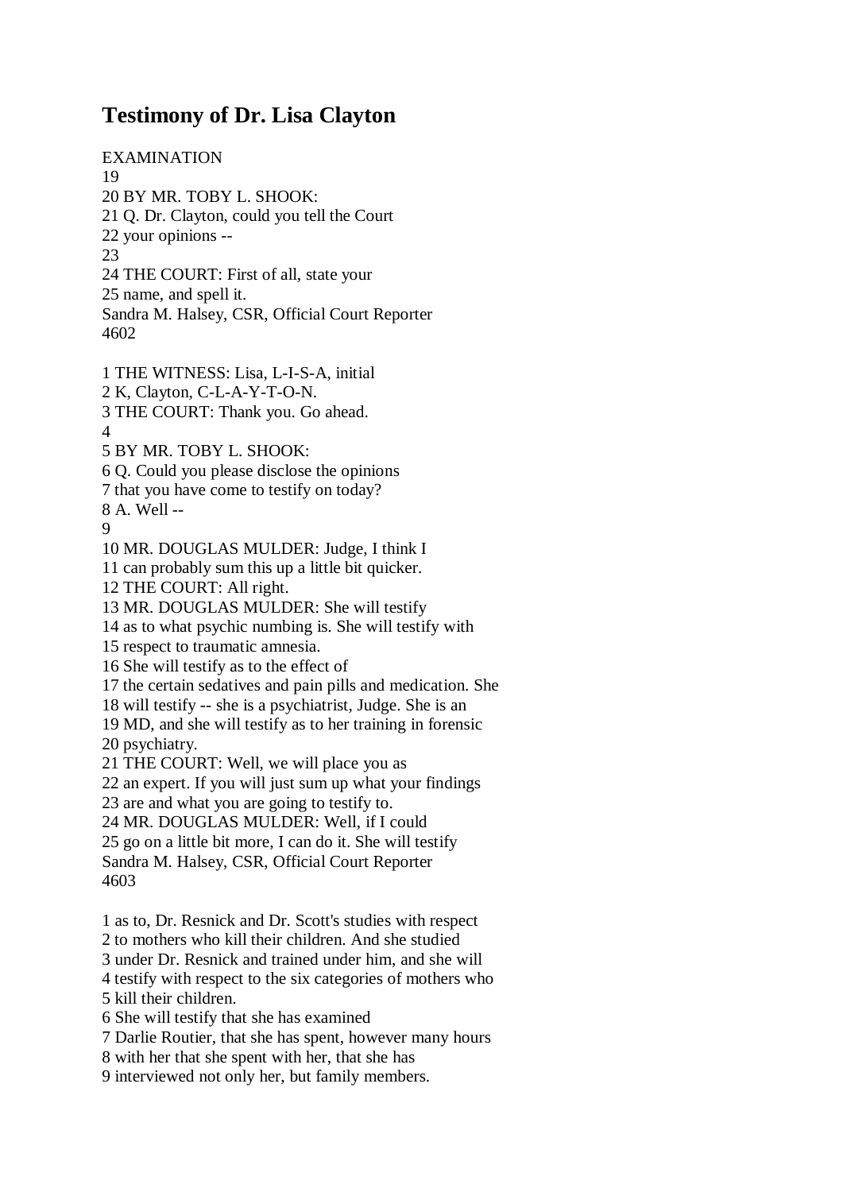# Testimony of Dr. Lisa Clayton

EXAMINATION
19
20 BY MR. TOBY L. SHOOK:
21 Q. Dr. Clayton, could you tell the Court
22 your opinions --
23
24 THE COURT: First of all, state your
25 name, and spell it.
Sandra M. Halsey, CSR, Official Court Reporter
4602

1 THE WITNESS: Lisa, L-I-S-A, initial
2 K, Clayton, C-L-A-Y-T-O-N.
3 THE COURT: Thank you. Go ahead.
4
5 BY MR. TOBY L. SHOOK:
6 Q. Could you please disclose the opinions
7 that you have come to testify on today?
8 A. Well --
9
10 MR. DOUGLAS MULDER: Judge, I think I
11 can probably sum this up a little bit quicker.
12 THE COURT: All right.
13 MR. DOUGLAS MULDER: She will testify
14 as to what psychic numbing is. She will testify with
15 respect to traumatic amnesia.
16 She will testify as to the effect of
17 the certain sedatives and pain pills and medication. She
18 will testify -- she is a psychiatrist, Judge. She is an
19 MD, and she will testify as to her training in forensic
20 psychiatry.
21 THE COURT: Well, we will place you as
22 an expert. If you will just sum up what your findings
23 are and what you are going to testify to.
24 MR. DOUGLAS MULDER: Well, if I could
25 go on a little bit more, I can do it. She will testify
Sandra M. Halsey, CSR, Official Court Reporter
4603

1 as to, Dr. Resnick and Dr. Scott's studies with respect
2 to mothers who kill their children. And she studied
3 under Dr. Resnick and trained under him, and she will
4 testify with respect to the six categories of mothers who
5 kill their children.
6 She will testify that she has examined
7 Darlie Routier, that she has spent, however many hours
8 with her that she spent with her, that she has
9 interviewed not only her, but family members.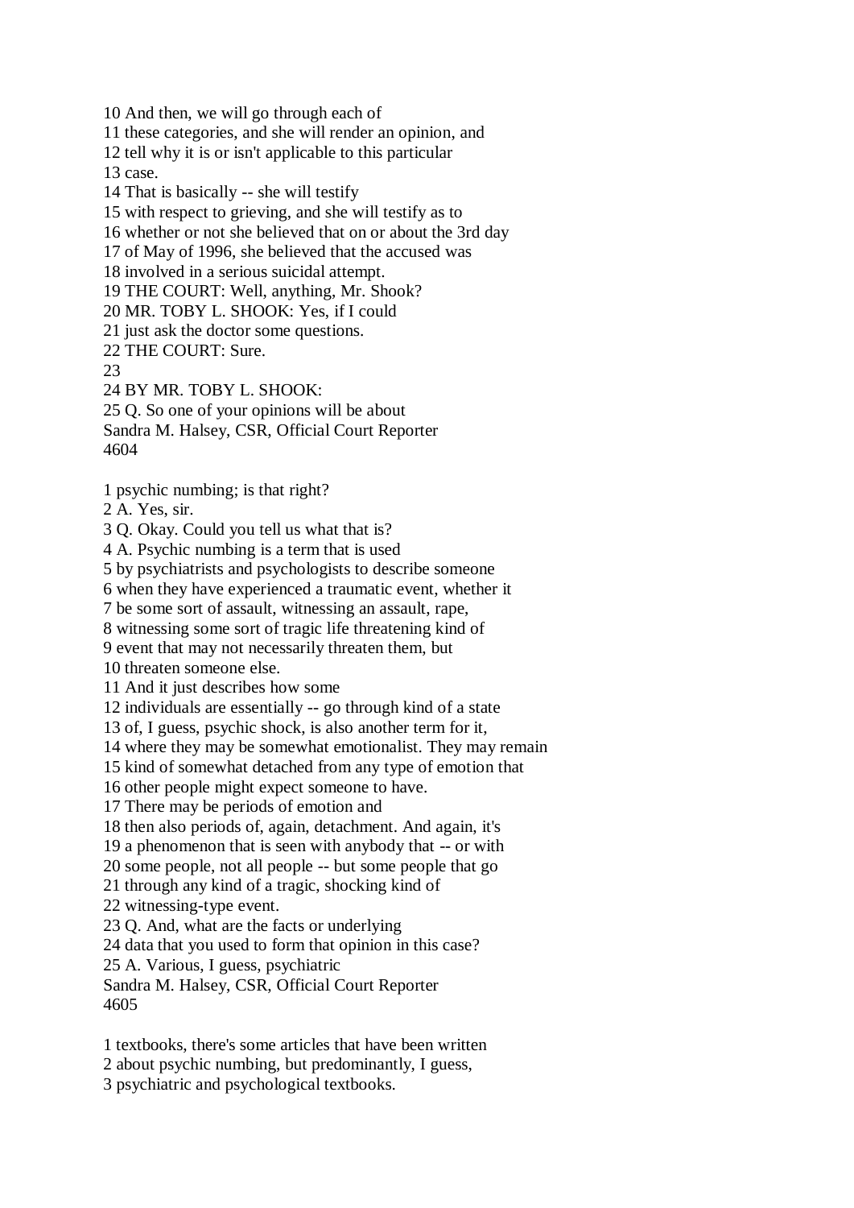10 And then, we will go through each of
11 these categories, and she will render an opinion, and
12 tell why it is or isn't applicable to this particular
13 case.
14 That is basically -- she will testify
15 with respect to grieving, and she will testify as to
16 whether or not she believed that on or about the 3rd day
17 of May of 1996, she believed that the accused was
18 involved in a serious suicidal attempt.
19 THE COURT: Well, anything, Mr. Shook?
20 MR. TOBY L. SHOOK: Yes, if I could
21 just ask the doctor some questions.
22 THE COURT: Sure.
23
24 BY MR. TOBY L. SHOOK:
25 Q. So one of your opinions will be about
Sandra M. Halsey, CSR, Official Court Reporter
4604

1 psychic numbing; is that right?
2 A. Yes, sir.
3 Q. Okay. Could you tell us what that is?
4 A. Psychic numbing is a term that is used
5 by psychiatrists and psychologists to describe someone
6 when they have experienced a traumatic event, whether it
7 be some sort of assault, witnessing an assault, rape,
8 witnessing some sort of tragic life threatening kind of
9 event that may not necessarily threaten them, but
10 threaten someone else.
11 And it just describes how some
12 individuals are essentially -- go through kind of a state
13 of, I guess, psychic shock, is also another term for it,
14 where they may be somewhat emotionalist. They may remain
15 kind of somewhat detached from any type of emotion that
16 other people might expect someone to have.
17 There may be periods of emotion and
18 then also periods of, again, detachment. And again, it's
19 a phenomenon that is seen with anybody that -- or with
20 some people, not all people -- but some people that go
21 through any kind of a tragic, shocking kind of
22 witnessing-type event.
23 Q. And, what are the facts or underlying
24 data that you used to form that opinion in this case?
25 A. Various, I guess, psychiatric
Sandra M. Halsey, CSR, Official Court Reporter
4605

1 textbooks, there's some articles that have been written
2 about psychic numbing, but predominantly, I guess,
3 psychiatric and psychological textbooks.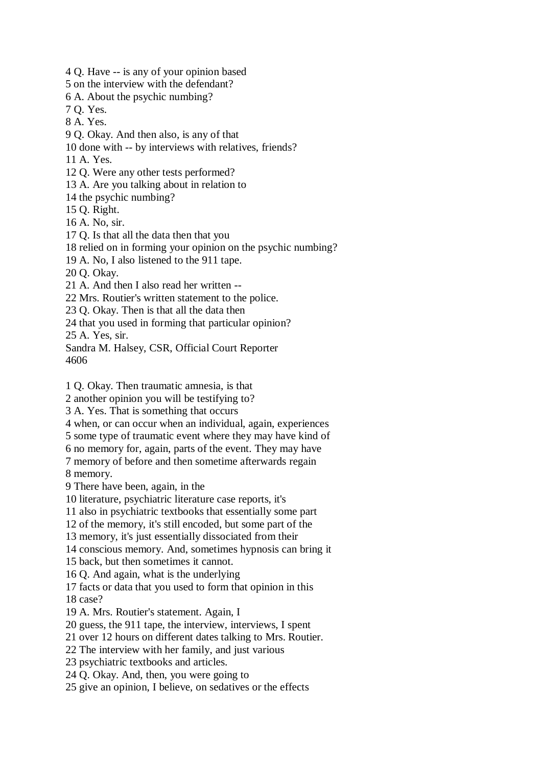4 Q. Have -- is any of your opinion based
5 on the interview with the defendant?
6 A. About the psychic numbing?
7 Q. Yes.
8 A. Yes.
9 Q. Okay. And then also, is any of that
10 done with -- by interviews with relatives, friends?
11 A. Yes.
12 Q. Were any other tests performed?
13 A. Are you talking about in relation to
14 the psychic numbing?
15 Q. Right.
16 A. No, sir.
17 Q. Is that all the data then that you
18 relied on in forming your opinion on the psychic numbing?
19 A. No, I also listened to the 911 tape.
20 Q. Okay.
21 A. And then I also read her written --
22 Mrs. Routier's written statement to the police.
23 Q. Okay. Then is that all the data then
24 that you used in forming that particular opinion?
25 A. Yes, sir.

1 Q. Okay. Then traumatic amnesia, is that
2 another opinion you will be testifying to?
3 A. Yes. That is something that occurs
4 when, or can occur when an individual, again, experiences
5 some type of traumatic event where they may have kind of
6 no memory for, again, parts of the event. They may have
7 memory of before and then sometime afterwards regain
8 memory.
9 There have been, again, in the
10 literature, psychiatric literature case reports, it's
11 also in psychiatric textbooks that essentially some part
12 of the memory, it's still encoded, but some part of the
13 memory, it's just essentially dissociated from their
14 conscious memory. And, sometimes hypnosis can bring it
15 back, but then sometimes it cannot.
16 Q. And again, what is the underlying
17 facts or data that you used to form that opinion in this
18 case?
19 A. Mrs. Routier's statement. Again, I
20 guess, the 911 tape, the interview, interviews, I spent
21 over 12 hours on different dates talking to Mrs. Routier.
22 The interview with her family, and just various
23 psychiatric textbooks and articles.
24 Q. Okay. And, then, you were going to
25 give an opinion, I believe, on sedatives or the effects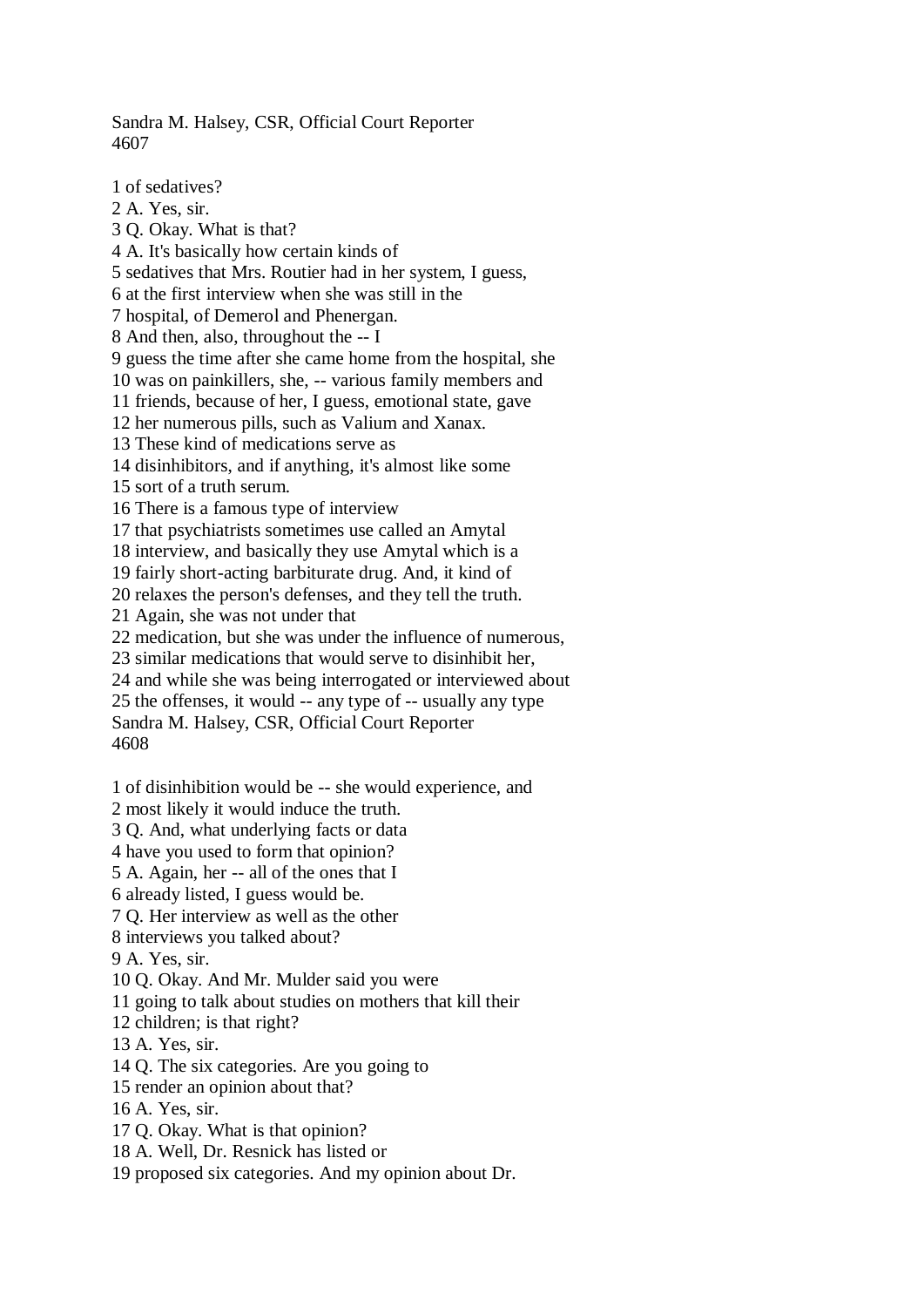1 of sedatives?
2 A. Yes, sir.
3 Q. Okay. What is that?
4 A. It's basically how certain kinds of
5 sedatives that Mrs. Routier had in her system, I guess,
6 at the first interview when she was still in the
7 hospital, of Demerol and Phenergan.
8 And then, also, throughout the -- I
9 guess the time after she came home from the hospital, she
10 was on painkillers, she, -- various family members and
11 friends, because of her, I guess, emotional state, gave
12 her numerous pills, such as Valium and Xanax.
13 These kind of medications serve as
14 disinhibitors, and if anything, it's almost like some
15 sort of a truth serum.
16 There is a famous type of interview
17 that psychiatrists sometimes use called an Amytal
18 interview, and basically they use Amytal which is a
19 fairly short-acting barbiturate drug. And, it kind of
20 relaxes the person's defenses, and they tell the truth.
21 Again, she was not under that
22 medication, but she was under the influence of numerous,
23 similar medications that would serve to disinhibit her,
24 and while she was being interrogated or interviewed about
25 the offenses, it would -- any type of -- usually any type

1 of disinhibition would be -- she would experience, and
2 most likely it would induce the truth.
3 Q. And, what underlying facts or data
4 have you used to form that opinion?
5 A. Again, her -- all of the ones that I
6 already listed, I guess would be.
7 Q. Her interview as well as the other
8 interviews you talked about?
9 A. Yes, sir.
10 Q. Okay. And Mr. Mulder said you were
11 going to talk about studies on mothers that kill their
12 children; is that right?
13 A. Yes, sir.
14 Q. The six categories. Are you going to
15 render an opinion about that?
16 A. Yes, sir.
17 Q. Okay. What is that opinion?
18 A. Well, Dr. Resnick has listed or
19 proposed six categories. And my opinion about Dr.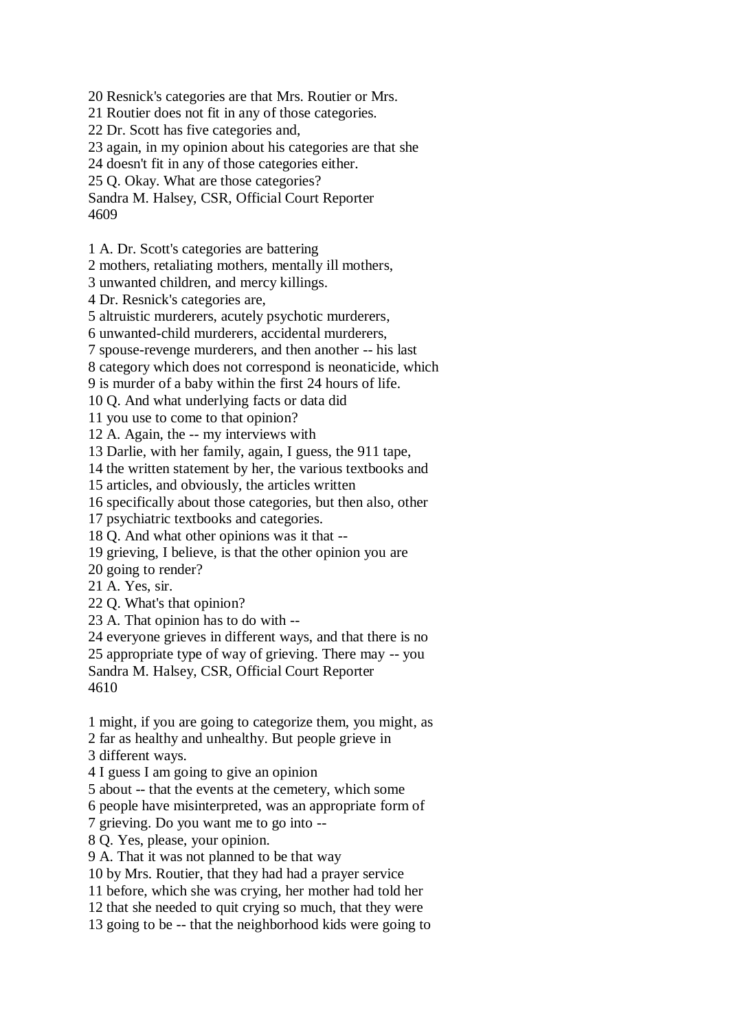20 Resnick's categories are that Mrs. Routier or Mrs.
21 Routier does not fit in any of those categories.
22 Dr. Scott has five categories and,
23 again, in my opinion about his categories are that she
24 doesn't fit in any of those categories either.
25 Q. Okay. What are those categories?

1 A. Dr. Scott's categories are battering
2 mothers, retaliating mothers, mentally ill mothers,
3 unwanted children, and mercy killings.
4 Dr. Resnick's categories are,
5 altruistic murderers, acutely psychotic murderers,
6 unwanted-child murderers, accidental murderers,
7 spouse-revenge murderers, and then another -- his last
8 category which does not correspond is neonaticide, which
9 is murder of a baby within the first 24 hours of life.
10 Q. And what underlying facts or data did
11 you use to come to that opinion?
12 A. Again, the -- my interviews with
13 Darlie, with her family, again, I guess, the 911 tape,
14 the written statement by her, the various textbooks and
15 articles, and obviously, the articles written
16 specifically about those categories, but then also, other
17 psychiatric textbooks and categories.
18 Q. And what other opinions was it that --
19 grieving, I believe, is that the other opinion you are
20 going to render?
21 A. Yes, sir.
22 Q. What's that opinion?
23 A. That opinion has to do with --
24 everyone grieves in different ways, and that there is no
25 appropriate type of way of grieving. There may -- you

1 might, if you are going to categorize them, you might, as
2 far as healthy and unhealthy. But people grieve in
3 different ways.
4 I guess I am going to give an opinion
5 about -- that the events at the cemetery, which some
6 people have misinterpreted, was an appropriate form of
7 grieving. Do you want me to go into --
8 Q. Yes, please, your opinion.
9 A. That it was not planned to be that way
10 by Mrs. Routier, that they had had a prayer service
11 before, which she was crying, her mother had told her
12 that she needed to quit crying so much, that they were
13 going to be -- that the neighborhood kids were going to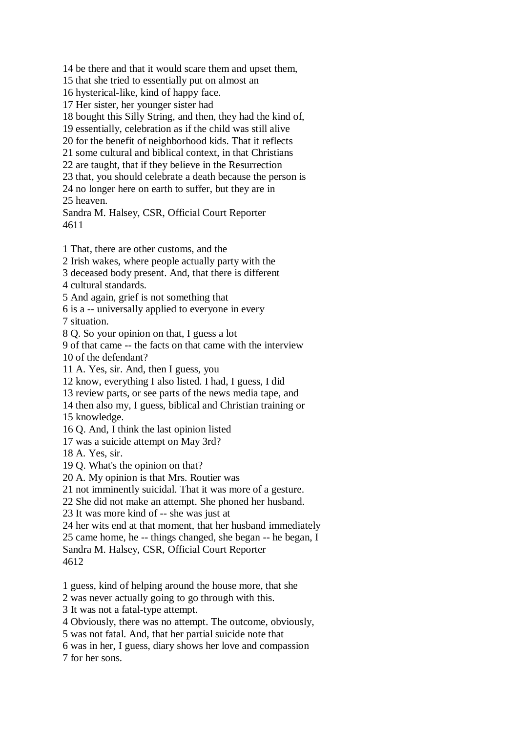14 be there and that it would scare them and upset them,
15 that she tried to essentially put on almost an
16 hysterical-like, kind of happy face.
17 Her sister, her younger sister had
18 bought this Silly String, and then, they had the kind of,
19 essentially, celebration as if the child was still alive
20 for the benefit of neighborhood kids. That it reflects
21 some cultural and biblical context, in that Christians
22 are taught, that if they believe in the Resurrection
23 that, you should celebrate a death because the person is
24 no longer here on earth to suffer, but they are in
25 heaven.

1 That, there are other customs, and the
2 Irish wakes, where people actually party with the
3 deceased body present. And, that there is different
4 cultural standards.
5 And again, grief is not something that
6 is a -- universally applied to everyone in every
7 situation.
8 Q. So your opinion on that, I guess a lot
9 of that came -- the facts on that came with the interview
10 of the defendant?
11 A. Yes, sir. And, then I guess, you
12 know, everything I also listed. I had, I guess, I did
13 review parts, or see parts of the news media tape, and
14 then also my, I guess, biblical and Christian training or
15 knowledge.
16 Q. And, I think the last opinion listed
17 was a suicide attempt on May 3rd?
18 A. Yes, sir.
19 Q. What's the opinion on that?
20 A. My opinion is that Mrs. Routier was
21 not imminently suicidal. That it was more of a gesture.
22 She did not make an attempt. She phoned her husband.
23 It was more kind of -- she was just at
24 her wits end at that moment, that her husband immediately
25 came home, he -- things changed, she began -- he began, I

1 guess, kind of helping around the house more, that she
2 was never actually going to go through with this.
3 It was not a fatal-type attempt.
4 Obviously, there was no attempt. The outcome, obviously,
5 was not fatal. And, that her partial suicide note that
6 was in her, I guess, diary shows her love and compassion
7 for her sons.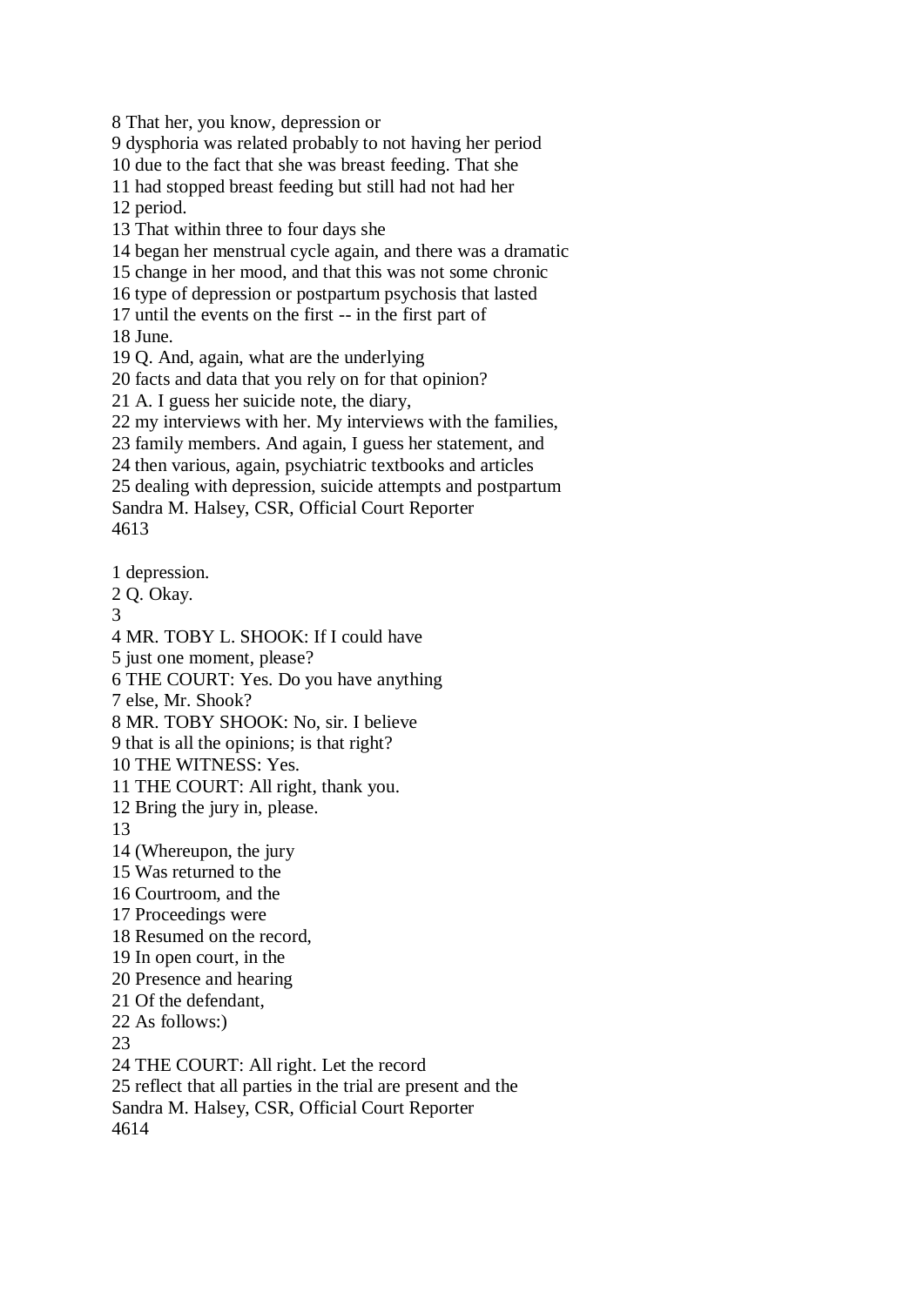8 That her, you know, depression or
9 dysphoria was related probably to not having her period
10 due to the fact that she was breast feeding. That she
11 had stopped breast feeding but still had not had her
12 period.
13 That within three to four days she
14 began her menstrual cycle again, and there was a dramatic
15 change in her mood, and that this was not some chronic
16 type of depression or postpartum psychosis that lasted
17 until the events on the first -- in the first part of
18 June.
19 Q. And, again, what are the underlying
20 facts and data that you rely on for that opinion?
21 A. I guess her suicide note, the diary,
22 my interviews with her. My interviews with the families,
23 family members. And again, I guess her statement, and
24 then various, again, psychiatric textbooks and articles
25 dealing with depression, suicide attempts and postpartum
Sandra M. Halsey, CSR, Official Court Reporter

1 depression.
2 Q. Okay.
3
4 MR. TOBY L. SHOOK: If I could have
5 just one moment, please?
6 THE COURT: Yes. Do you have anything
7 else, Mr. Shook?
8 MR. TOBY SHOOK: No, sir. I believe
9 that is all the opinions; is that right?
10 THE WITNESS: Yes.
11 THE COURT: All right, thank you.
12 Bring the jury in, please.
13
14 (Whereupon, the jury
15 Was returned to the
16 Courtroom, and the
17 Proceedings were
18 Resumed on the record,
19 In open court, in the
20 Presence and hearing
21 Of the defendant,
22 As follows:)
23
24 THE COURT: All right. Let the record
25 reflect that all parties in the trial are present and the
Sandra M. Halsey, CSR, Official Court Reporter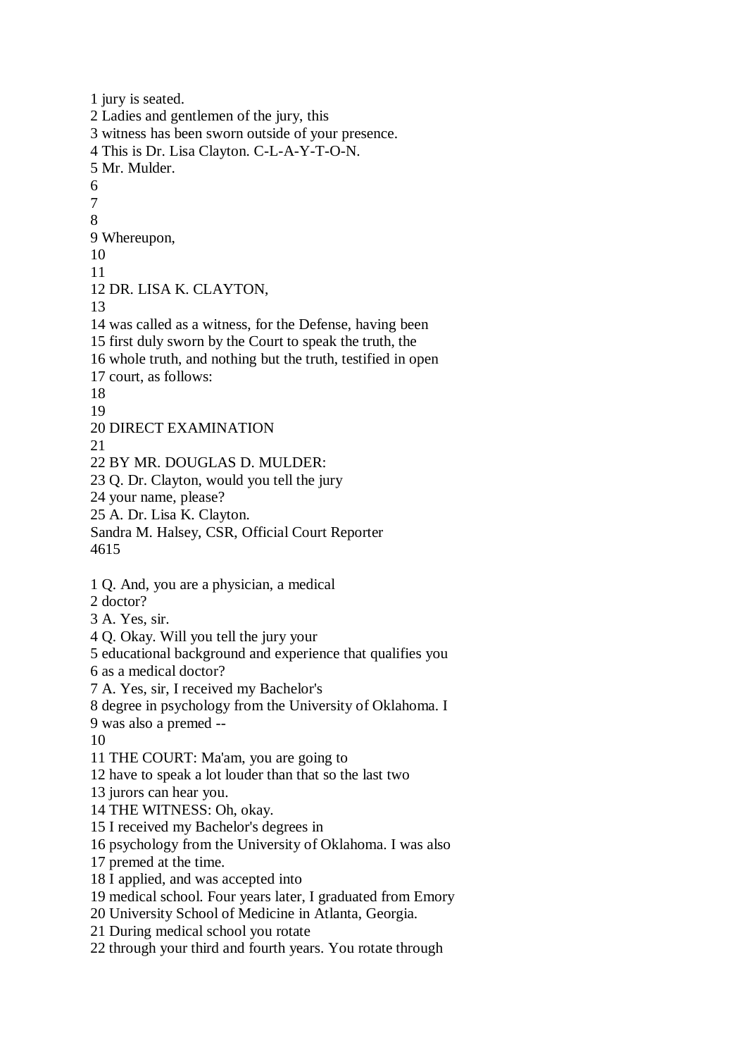1 jury is seated.
2 Ladies and gentlemen of the jury, this
3 witness has been sworn outside of your presence.
4 This is Dr. Lisa Clayton. C-L-A-Y-T-O-N.
5 Mr. Mulder.
6
7
8
9 Whereupon,
10
11
12 DR. LISA K. CLAYTON,
13
14 was called as a witness, for the Defense, having been
15 first duly sworn by the Court to speak the truth, the
16 whole truth, and nothing but the truth, testified in open
17 court, as follows:
18
19
20 DIRECT EXAMINATION
21
22 BY MR. DOUGLAS D. MULDER:
23 Q. Dr. Clayton, would you tell the jury
24 your name, please?
25 A. Dr. Lisa K. Clayton.
Sandra M. Halsey, CSR, Official Court Reporter
4615

1 Q. And, you are a physician, a medical
2 doctor?
3 A. Yes, sir.
4 Q. Okay. Will you tell the jury your
5 educational background and experience that qualifies you
6 as a medical doctor?
7 A. Yes, sir, I received my Bachelor's
8 degree in psychology from the University of Oklahoma. I
9 was also a premed --
10
11 THE COURT: Ma'am, you are going to
12 have to speak a lot louder than that so the last two
13 jurors can hear you.
14 THE WITNESS: Oh, okay.
15 I received my Bachelor's degrees in
16 psychology from the University of Oklahoma. I was also
17 premed at the time.
18 I applied, and was accepted into
19 medical school. Four years later, I graduated from Emory
20 University School of Medicine in Atlanta, Georgia.
21 During medical school you rotate
22 through your third and fourth years. You rotate through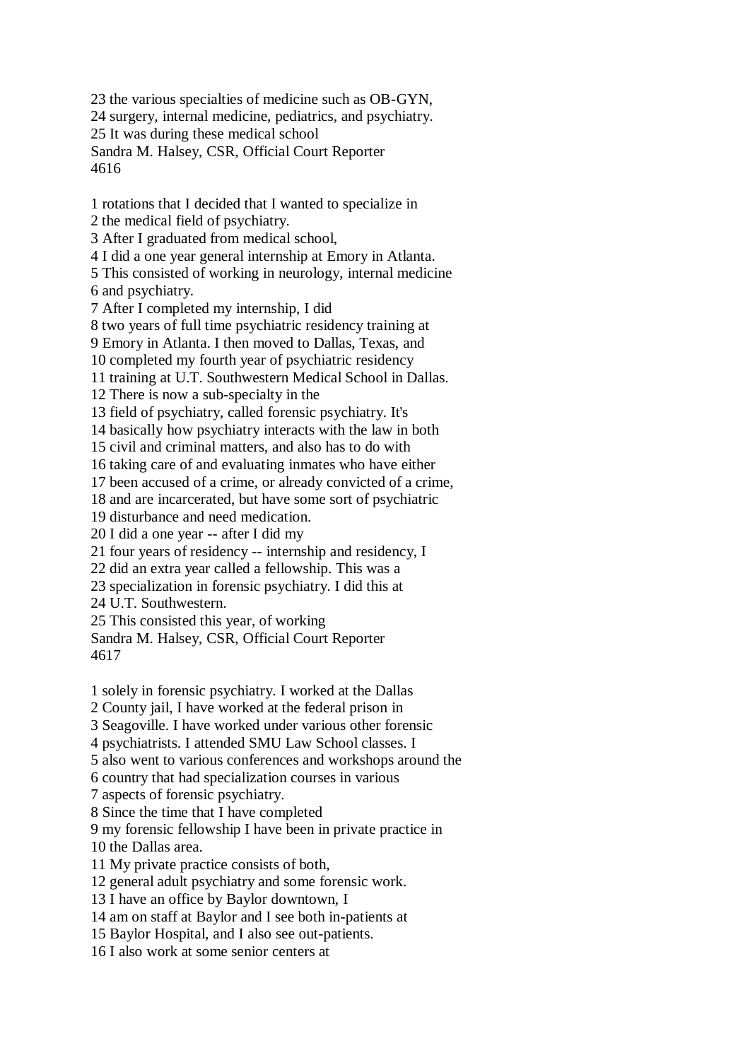23 the various specialties of medicine such as OB-GYN,
24 surgery, internal medicine, pediatrics, and psychiatry.
25 It was during these medical school
Sandra M. Halsey, CSR, Official Court Reporter
4616

1 rotations that I decided that I wanted to specialize in
2 the medical field of psychiatry.
3 After I graduated from medical school,
4 I did a one year general internship at Emory in Atlanta.
5 This consisted of working in neurology, internal medicine
6 and psychiatry.
7 After I completed my internship, I did
8 two years of full time psychiatric residency training at
9 Emory in Atlanta. I then moved to Dallas, Texas, and
10 completed my fourth year of psychiatric residency
11 training at U.T. Southwestern Medical School in Dallas.
12 There is now a sub-specialty in the
13 field of psychiatry, called forensic psychiatry. It's
14 basically how psychiatry interacts with the law in both
15 civil and criminal matters, and also has to do with
16 taking care of and evaluating inmates who have either
17 been accused of a crime, or already convicted of a crime,
18 and are incarcerated, but have some sort of psychiatric
19 disturbance and need medication.
20 I did a one year -- after I did my
21 four years of residency -- internship and residency, I
22 did an extra year called a fellowship. This was a
23 specialization in forensic psychiatry. I did this at
24 U.T. Southwestern.
25 This consisted this year, of working
Sandra M. Halsey, CSR, Official Court Reporter
4617

1 solely in forensic psychiatry. I worked at the Dallas
2 County jail, I have worked at the federal prison in
3 Seagoville. I have worked under various other forensic
4 psychiatrists. I attended SMU Law School classes. I
5 also went to various conferences and workshops around the
6 country that had specialization courses in various
7 aspects of forensic psychiatry.
8 Since the time that I have completed
9 my forensic fellowship I have been in private practice in
10 the Dallas area.
11 My private practice consists of both,
12 general adult psychiatry and some forensic work.
13 I have an office by Baylor downtown, I
14 am on staff at Baylor and I see both in-patients at
15 Baylor Hospital, and I also see out-patients.
16 I also work at some senior centers at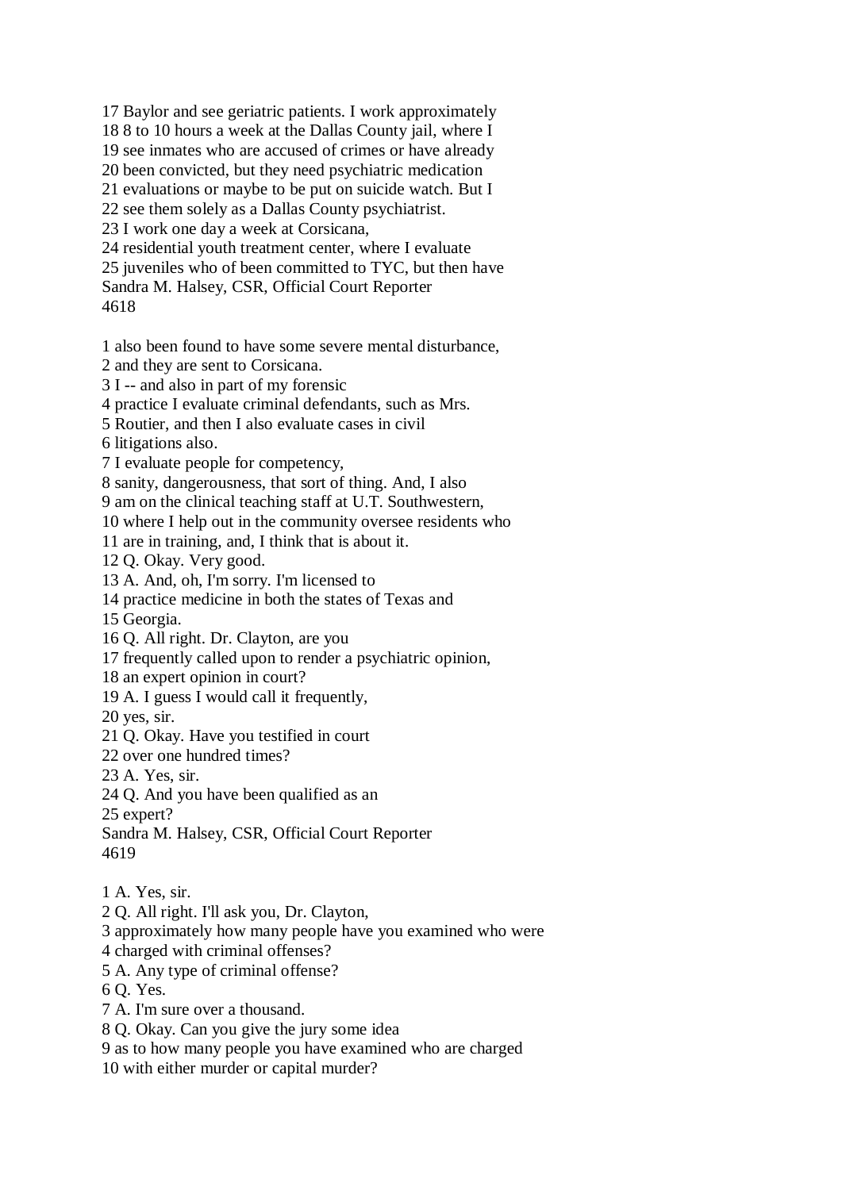17 Baylor and see geriatric patients. I work approximately
18 8 to 10 hours a week at the Dallas County jail, where I
19 see inmates who are accused of crimes or have already
20 been convicted, but they need psychiatric medication
21 evaluations or maybe to be put on suicide watch. But I
22 see them solely as a Dallas County psychiatrist.
23 I work one day a week at Corsicana,
24 residential youth treatment center, where I evaluate
25 juveniles who of been committed to TYC, but then have
Sandra M. Halsey, CSR, Official Court Reporter
4618

1 also been found to have some severe mental disturbance,
2 and they are sent to Corsicana.
3 I -- and also in part of my forensic
4 practice I evaluate criminal defendants, such as Mrs.
5 Routier, and then I also evaluate cases in civil
6 litigations also.
7 I evaluate people for competency,
8 sanity, dangerousness, that sort of thing. And, I also
9 am on the clinical teaching staff at U.T. Southwestern,
10 where I help out in the community oversee residents who
11 are in training, and, I think that is about it.
12 Q. Okay. Very good.
13 A. And, oh, I'm sorry. I'm licensed to
14 practice medicine in both the states of Texas and
15 Georgia.
16 Q. All right. Dr. Clayton, are you
17 frequently called upon to render a psychiatric opinion,
18 an expert opinion in court?
19 A. I guess I would call it frequently,
20 yes, sir.
21 Q. Okay. Have you testified in court
22 over one hundred times?
23 A. Yes, sir.
24 Q. And you have been qualified as an
25 expert?
Sandra M. Halsey, CSR, Official Court Reporter
4619

1 A. Yes, sir.
2 Q. All right. I'll ask you, Dr. Clayton,
3 approximately how many people have you examined who were
4 charged with criminal offenses?
5 A. Any type of criminal offense?
6 Q. Yes.
7 A. I'm sure over a thousand.
8 Q. Okay. Can you give the jury some idea
9 as to how many people you have examined who are charged
10 with either murder or capital murder?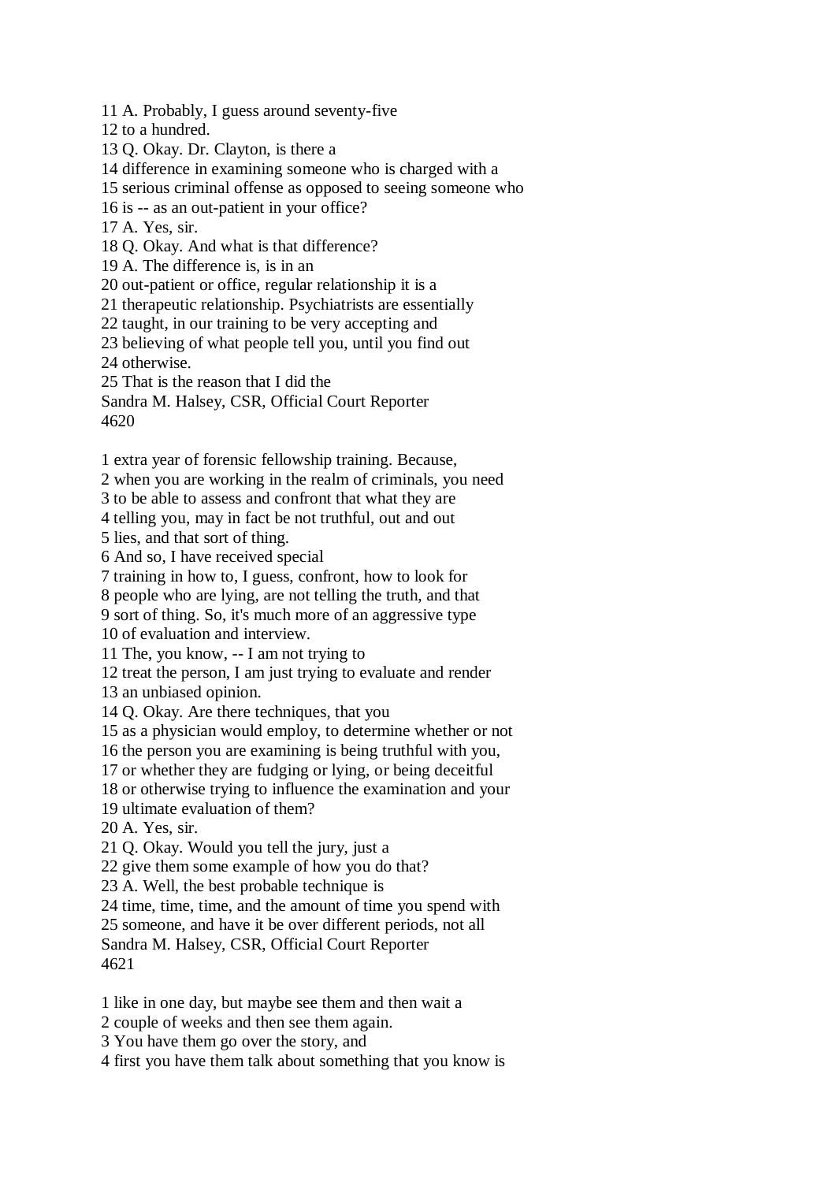11 A. Probably, I guess around seventy-five
12 to a hundred.
13 Q. Okay. Dr. Clayton, is there a
14 difference in examining someone who is charged with a
15 serious criminal offense as opposed to seeing someone who
16 is -- as an out-patient in your office?
17 A. Yes, sir.
18 Q. Okay. And what is that difference?
19 A. The difference is, is in an
20 out-patient or office, regular relationship it is a
21 therapeutic relationship. Psychiatrists are essentially
22 taught, in our training to be very accepting and
23 believing of what people tell you, until you find out
24 otherwise.
25 That is the reason that I did the

1 extra year of forensic fellowship training. Because,
2 when you are working in the realm of criminals, you need
3 to be able to assess and confront that what they are
4 telling you, may in fact be not truthful, out and out
5 lies, and that sort of thing.
6 And so, I have received special
7 training in how to, I guess, confront, how to look for
8 people who are lying, are not telling the truth, and that
9 sort of thing. So, it's much more of an aggressive type
10 of evaluation and interview.
11 The, you know, -- I am not trying to
12 treat the person, I am just trying to evaluate and render
13 an unbiased opinion.
14 Q. Okay. Are there techniques, that you
15 as a physician would employ, to determine whether or not
16 the person you are examining is being truthful with you,
17 or whether they are fudging or lying, or being deceitful
18 or otherwise trying to influence the examination and your
19 ultimate evaluation of them?
20 A. Yes, sir.
21 Q. Okay. Would you tell the jury, just a
22 give them some example of how you do that?
23 A. Well, the best probable technique is
24 time, time, time, and the amount of time you spend with
25 someone, and have it be over different periods, not all

1 like in one day, but maybe see them and then wait a
2 couple of weeks and then see them again.
3 You have them go over the story, and
4 first you have them talk about something that you know is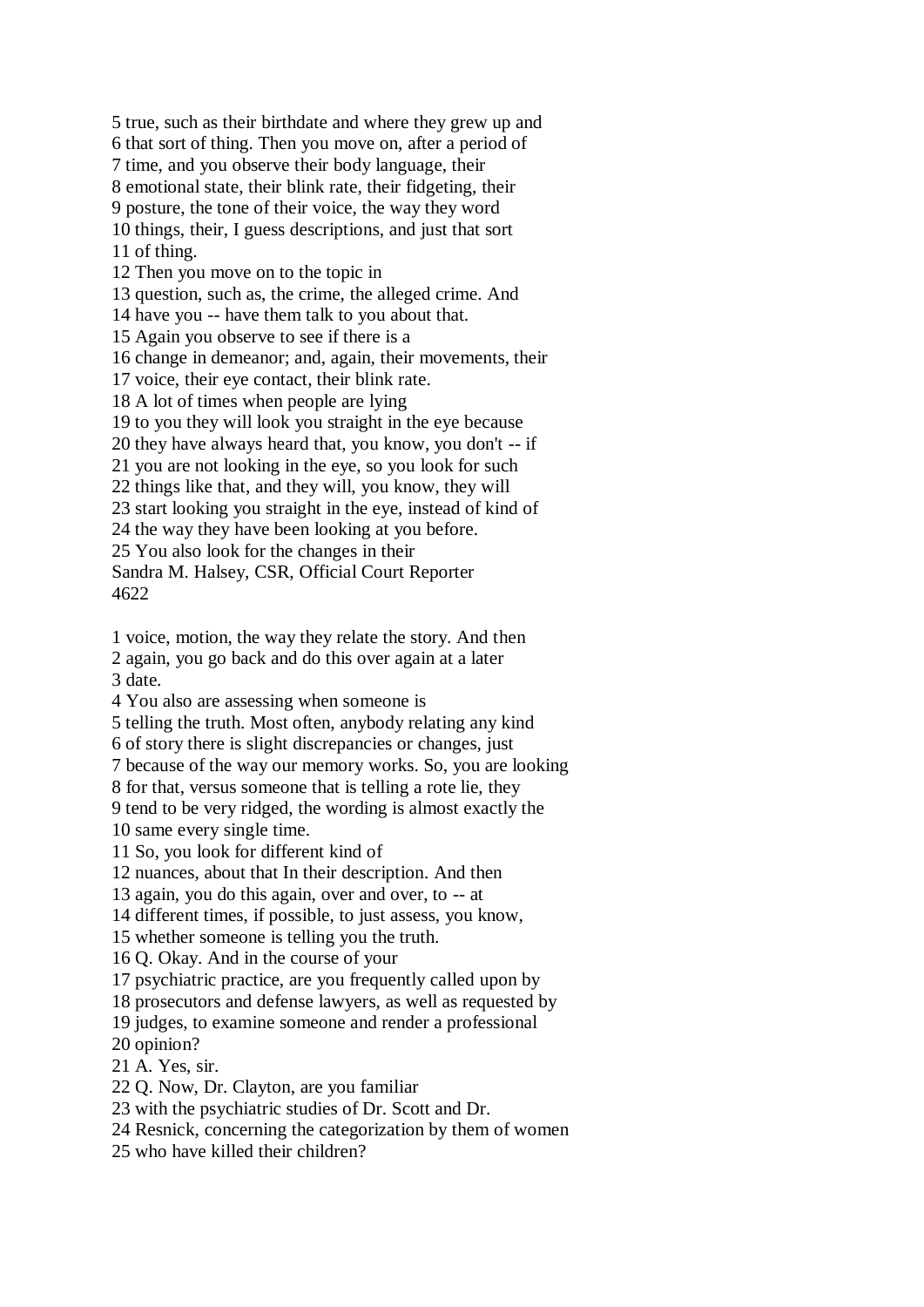5 true, such as their birthdate and where they grew up and
6 that sort of thing. Then you move on, after a period of
7 time, and you observe their body language, their
8 emotional state, their blink rate, their fidgeting, their
9 posture, the tone of their voice, the way they word
10 things, their, I guess descriptions, and just that sort
11 of thing.
12 Then you move on to the topic in
13 question, such as, the crime, the alleged crime. And
14 have you -- have them talk to you about that.
15 Again you observe to see if there is a
16 change in demeanor; and, again, their movements, their
17 voice, their eye contact, their blink rate.
18 A lot of times when people are lying
19 to you they will look you straight in the eye because
20 they have always heard that, you know, you don't -- if
21 you are not looking in the eye, so you look for such
22 things like that, and they will, you know, they will
23 start looking you straight in the eye, instead of kind of
24 the way they have been looking at you before.
25 You also look for the changes in their

1 voice, motion, the way they relate the story. And then
2 again, you go back and do this over again at a later
3 date.
4 You also are assessing when someone is
5 telling the truth. Most often, anybody relating any kind
6 of story there is slight discrepancies or changes, just
7 because of the way our memory works. So, you are looking
8 for that, versus someone that is telling a rote lie, they
9 tend to be very ridged, the wording is almost exactly the
10 same every single time.
11 So, you look for different kind of
12 nuances, about that In their description. And then
13 again, you do this again, over and over, to -- at
14 different times, if possible, to just assess, you know,
15 whether someone is telling you the truth.
16 Q. Okay. And in the course of your
17 psychiatric practice, are you frequently called upon by
18 prosecutors and defense lawyers, as well as requested by
19 judges, to examine someone and render a professional
20 opinion?
21 A. Yes, sir.
22 Q. Now, Dr. Clayton, are you familiar
23 with the psychiatric studies of Dr. Scott and Dr.
24 Resnick, concerning the categorization by them of women
25 who have killed their children?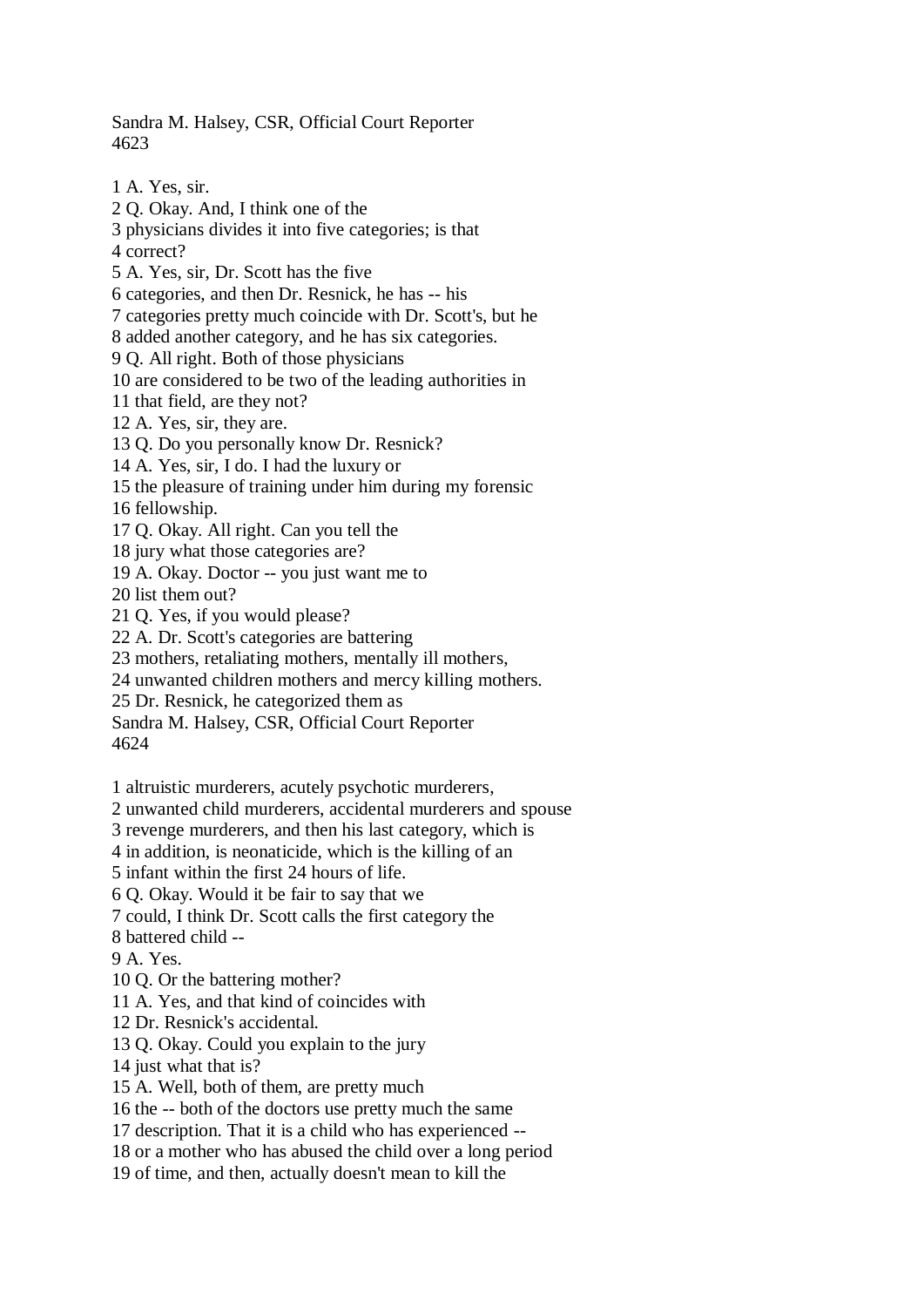1 A. Yes, sir.
2 Q. Okay. And, I think one of the
3 physicians divides it into five categories; is that
4 correct?
5 A. Yes, sir, Dr. Scott has the five
6 categories, and then Dr. Resnick, he has -- his
7 categories pretty much coincide with Dr. Scott's, but he
8 added another category, and he has six categories.
9 Q. All right. Both of those physicians
10 are considered to be two of the leading authorities in
11 that field, are they not?
12 A. Yes, sir, they are.
13 Q. Do you personally know Dr. Resnick?
14 A. Yes, sir, I do. I had the luxury or
15 the pleasure of training under him during my forensic
16 fellowship.
17 Q. Okay. All right. Can you tell the
18 jury what those categories are?
19 A. Okay. Doctor -- you just want me to
20 list them out?
21 Q. Yes, if you would please?
22 A. Dr. Scott's categories are battering
23 mothers, retaliating mothers, mentally ill mothers,
24 unwanted children mothers and mercy killing mothers.
25 Dr. Resnick, he categorized them as

1 altruistic murderers, acutely psychotic murderers,
2 unwanted child murderers, accidental murderers and spouse
3 revenge murderers, and then his last category, which is
4 in addition, is neonaticide, which is the killing of an
5 infant within the first 24 hours of life.
6 Q. Okay. Would it be fair to say that we
7 could, I think Dr. Scott calls the first category the
8 battered child --
9 A. Yes.
10 Q. Or the battering mother?
11 A. Yes, and that kind of coincides with
12 Dr. Resnick's accidental.
13 Q. Okay. Could you explain to the jury
14 just what that is?
15 A. Well, both of them, are pretty much
16 the -- both of the doctors use pretty much the same
17 description. That it is a child who has experienced --
18 or a mother who has abused the child over a long period
19 of time, and then, actually doesn't mean to kill the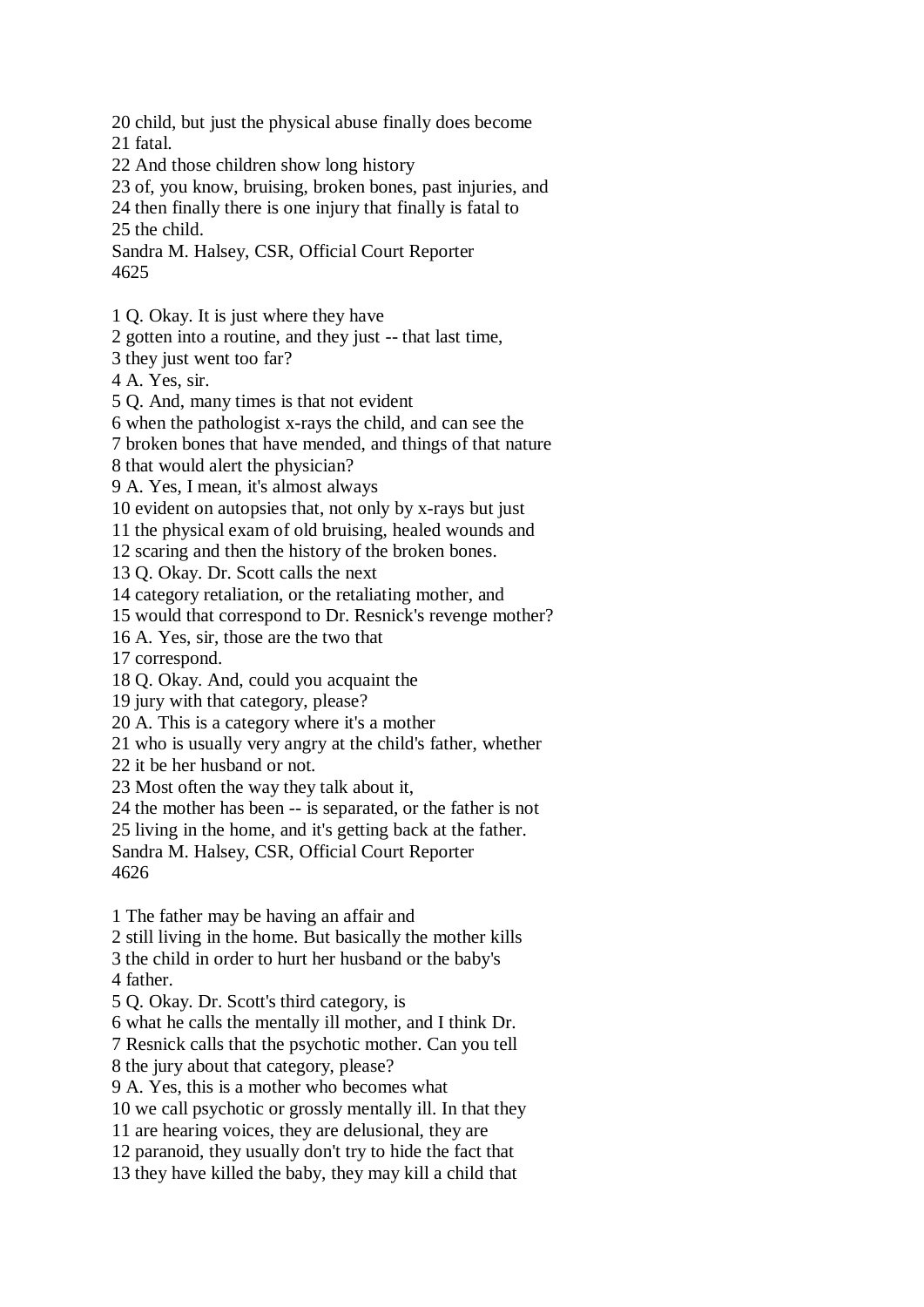20 child, but just the physical abuse finally does become
21 fatal.
22 And those children show long history
23 of, you know, bruising, broken bones, past injuries, and
24 then finally there is one injury that finally is fatal to
25 the child.

1 Q. Okay. It is just where they have
2 gotten into a routine, and they just -- that last time,
3 they just went too far?
4 A. Yes, sir.
5 Q. And, many times is that not evident
6 when the pathologist x-rays the child, and can see the
7 broken bones that have mended, and things of that nature
8 that would alert the physician?
9 A. Yes, I mean, it's almost always
10 evident on autopsies that, not only by x-rays but just
11 the physical exam of old bruising, healed wounds and
12 scaring and then the history of the broken bones.
13 Q. Okay. Dr. Scott calls the next
14 category retaliation, or the retaliating mother, and
15 would that correspond to Dr. Resnick's revenge mother?
16 A. Yes, sir, those are the two that
17 correspond.
18 Q. Okay. And, could you acquaint the
19 jury with that category, please?
20 A. This is a category where it's a mother
21 who is usually very angry at the child's father, whether
22 it be her husband or not.
23 Most often the way they talk about it,
24 the mother has been -- is separated, or the father is not
25 living in the home, and it's getting back at the father.

1 The father may be having an affair and
2 still living in the home. But basically the mother kills
3 the child in order to hurt her husband or the baby's
4 father.
5 Q. Okay. Dr. Scott's third category, is
6 what he calls the mentally ill mother, and I think Dr.
7 Resnick calls that the psychotic mother. Can you tell
8 the jury about that category, please?
9 A. Yes, this is a mother who becomes what
10 we call psychotic or grossly mentally ill. In that they
11 are hearing voices, they are delusional, they are
12 paranoid, they usually don't try to hide the fact that
13 they have killed the baby, they may kill a child that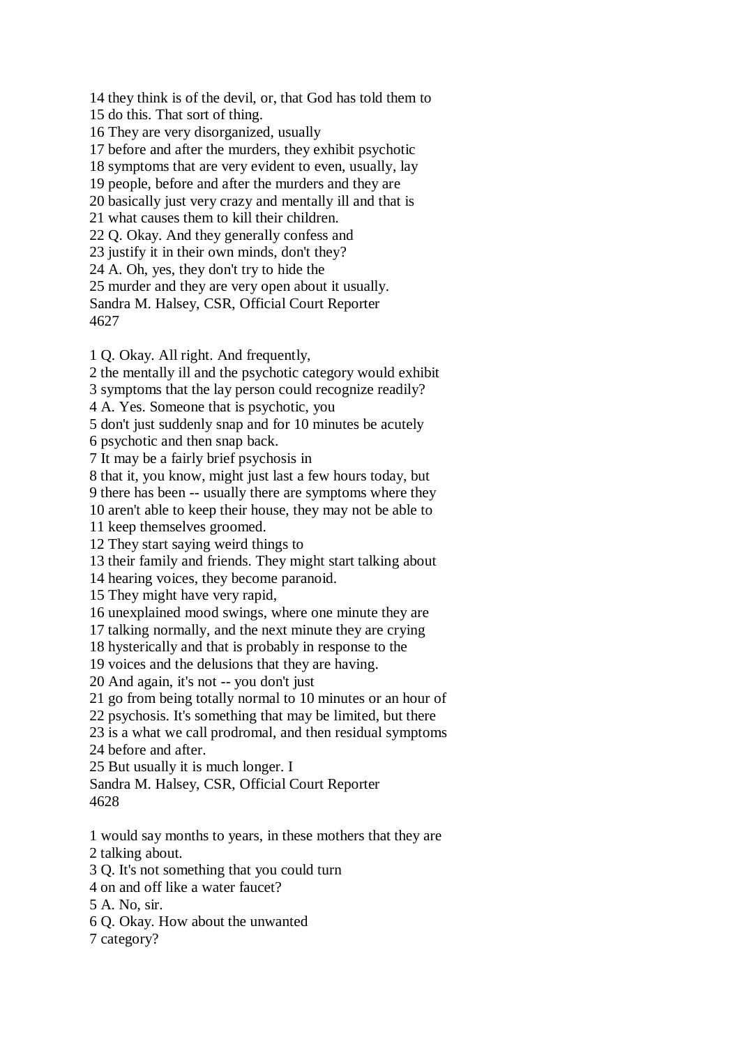14 they think is of the devil, or, that God has told them to
15 do this. That sort of thing.
16 They are very disorganized, usually
17 before and after the murders, they exhibit psychotic
18 symptoms that are very evident to even, usually, lay
19 people, before and after the murders and they are
20 basically just very crazy and mentally ill and that is
21 what causes them to kill their children.
22 Q. Okay. And they generally confess and
23 justify it in their own minds, don't they?
24 A. Oh, yes, they don't try to hide the
25 murder and they are very open about it usually.

1 Q. Okay. All right. And frequently,
2 the mentally ill and the psychotic category would exhibit
3 symptoms that the lay person could recognize readily?
4 A. Yes. Someone that is psychotic, you
5 don't just suddenly snap and for 10 minutes be acutely
6 psychotic and then snap back.
7 It may be a fairly brief psychosis in
8 that it, you know, might just last a few hours today, but
9 there has been -- usually there are symptoms where they
10 aren't able to keep their house, they may not be able to
11 keep themselves groomed.
12 They start saying weird things to
13 their family and friends. They might start talking about
14 hearing voices, they become paranoid.
15 They might have very rapid,
16 unexplained mood swings, where one minute they are
17 talking normally, and the next minute they are crying
18 hysterically and that is probably in response to the
19 voices and the delusions that they are having.
20 And again, it's not -- you don't just
21 go from being totally normal to 10 minutes or an hour of
22 psychosis. It's something that may be limited, but there
23 is a what we call prodromal, and then residual symptoms
24 before and after.
25 But usually it is much longer. I

1 would say months to years, in these mothers that they are
2 talking about.
3 Q. It's not something that you could turn
4 on and off like a water faucet?
5 A. No, sir.
6 Q. Okay. How about the unwanted
7 category?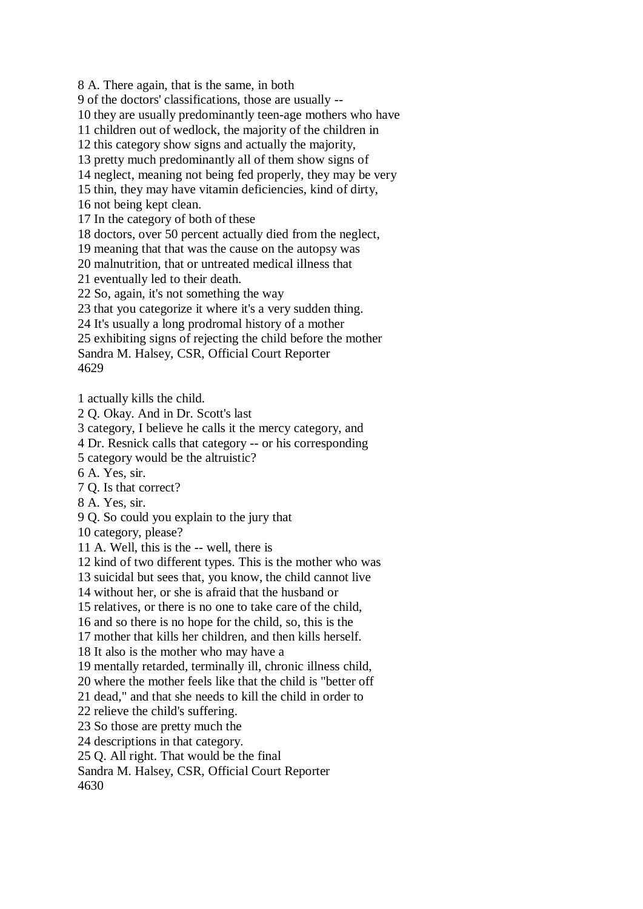8 A. There again, that is the same, in both
9 of the doctors' classifications, those are usually --
10 they are usually predominantly teen-age mothers who have
11 children out of wedlock, the majority of the children in
12 this category show signs and actually the majority,
13 pretty much predominantly all of them show signs of
14 neglect, meaning not being fed properly, they may be very
15 thin, they may have vitamin deficiencies, kind of dirty,
16 not being kept clean.
17 In the category of both of these
18 doctors, over 50 percent actually died from the neglect,
19 meaning that that was the cause on the autopsy was
20 malnutrition, that or untreated medical illness that
21 eventually led to their death.
22 So, again, it's not something the way
23 that you categorize it where it's a very sudden thing.
24 It's usually a long prodromal history of a mother
25 exhibiting signs of rejecting the child before the mother
Sandra M. Halsey, CSR, Official Court Reporter
4629

1 actually kills the child.
2 Q. Okay. And in Dr. Scott's last
3 category, I believe he calls it the mercy category, and
4 Dr. Resnick calls that category -- or his corresponding
5 category would be the altruistic?
6 A. Yes, sir.
7 Q. Is that correct?
8 A. Yes, sir.
9 Q. So could you explain to the jury that
10 category, please?
11 A. Well, this is the -- well, there is
12 kind of two different types. This is the mother who was
13 suicidal but sees that, you know, the child cannot live
14 without her, or she is afraid that the husband or
15 relatives, or there is no one to take care of the child,
16 and so there is no hope for the child, so, this is the
17 mother that kills her children, and then kills herself.
18 It also is the mother who may have a
19 mentally retarded, terminally ill, chronic illness child,
20 where the mother feels like that the child is "better off
21 dead," and that she needs to kill the child in order to
22 relieve the child's suffering.
23 So those are pretty much the
24 descriptions in that category.
25 Q. All right. That would be the final
Sandra M. Halsey, CSR, Official Court Reporter
4630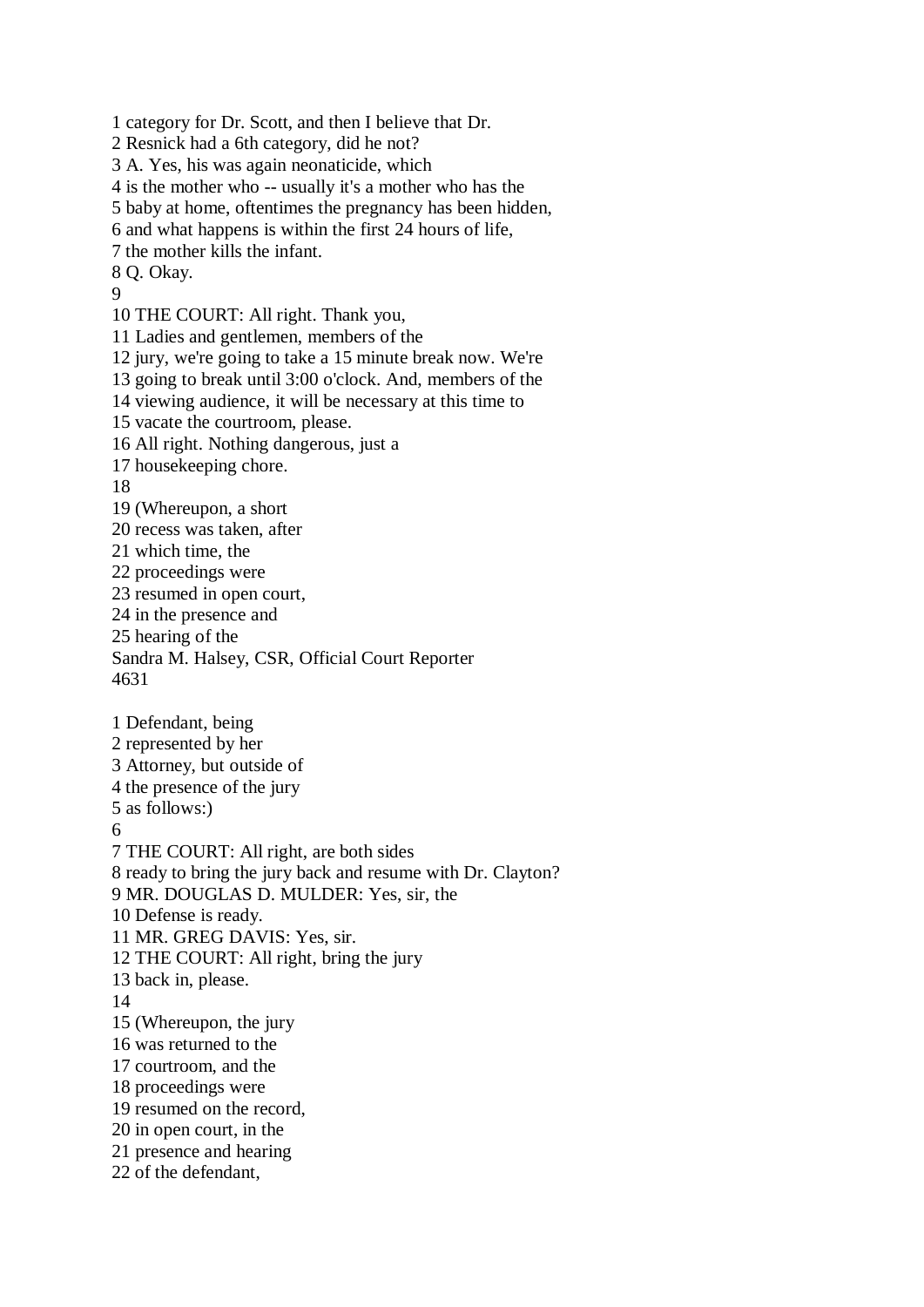1 category for Dr. Scott, and then I believe that Dr.
2 Resnick had a 6th category, did he not?
3 A. Yes, his was again neonaticide, which
4 is the mother who -- usually it's a mother who has the
5 baby at home, oftentimes the pregnancy has been hidden,
6 and what happens is within the first 24 hours of life,
7 the mother kills the infant.
8 Q. Okay.
9
10 THE COURT: All right. Thank you,
11 Ladies and gentlemen, members of the
12 jury, we're going to take a 15 minute break now. We're
13 going to break until 3:00 o'clock. And, members of the
14 viewing audience, it will be necessary at this time to
15 vacate the courtroom, please.
16 All right. Nothing dangerous, just a
17 housekeeping chore.
18
19 (Whereupon, a short
20 recess was taken, after
21 which time, the
22 proceedings were
23 resumed in open court,
24 in the presence and
25 hearing of the

1 Defendant, being
2 represented by her
3 Attorney, but outside of
4 the presence of the jury
5 as follows:)
6
7 THE COURT: All right, are both sides
8 ready to bring the jury back and resume with Dr. Clayton?
9 MR. DOUGLAS D. MULDER: Yes, sir, the
10 Defense is ready.
11 MR. GREG DAVIS: Yes, sir.
12 THE COURT: All right, bring the jury
13 back in, please.
14
15 (Whereupon, the jury
16 was returned to the
17 courtroom, and the
18 proceedings were
19 resumed on the record,
20 in open court, in the
21 presence and hearing
22 of the defendant,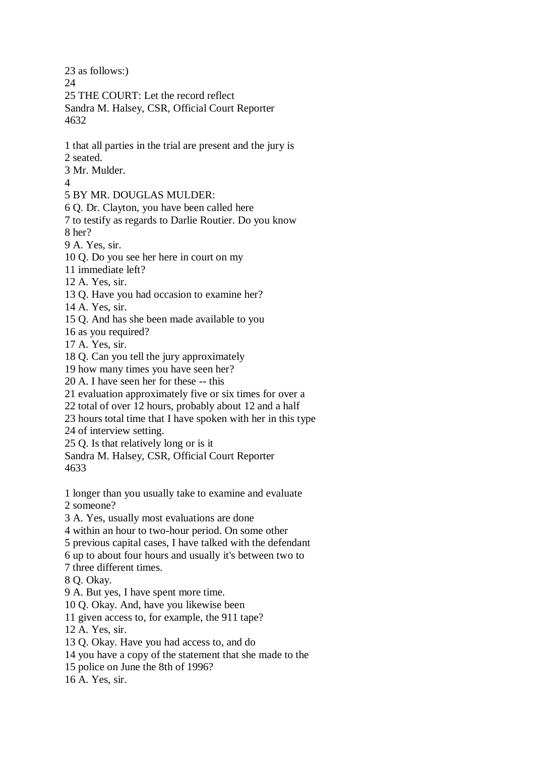23 as follows:)
24
25 THE COURT: Let the record reflect

1 that all parties in the trial are present and the jury is
2 seated.
3 Mr. Mulder.
4
5 BY MR. DOUGLAS MULDER:
6 Q. Dr. Clayton, you have been called here
7 to testify as regards to Darlie Routier. Do you know
8 her?
9 A. Yes, sir.
10 Q. Do you see her here in court on my
11 immediate left?
12 A. Yes, sir.
13 Q. Have you had occasion to examine her?
14 A. Yes, sir.
15 Q. And has she been made available to you
16 as you required?
17 A. Yes, sir.
18 Q. Can you tell the jury approximately
19 how many times you have seen her?
20 A. I have seen her for these -- this
21 evaluation approximately five or six times for over a
22 total of over 12 hours, probably about 12 and a half
23 hours total time that I have spoken with her in this type
24 of interview setting.
25 Q. Is that relatively long or is it

1 longer than you usually take to examine and evaluate
2 someone?
3 A. Yes, usually most evaluations are done
4 within an hour to two-hour period. On some other
5 previous capital cases, I have talked with the defendant
6 up to about four hours and usually it's between two to
7 three different times.
8 Q. Okay.
9 A. But yes, I have spent more time.
10 Q. Okay. And, have you likewise been
11 given access to, for example, the 911 tape?
12 A. Yes, sir.
13 Q. Okay. Have you had access to, and do
14 you have a copy of the statement that she made to the
15 police on June the 8th of 1996?
16 A. Yes, sir.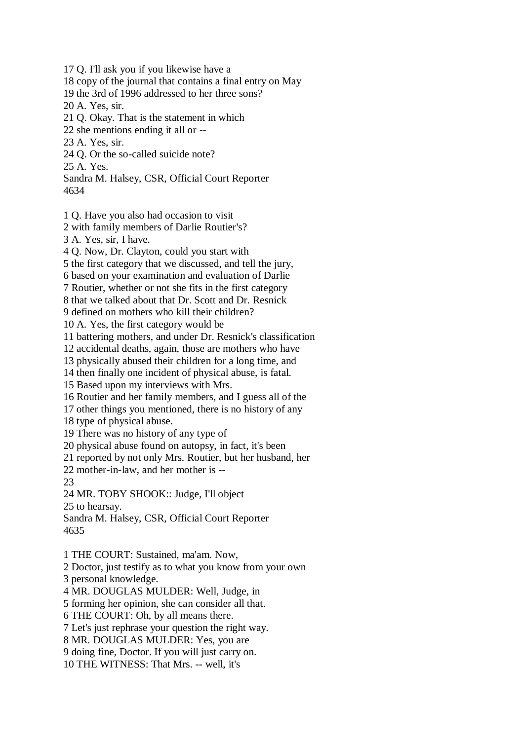17 Q. I'll ask you if you likewise have a
18 copy of the journal that contains a final entry on May
19 the 3rd of 1996 addressed to her three sons?
20 A. Yes, sir.
21 Q. Okay. That is the statement in which
22 she mentions ending it all or --
23 A. Yes, sir.
24 Q. Or the so-called suicide note?
25 A. Yes.
Sandra M. Halsey, CSR, Official Court Reporter
4634

1 Q. Have you also had occasion to visit
2 with family members of Darlie Routier's?
3 A. Yes, sir, I have.
4 Q. Now, Dr. Clayton, could you start with
5 the first category that we discussed, and tell the jury,
6 based on your examination and evaluation of Darlie
7 Routier, whether or not she fits in the first category
8 that we talked about that Dr. Scott and Dr. Resnick
9 defined on mothers who kill their children?
10 A. Yes, the first category would be
11 battering mothers, and under Dr. Resnick's classification
12 accidental deaths, again, those are mothers who have
13 physically abused their children for a long time, and
14 then finally one incident of physical abuse, is fatal.
15 Based upon my interviews with Mrs.
16 Routier and her family members, and I guess all of the
17 other things you mentioned, there is no history of any
18 type of physical abuse.
19 There was no history of any type of
20 physical abuse found on autopsy, in fact, it's been
21 reported by not only Mrs. Routier, but her husband, her
22 mother-in-law, and her mother is --
23
24 MR. TOBY SHOOK:: Judge, I'll object
25 to hearsay.
Sandra M. Halsey, CSR, Official Court Reporter
4635

1 THE COURT: Sustained, ma'am. Now,
2 Doctor, just testify as to what you know from your own
3 personal knowledge.
4 MR. DOUGLAS MULDER: Well, Judge, in
5 forming her opinion, she can consider all that.
6 THE COURT: Oh, by all means there.
7 Let's just rephrase your question the right way.
8 MR. DOUGLAS MULDER: Yes, you are
9 doing fine, Doctor. If you will just carry on.
10 THE WITNESS: That Mrs. -- well, it's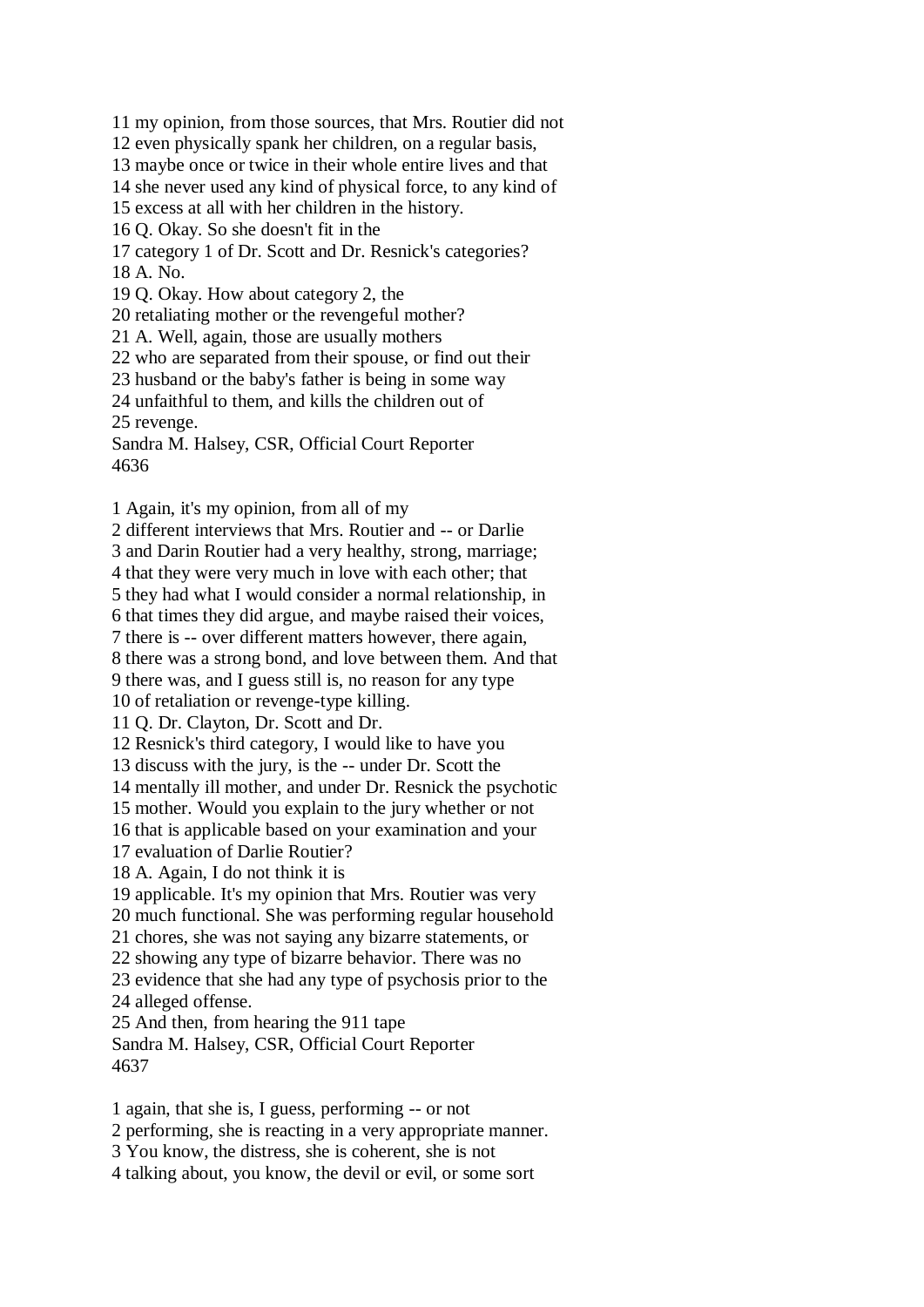11 my opinion, from those sources, that Mrs. Routier did not
12 even physically spank her children, on a regular basis,
13 maybe once or twice in their whole entire lives and that
14 she never used any kind of physical force, to any kind of
15 excess at all with her children in the history.
16 Q. Okay. So she doesn't fit in the
17 category 1 of Dr. Scott and Dr. Resnick's categories?
18 A. No.
19 Q. Okay. How about category 2, the
20 retaliating mother or the revengeful mother?
21 A. Well, again, those are usually mothers
22 who are separated from their spouse, or find out their
23 husband or the baby's father is being in some way
24 unfaithful to them, and kills the children out of
25 revenge.

1 Again, it's my opinion, from all of my
2 different interviews that Mrs. Routier and -- or Darlie
3 and Darin Routier had a very healthy, strong, marriage;
4 that they were very much in love with each other; that
5 they had what I would consider a normal relationship, in
6 that times they did argue, and maybe raised their voices,
7 there is -- over different matters however, there again,
8 there was a strong bond, and love between them. And that
9 there was, and I guess still is, no reason for any type
10 of retaliation or revenge-type killing.
11 Q. Dr. Clayton, Dr. Scott and Dr.
12 Resnick's third category, I would like to have you
13 discuss with the jury, is the -- under Dr. Scott the
14 mentally ill mother, and under Dr. Resnick the psychotic
15 mother. Would you explain to the jury whether or not
16 that is applicable based on your examination and your
17 evaluation of Darlie Routier?
18 A. Again, I do not think it is
19 applicable. It's my opinion that Mrs. Routier was very
20 much functional. She was performing regular household
21 chores, she was not saying any bizarre statements, or
22 showing any type of bizarre behavior. There was no
23 evidence that she had any type of psychosis prior to the
24 alleged offense.
25 And then, from hearing the 911 tape

1 again, that she is, I guess, performing -- or not
2 performing, she is reacting in a very appropriate manner.
3 You know, the distress, she is coherent, she is not
4 talking about, you know, the devil or evil, or some sort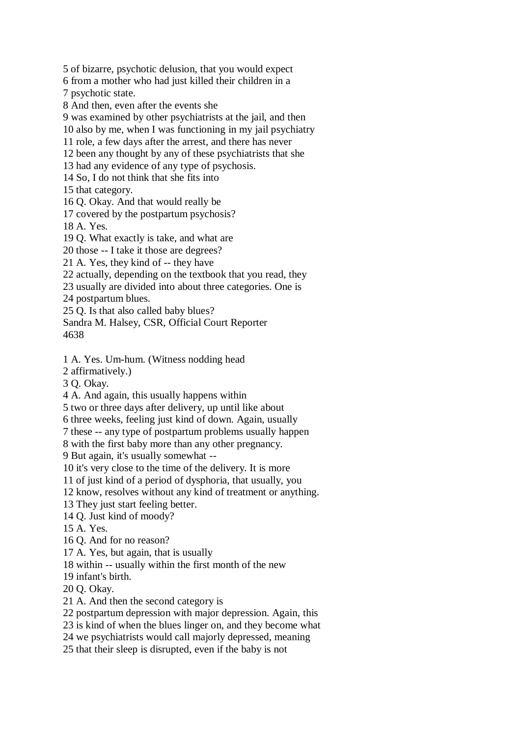5 of bizarre, psychotic delusion, that you would expect
6 from a mother who had just killed their children in a
7 psychotic state.
8 And then, even after the events she
9 was examined by other psychiatrists at the jail, and then
10 also by me, when I was functioning in my jail psychiatry
11 role, a few days after the arrest, and there has never
12 been any thought by any of these psychiatrists that she
13 had any evidence of any type of psychosis.
14 So, I do not think that she fits into
15 that category.
16 Q. Okay. And that would really be
17 covered by the postpartum psychosis?
18 A. Yes.
19 Q. What exactly is take, and what are
20 those -- I take it those are degrees?
21 A. Yes, they kind of -- they have
22 actually, depending on the textbook that you read, they
23 usually are divided into about three categories. One is
24 postpartum blues.
25 Q. Is that also called baby blues?
Sandra M. Halsey, CSR, Official Court Reporter
4638

1 A. Yes. Um-hum. (Witness nodding head
2 affirmatively.)
3 Q. Okay.
4 A. And again, this usually happens within
5 two or three days after delivery, up until like about
6 three weeks, feeling just kind of down. Again, usually
7 these -- any type of postpartum problems usually happen
8 with the first baby more than any other pregnancy.
9 But again, it's usually somewhat --
10 it's very close to the time of the delivery. It is more
11 of just kind of a period of dysphoria, that usually, you
12 know, resolves without any kind of treatment or anything.
13 They just start feeling better.
14 Q. Just kind of moody?
15 A. Yes.
16 Q. And for no reason?
17 A. Yes, but again, that is usually
18 within -- usually within the first month of the new
19 infant's birth.
20 Q. Okay.
21 A. And then the second category is
22 postpartum depression with major depression. Again, this
23 is kind of when the blues linger on, and they become what
24 we psychiatrists would call majorly depressed, meaning
25 that their sleep is disrupted, even if the baby is not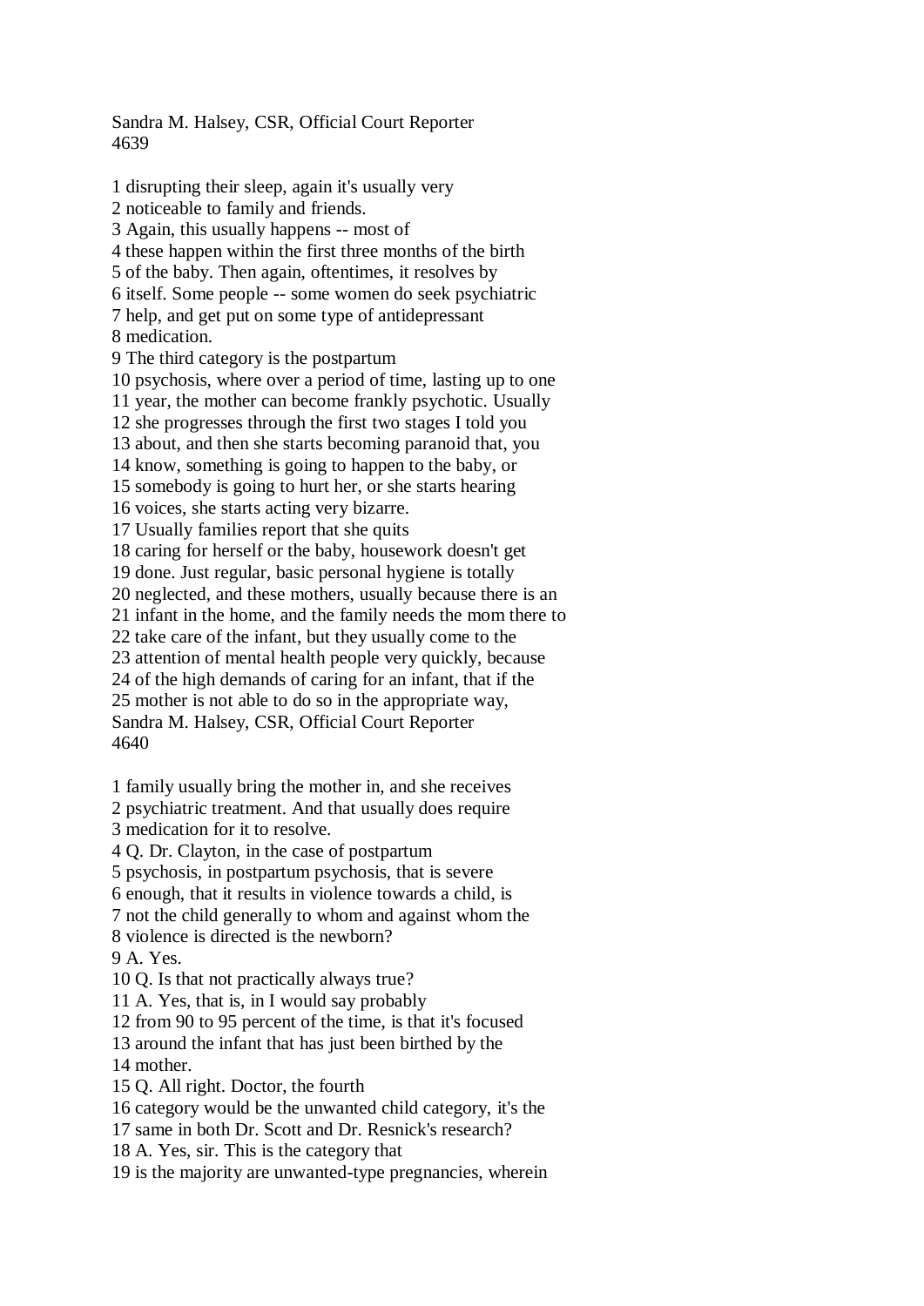1 disrupting their sleep, again it's usually very
2 noticeable to family and friends.
3 Again, this usually happens -- most of
4 these happen within the first three months of the birth
5 of the baby. Then again, oftentimes, it resolves by
6 itself. Some people -- some women do seek psychiatric
7 help, and get put on some type of antidepressant
8 medication.
9 The third category is the postpartum
10 psychosis, where over a period of time, lasting up to one
11 year, the mother can become frankly psychotic. Usually
12 she progresses through the first two stages I told you
13 about, and then she starts becoming paranoid that, you
14 know, something is going to happen to the baby, or
15 somebody is going to hurt her, or she starts hearing
16 voices, she starts acting very bizarre.
17 Usually families report that she quits
18 caring for herself or the baby, housework doesn't get
19 done. Just regular, basic personal hygiene is totally
20 neglected, and these mothers, usually because there is an
21 infant in the home, and the family needs the mom there to
22 take care of the infant, but they usually come to the
23 attention of mental health people very quickly, because
24 of the high demands of caring for an infant, that if the
25 mother is not able to do so in the appropriate way,

1 family usually bring the mother in, and she receives
2 psychiatric treatment. And that usually does require
3 medication for it to resolve.
4 Q. Dr. Clayton, in the case of postpartum
5 psychosis, in postpartum psychosis, that is severe
6 enough, that it results in violence towards a child, is
7 not the child generally to whom and against whom the
8 violence is directed is the newborn?
9 A. Yes.
10 Q. Is that not practically always true?
11 A. Yes, that is, in I would say probably
12 from 90 to 95 percent of the time, is that it's focused
13 around the infant that has just been birthed by the
14 mother.
15 Q. All right. Doctor, the fourth
16 category would be the unwanted child category, it's the
17 same in both Dr. Scott and Dr. Resnick's research?
18 A. Yes, sir. This is the category that
19 is the majority are unwanted-type pregnancies, wherein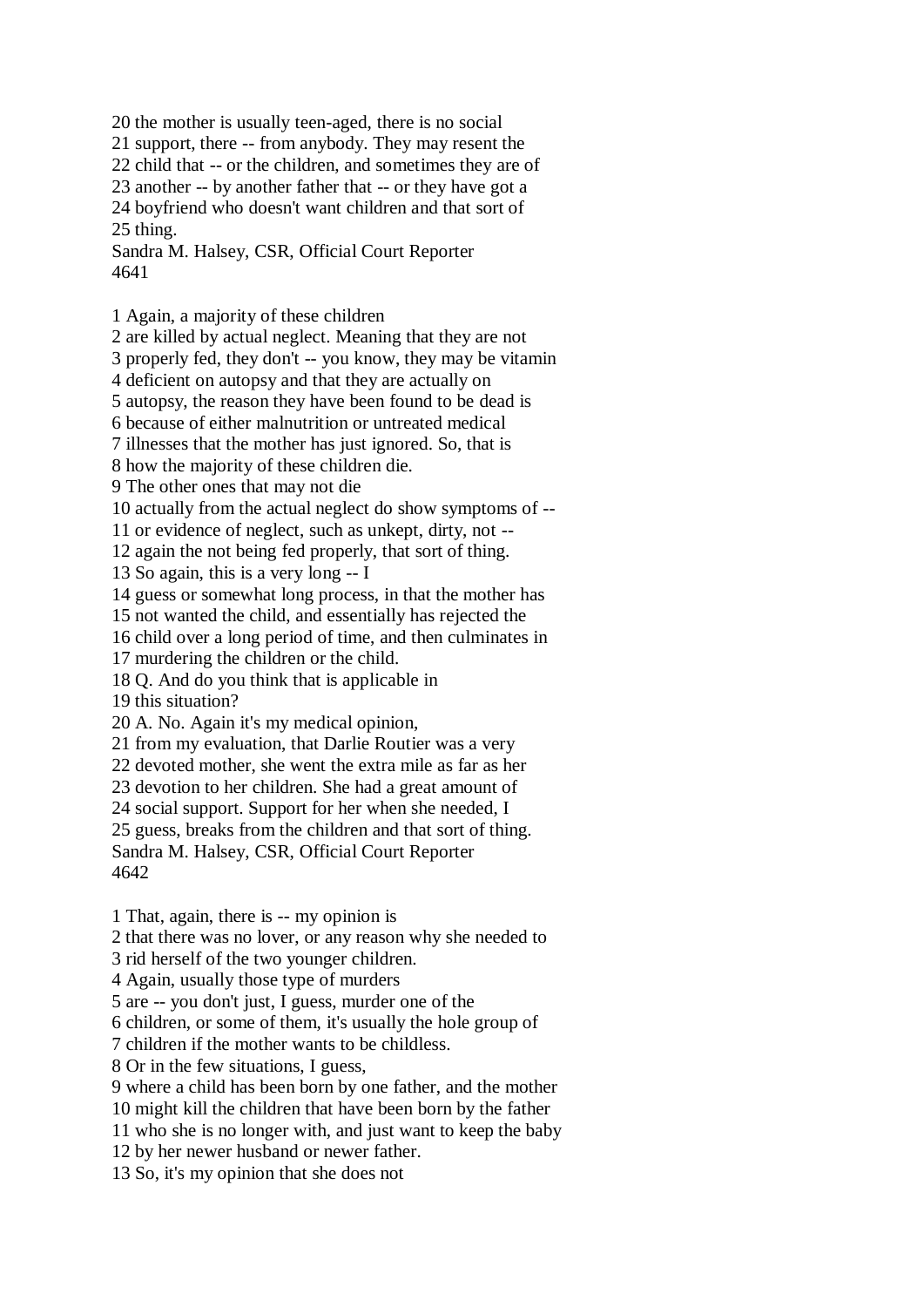20 the mother is usually teen-aged, there is no social
21 support, there -- from anybody. They may resent the
22 child that -- or the children, and sometimes they are of
23 another -- by another father that -- or they have got a
24 boyfriend who doesn't want children and that sort of
25 thing.
Sandra M. Halsey, CSR, Official Court Reporter
4641

1 Again, a majority of these children
2 are killed by actual neglect. Meaning that they are not
3 properly fed, they don't -- you know, they may be vitamin
4 deficient on autopsy and that they are actually on
5 autopsy, the reason they have been found to be dead is
6 because of either malnutrition or untreated medical
7 illnesses that the mother has just ignored. So, that is
8 how the majority of these children die.
9 The other ones that may not die
10 actually from the actual neglect do show symptoms of --
11 or evidence of neglect, such as unkept, dirty, not --
12 again the not being fed properly, that sort of thing.
13 So again, this is a very long -- I
14 guess or somewhat long process, in that the mother has
15 not wanted the child, and essentially has rejected the
16 child over a long period of time, and then culminates in
17 murdering the children or the child.
18 Q. And do you think that is applicable in
19 this situation?
20 A. No. Again it's my medical opinion,
21 from my evaluation, that Darlie Routier was a very
22 devoted mother, she went the extra mile as far as her
23 devotion to her children. She had a great amount of
24 social support. Support for her when she needed, I
25 guess, breaks from the children and that sort of thing.
Sandra M. Halsey, CSR, Official Court Reporter
4642

1 That, again, there is -- my opinion is
2 that there was no lover, or any reason why she needed to
3 rid herself of the two younger children.
4 Again, usually those type of murders
5 are -- you don't just, I guess, murder one of the
6 children, or some of them, it's usually the hole group of
7 children if the mother wants to be childless.
8 Or in the few situations, I guess,
9 where a child has been born by one father, and the mother
10 might kill the children that have been born by the father
11 who she is no longer with, and just want to keep the baby
12 by her newer husband or newer father.
13 So, it's my opinion that she does not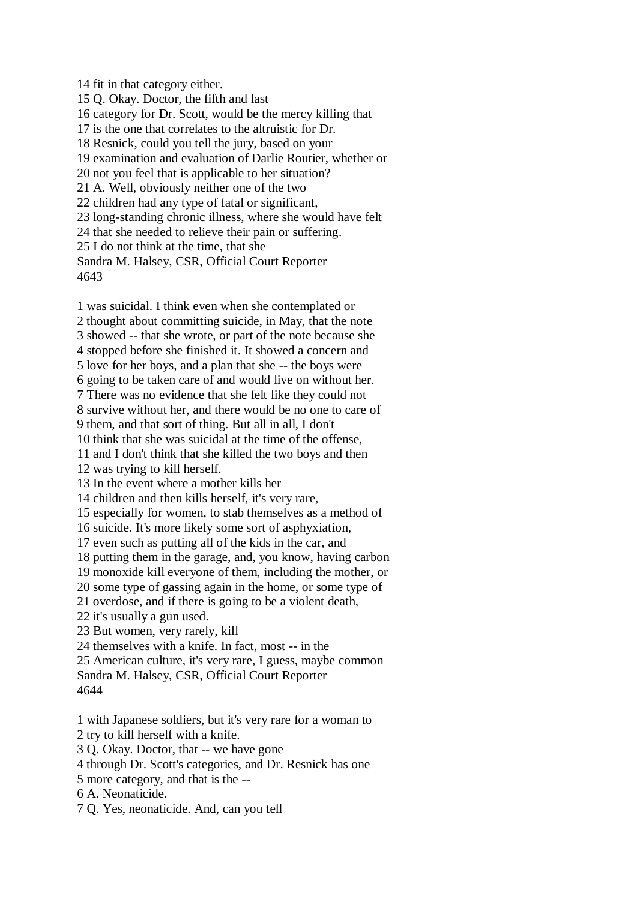14 fit in that category either.
15 Q. Okay. Doctor, the fifth and last
16 category for Dr. Scott, would be the mercy killing that
17 is the one that correlates to the altruistic for Dr.
18 Resnick, could you tell the jury, based on your
19 examination and evaluation of Darlie Routier, whether or
20 not you feel that is applicable to her situation?
21 A. Well, obviously neither one of the two
22 children had any type of fatal or significant,
23 long-standing chronic illness, where she would have felt
24 that she needed to relieve their pain or suffering.
25 I do not think at the time, that she

1 was suicidal. I think even when she contemplated or
2 thought about committing suicide, in May, that the note
3 showed -- that she wrote, or part of the note because she
4 stopped before she finished it. It showed a concern and
5 love for her boys, and a plan that she -- the boys were
6 going to be taken care of and would live on without her.
7 There was no evidence that she felt like they could not
8 survive without her, and there would be no one to care of
9 them, and that sort of thing. But all in all, I don't
10 think that she was suicidal at the time of the offense,
11 and I don't think that she killed the two boys and then
12 was trying to kill herself.
13 In the event where a mother kills her
14 children and then kills herself, it's very rare,
15 especially for women, to stab themselves as a method of
16 suicide. It's more likely some sort of asphyxiation,
17 even such as putting all of the kids in the car, and
18 putting them in the garage, and, you know, having carbon
19 monoxide kill everyone of them, including the mother, or
20 some type of gassing again in the home, or some type of
21 overdose, and if there is going to be a violent death,
22 it's usually a gun used.
23 But women, very rarely, kill
24 themselves with a knife. In fact, most -- in the
25 American culture, it's very rare, I guess, maybe common

1 with Japanese soldiers, but it's very rare for a woman to
2 try to kill herself with a knife.
3 Q. Okay. Doctor, that -- we have gone
4 through Dr. Scott's categories, and Dr. Resnick has one
5 more category, and that is the --
6 A. Neonaticide.
7 Q. Yes, neonaticide. And, can you tell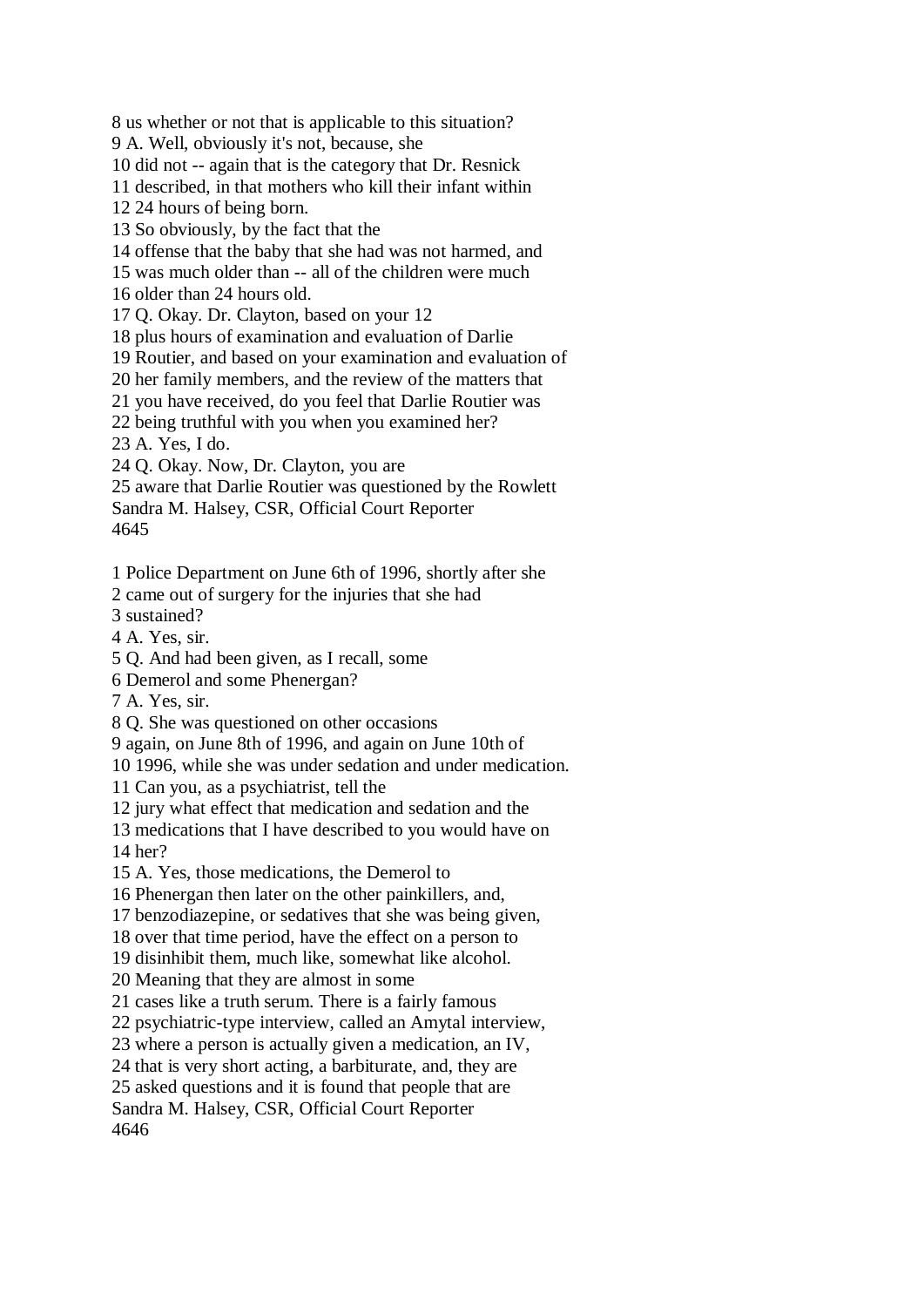8 us whether or not that is applicable to this situation?
9 A. Well, obviously it's not, because, she
10 did not -- again that is the category that Dr. Resnick
11 described, in that mothers who kill their infant within
12 24 hours of being born.
13 So obviously, by the fact that the
14 offense that the baby that she had was not harmed, and
15 was much older than -- all of the children were much
16 older than 24 hours old.
17 Q. Okay. Dr. Clayton, based on your 12
18 plus hours of examination and evaluation of Darlie
19 Routier, and based on your examination and evaluation of
20 her family members, and the review of the matters that
21 you have received, do you feel that Darlie Routier was
22 being truthful with you when you examined her?
23 A. Yes, I do.
24 Q. Okay. Now, Dr. Clayton, you are
25 aware that Darlie Routier was questioned by the Rowlett
Sandra M. Halsey, CSR, Official Court Reporter

1 Police Department on June 6th of 1996, shortly after she
2 came out of surgery for the injuries that she had
3 sustained?
4 A. Yes, sir.
5 Q. And had been given, as I recall, some
6 Demerol and some Phenergan?
7 A. Yes, sir.
8 Q. She was questioned on other occasions
9 again, on June 8th of 1996, and again on June 10th of
10 1996, while she was under sedation and under medication.
11 Can you, as a psychiatrist, tell the
12 jury what effect that medication and sedation and the
13 medications that I have described to you would have on
14 her?
15 A. Yes, those medications, the Demerol to
16 Phenergan then later on the other painkillers, and,
17 benzodiazepine, or sedatives that she was being given,
18 over that time period, have the effect on a person to
19 disinhibit them, much like, somewhat like alcohol.
20 Meaning that they are almost in some
21 cases like a truth serum. There is a fairly famous
22 psychiatric-type interview, called an Amytal interview,
23 where a person is actually given a medication, an IV,
24 that is very short acting, a barbiturate, and, they are
25 asked questions and it is found that people that are
Sandra M. Halsey, CSR, Official Court Reporter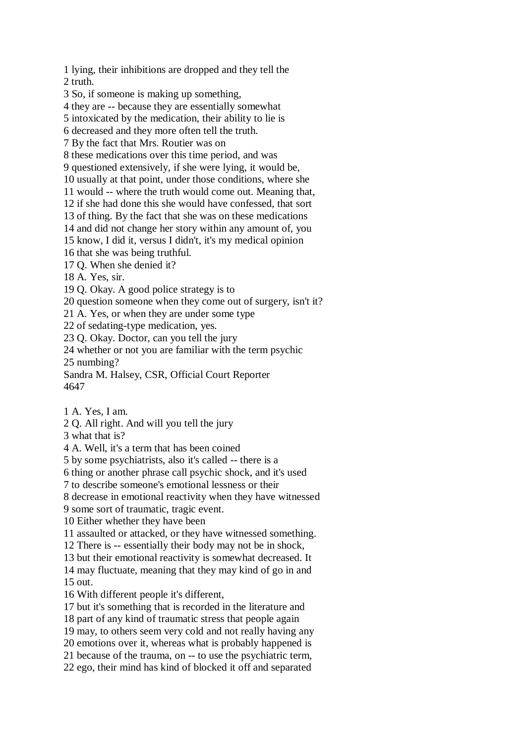1 lying, their inhibitions are dropped and they tell the
2 truth.
3 So, if someone is making up something,
4 they are -- because they are essentially somewhat
5 intoxicated by the medication, their ability to lie is
6 decreased and they more often tell the truth.
7 By the fact that Mrs. Routier was on
8 these medications over this time period, and was
9 questioned extensively, if she were lying, it would be,
10 usually at that point, under those conditions, where she
11 would -- where the truth would come out. Meaning that,
12 if she had done this she would have confessed, that sort
13 of thing. By the fact that she was on these medications
14 and did not change her story within any amount of, you
15 know, I did it, versus I didn't, it's my medical opinion
16 that she was being truthful.
17 Q. When she denied it?
18 A. Yes, sir.
19 Q. Okay. A good police strategy is to
20 question someone when they come out of surgery, isn't it?
21 A. Yes, or when they are under some type
22 of sedating-type medication, yes.
23 Q. Okay. Doctor, can you tell the jury
24 whether or not you are familiar with the term psychic
25 numbing?
Sandra M. Halsey, CSR, Official Court Reporter
4647

1 A. Yes, I am.
2 Q. All right. And will you tell the jury
3 what that is?
4 A. Well, it's a term that has been coined
5 by some psychiatrists, also it's called -- there is a
6 thing or another phrase call psychic shock, and it's used
7 to describe someone's emotional lessness or their
8 decrease in emotional reactivity when they have witnessed
9 some sort of traumatic, tragic event.
10 Either whether they have been
11 assaulted or attacked, or they have witnessed something.
12 There is -- essentially their body may not be in shock,
13 but their emotional reactivity is somewhat decreased. It
14 may fluctuate, meaning that they may kind of go in and
15 out.
16 With different people it's different,
17 but it's something that is recorded in the literature and
18 part of any kind of traumatic stress that people again
19 may, to others seem very cold and not really having any
20 emotions over it, whereas what is probably happened is
21 because of the trauma, on -- to use the psychiatric term,
22 ego, their mind has kind of blocked it off and separated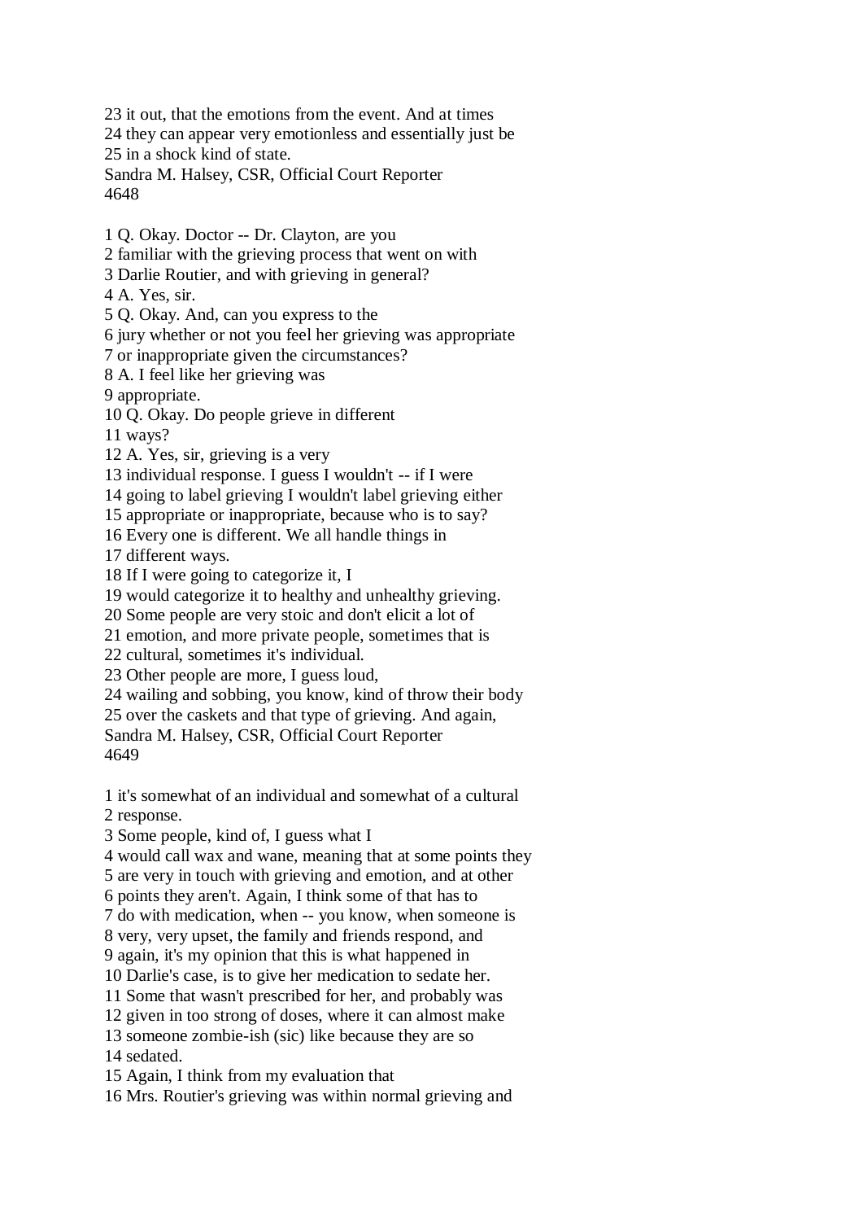23 it out, that the emotions from the event. And at times
24 they can appear very emotionless and essentially just be
25 in a shock kind of state.
Sandra M. Halsey, CSR, Official Court Reporter

1 Q. Okay. Doctor -- Dr. Clayton, are you
2 familiar with the grieving process that went on with
3 Darlie Routier, and with grieving in general?
4 A. Yes, sir.
5 Q. Okay. And, can you express to the
6 jury whether or not you feel her grieving was appropriate
7 or inappropriate given the circumstances?
8 A. I feel like her grieving was
9 appropriate.
10 Q. Okay. Do people grieve in different
11 ways?
12 A. Yes, sir, grieving is a very
13 individual response. I guess I wouldn't -- if I were
14 going to label grieving I wouldn't label grieving either
15 appropriate or inappropriate, because who is to say?
16 Every one is different. We all handle things in
17 different ways.
18 If I were going to categorize it, I
19 would categorize it to healthy and unhealthy grieving.
20 Some people are very stoic and don't elicit a lot of
21 emotion, and more private people, sometimes that is
22 cultural, sometimes it's individual.
23 Other people are more, I guess loud,
24 wailing and sobbing, you know, kind of throw their body
25 over the caskets and that type of grieving. And again,
Sandra M. Halsey, CSR, Official Court Reporter

1 it's somewhat of an individual and somewhat of a cultural
2 response.
3 Some people, kind of, I guess what I
4 would call wax and wane, meaning that at some points they
5 are very in touch with grieving and emotion, and at other
6 points they aren't. Again, I think some of that has to
7 do with medication, when -- you know, when someone is
8 very, very upset, the family and friends respond, and
9 again, it's my opinion that this is what happened in
10 Darlie's case, is to give her medication to sedate her.
11 Some that wasn't prescribed for her, and probably was
12 given in too strong of doses, where it can almost make
13 someone zombie-ish (sic) like because they are so
14 sedated.
15 Again, I think from my evaluation that
16 Mrs. Routier's grieving was within normal grieving and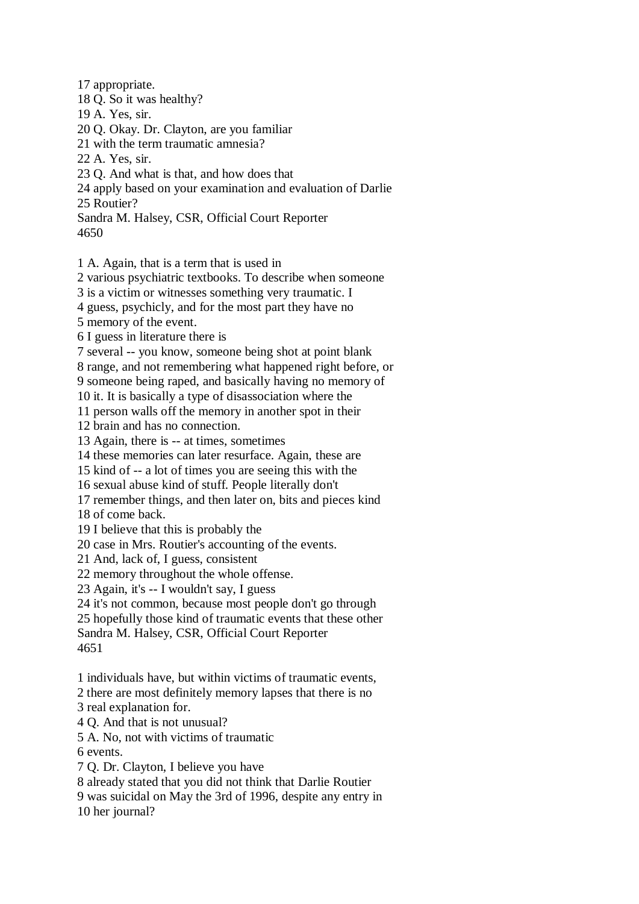17 appropriate.
18 Q. So it was healthy?
19 A. Yes, sir.
20 Q. Okay. Dr. Clayton, are you familiar
21 with the term traumatic amnesia?
22 A. Yes, sir.
23 Q. And what is that, and how does that
24 apply based on your examination and evaluation of Darlie
25 Routier?
Sandra M. Halsey, CSR, Official Court Reporter
4650

1 A. Again, that is a term that is used in
2 various psychiatric textbooks. To describe when someone
3 is a victim or witnesses something very traumatic. I
4 guess, psychicly, and for the most part they have no
5 memory of the event.
6 I guess in literature there is
7 several -- you know, someone being shot at point blank
8 range, and not remembering what happened right before, or
9 someone being raped, and basically having no memory of
10 it. It is basically a type of disassociation where the
11 person walls off the memory in another spot in their
12 brain and has no connection.
13 Again, there is -- at times, sometimes
14 these memories can later resurface. Again, these are
15 kind of -- a lot of times you are seeing this with the
16 sexual abuse kind of stuff. People literally don't
17 remember things, and then later on, bits and pieces kind
18 of come back.
19 I believe that this is probably the
20 case in Mrs. Routier's accounting of the events.
21 And, lack of, I guess, consistent
22 memory throughout the whole offense.
23 Again, it's -- I wouldn't say, I guess
24 it's not common, because most people don't go through
25 hopefully those kind of traumatic events that these other
Sandra M. Halsey, CSR, Official Court Reporter
4651

1 individuals have, but within victims of traumatic events,
2 there are most definitely memory lapses that there is no
3 real explanation for.
4 Q. And that is not unusual?
5 A. No, not with victims of traumatic
6 events.
7 Q. Dr. Clayton, I believe you have
8 already stated that you did not think that Darlie Routier
9 was suicidal on May the 3rd of 1996, despite any entry in
10 her journal?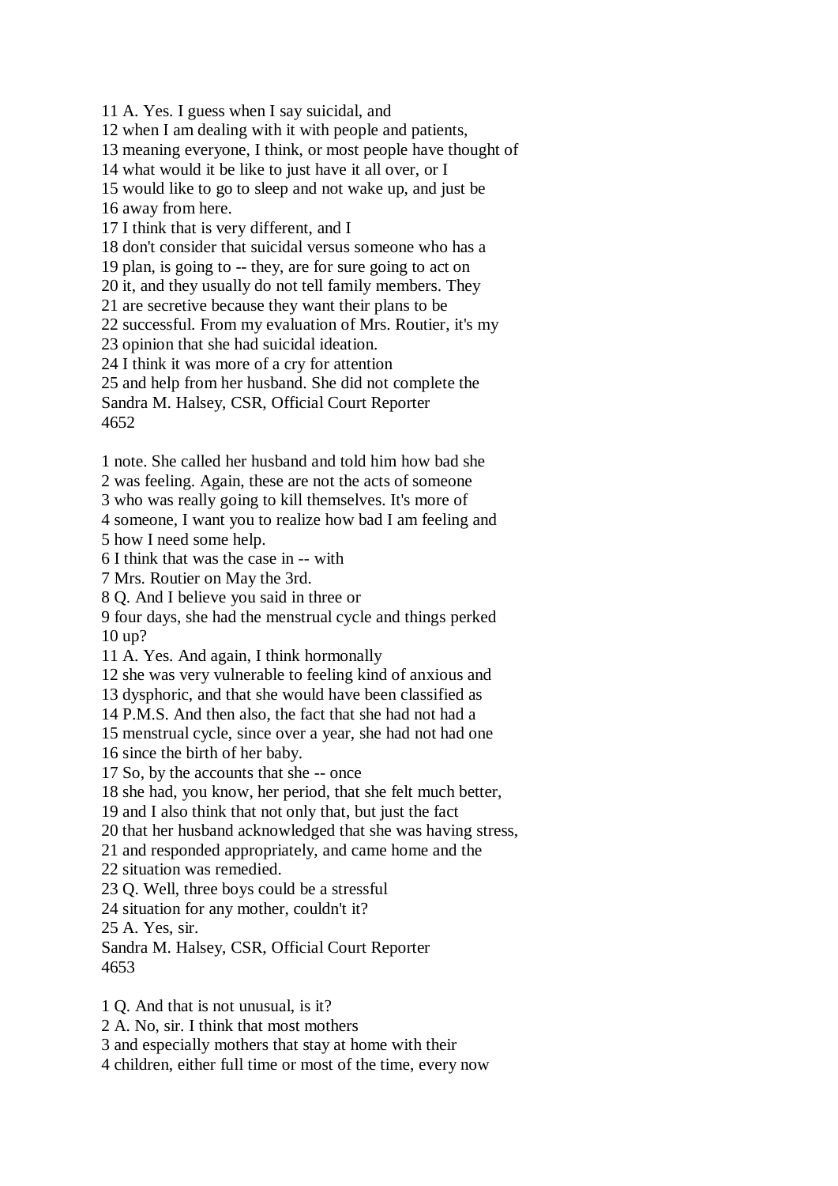11 A. Yes. I guess when I say suicidal, and
12 when I am dealing with it with people and patients,
13 meaning everyone, I think, or most people have thought of
14 what would it be like to just have it all over, or I
15 would like to go to sleep and not wake up, and just be
16 away from here.
17 I think that is very different, and I
18 don't consider that suicidal versus someone who has a
19 plan, is going to -- they, are for sure going to act on
20 it, and they usually do not tell family members. They
21 are secretive because they want their plans to be
22 successful. From my evaluation of Mrs. Routier, it's my
23 opinion that she had suicidal ideation.
24 I think it was more of a cry for attention
25 and help from her husband. She did not complete the
Sandra M. Halsey, CSR, Official Court Reporter
4652

1 note. She called her husband and told him how bad she
2 was feeling. Again, these are not the acts of someone
3 who was really going to kill themselves. It's more of
4 someone, I want you to realize how bad I am feeling and
5 how I need some help.
6 I think that was the case in -- with
7 Mrs. Routier on May the 3rd.
8 Q. And I believe you said in three or
9 four days, she had the menstrual cycle and things perked
10 up?
11 A. Yes. And again, I think hormonally
12 she was very vulnerable to feeling kind of anxious and
13 dysphoric, and that she would have been classified as
14 P.M.S. And then also, the fact that she had not had a
15 menstrual cycle, since over a year, she had not had one
16 since the birth of her baby.
17 So, by the accounts that she -- once
18 she had, you know, her period, that she felt much better,
19 and I also think that not only that, but just the fact
20 that her husband acknowledged that she was having stress,
21 and responded appropriately, and came home and the
22 situation was remedied.
23 Q. Well, three boys could be a stressful
24 situation for any mother, couldn't it?
25 A. Yes, sir.
Sandra M. Halsey, CSR, Official Court Reporter
4653

1 Q. And that is not unusual, is it?
2 A. No, sir. I think that most mothers
3 and especially mothers that stay at home with their
4 children, either full time or most of the time, every now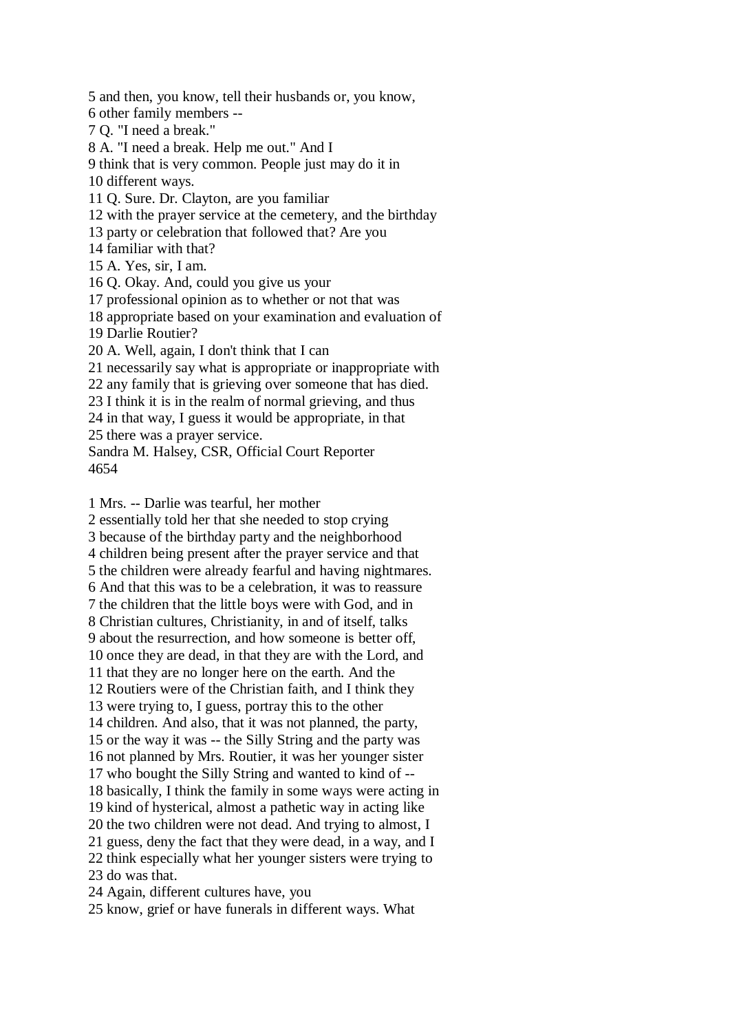5 and then, you know, tell their husbands or, you know,
6 other family members --
7 Q. "I need a break."
8 A. "I need a break. Help me out." And I
9 think that is very common. People just may do it in
10 different ways.
11 Q. Sure. Dr. Clayton, are you familiar
12 with the prayer service at the cemetery, and the birthday
13 party or celebration that followed that? Are you
14 familiar with that?
15 A. Yes, sir, I am.
16 Q. Okay. And, could you give us your
17 professional opinion as to whether or not that was
18 appropriate based on your examination and evaluation of
19 Darlie Routier?
20 A. Well, again, I don't think that I can
21 necessarily say what is appropriate or inappropriate with
22 any family that is grieving over someone that has died.
23 I think it is in the realm of normal grieving, and thus
24 in that way, I guess it would be appropriate, in that
25 there was a prayer service.
Sandra M. Halsey, CSR, Official Court Reporter
4654

1 Mrs. -- Darlie was tearful, her mother
2 essentially told her that she needed to stop crying
3 because of the birthday party and the neighborhood
4 children being present after the prayer service and that
5 the children were already fearful and having nightmares.
6 And that this was to be a celebration, it was to reassure
7 the children that the little boys were with God, and in
8 Christian cultures, Christianity, in and of itself, talks
9 about the resurrection, and how someone is better off,
10 once they are dead, in that they are with the Lord, and
11 that they are no longer here on the earth. And the
12 Routiers were of the Christian faith, and I think they
13 were trying to, I guess, portray this to the other
14 children. And also, that it was not planned, the party,
15 or the way it was -- the Silly String and the party was
16 not planned by Mrs. Routier, it was her younger sister
17 who bought the Silly String and wanted to kind of --
18 basically, I think the family in some ways were acting in
19 kind of hysterical, almost a pathetic way in acting like
20 the two children were not dead. And trying to almost, I
21 guess, deny the fact that they were dead, in a way, and I
22 think especially what her younger sisters were trying to
23 do was that.
24 Again, different cultures have, you
25 know, grief or have funerals in different ways. What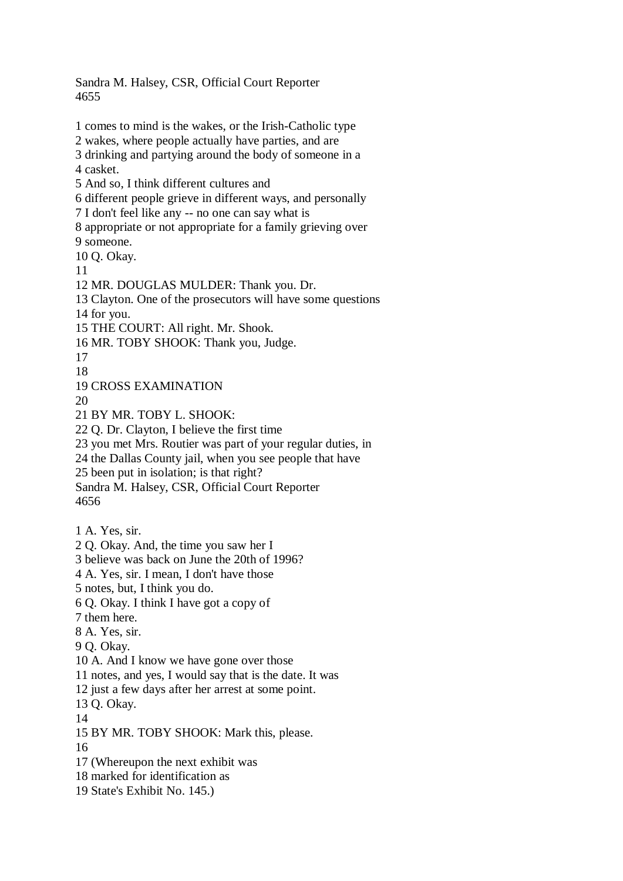1 comes to mind is the wakes, or the Irish-Catholic type
2 wakes, where people actually have parties, and are
3 drinking and partying around the body of someone in a
4 casket.
5 And so, I think different cultures and
6 different people grieve in different ways, and personally
7 I don't feel like any -- no one can say what is
8 appropriate or not appropriate for a family grieving over
9 someone.
10 Q. Okay.
11
12 MR. DOUGLAS MULDER: Thank you. Dr.
13 Clayton. One of the prosecutors will have some questions
14 for you.
15 THE COURT: All right. Mr. Shook.
16 MR. TOBY SHOOK: Thank you, Judge.
17
18
19 CROSS EXAMINATION
20
21 BY MR. TOBY L. SHOOK:
22 Q. Dr. Clayton, I believe the first time
23 you met Mrs. Routier was part of your regular duties, in
24 the Dallas County jail, when you see people that have
25 been put in isolation; is that right?

1 A. Yes, sir.
2 Q. Okay. And, the time you saw her I
3 believe was back on June the 20th of 1996?
4 A. Yes, sir. I mean, I don't have those
5 notes, but, I think you do.
6 Q. Okay. I think I have got a copy of
7 them here.
8 A. Yes, sir.
9 Q. Okay.
10 A. And I know we have gone over those
11 notes, and yes, I would say that is the date. It was
12 just a few days after her arrest at some point.
13 Q. Okay.
14
15 BY MR. TOBY SHOOK: Mark this, please.
16
17 (Whereupon the next exhibit was
18 marked for identification as
19 State's Exhibit No. 145.)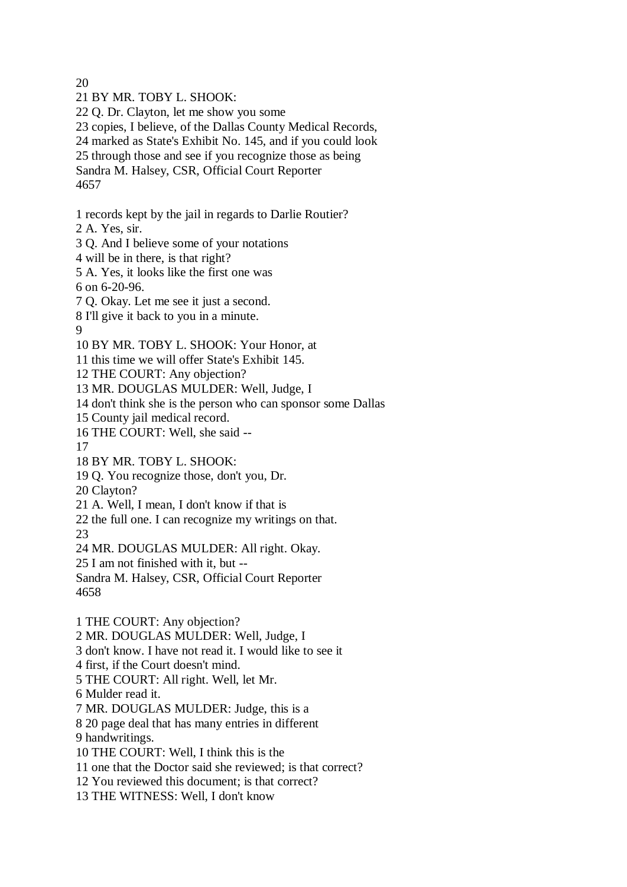20

21 BY MR. TOBY L. SHOOK:

22 Q. Dr. Clayton, let me show you some

23 copies, I believe, of the Dallas County Medical Records,

24 marked as State's Exhibit No. 145, and if you could look

25 through those and see if you recognize those as being

1 records kept by the jail in regards to Darlie Routier?

2 A. Yes, sir.

3 Q. And I believe some of your notations

4 will be in there, is that right?

5 A. Yes, it looks like the first one was

6 on 6-20-96.

7 Q. Okay. Let me see it just a second.

8 I'll give it back to you in a minute.

9

10 BY MR. TOBY L. SHOOK: Your Honor, at

11 this time we will offer State's Exhibit 145.

12 THE COURT: Any objection?

13 MR. DOUGLAS MULDER: Well, Judge, I

14 don't think she is the person who can sponsor some Dallas

15 County jail medical record.

16 THE COURT: Well, she said --

17

18 BY MR. TOBY L. SHOOK:

19 Q. You recognize those, don't you, Dr.

20 Clayton?

21 A. Well, I mean, I don't know if that is

22 the full one. I can recognize my writings on that.

23

24 MR. DOUGLAS MULDER: All right. Okay.

25 I am not finished with it, but --

1 THE COURT: Any objection?

2 MR. DOUGLAS MULDER: Well, Judge, I

3 don't know. I have not read it. I would like to see it

4 first, if the Court doesn't mind.

5 THE COURT: All right. Well, let Mr.

6 Mulder read it.

7 MR. DOUGLAS MULDER: Judge, this is a

8 20 page deal that has many entries in different

9 handwritings.

10 THE COURT: Well, I think this is the

11 one that the Doctor said she reviewed; is that correct?

12 You reviewed this document; is that correct?

13 THE WITNESS: Well, I don't know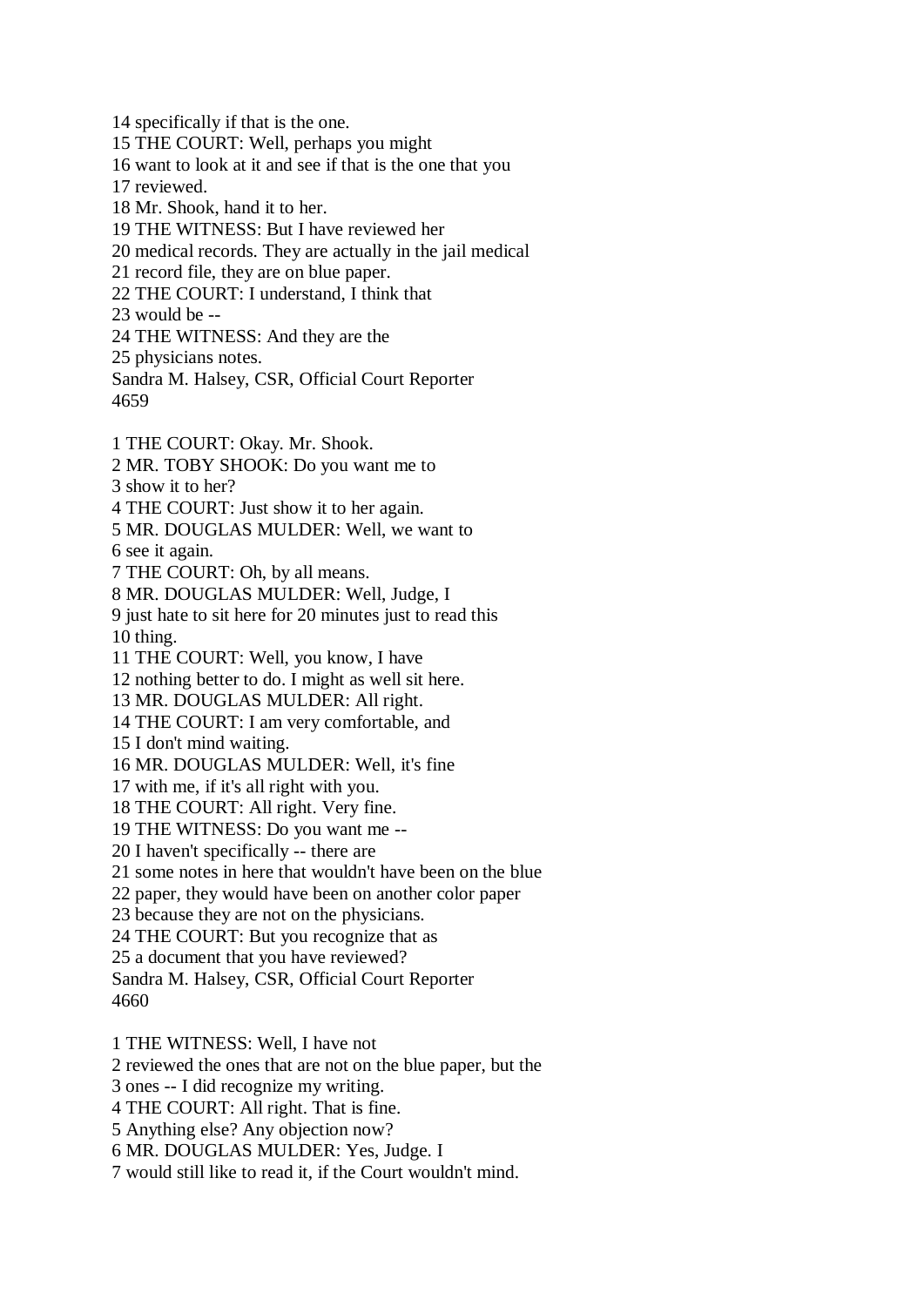14 specifically if that is the one.
15 THE COURT: Well, perhaps you might
16 want to look at it and see if that is the one that you
17 reviewed.
18 Mr. Shook, hand it to her.
19 THE WITNESS: But I have reviewed her
20 medical records. They are actually in the jail medical
21 record file, they are on blue paper.
22 THE COURT: I understand, I think that
23 would be --
24 THE WITNESS: And they are the
25 physicians notes.
Sandra M. Halsey, CSR, Official Court Reporter
4659

1 THE COURT: Okay. Mr. Shook.
2 MR. TOBY SHOOK: Do you want me to
3 show it to her?
4 THE COURT: Just show it to her again.
5 MR. DOUGLAS MULDER: Well, we want to
6 see it again.
7 THE COURT: Oh, by all means.
8 MR. DOUGLAS MULDER: Well, Judge, I
9 just hate to sit here for 20 minutes just to read this
10 thing.
11 THE COURT: Well, you know, I have
12 nothing better to do. I might as well sit here.
13 MR. DOUGLAS MULDER: All right.
14 THE COURT: I am very comfortable, and
15 I don't mind waiting.
16 MR. DOUGLAS MULDER: Well, it's fine
17 with me, if it's all right with you.
18 THE COURT: All right. Very fine.
19 THE WITNESS: Do you want me --
20 I haven't specifically -- there are
21 some notes in here that wouldn't have been on the blue
22 paper, they would have been on another color paper
23 because they are not on the physicians.
24 THE COURT: But you recognize that as
25 a document that you have reviewed?
Sandra M. Halsey, CSR, Official Court Reporter
4660

1 THE WITNESS: Well, I have not
2 reviewed the ones that are not on the blue paper, but the
3 ones -- I did recognize my writing.
4 THE COURT: All right. That is fine.
5 Anything else? Any objection now?
6 MR. DOUGLAS MULDER: Yes, Judge. I
7 would still like to read it, if the Court wouldn't mind.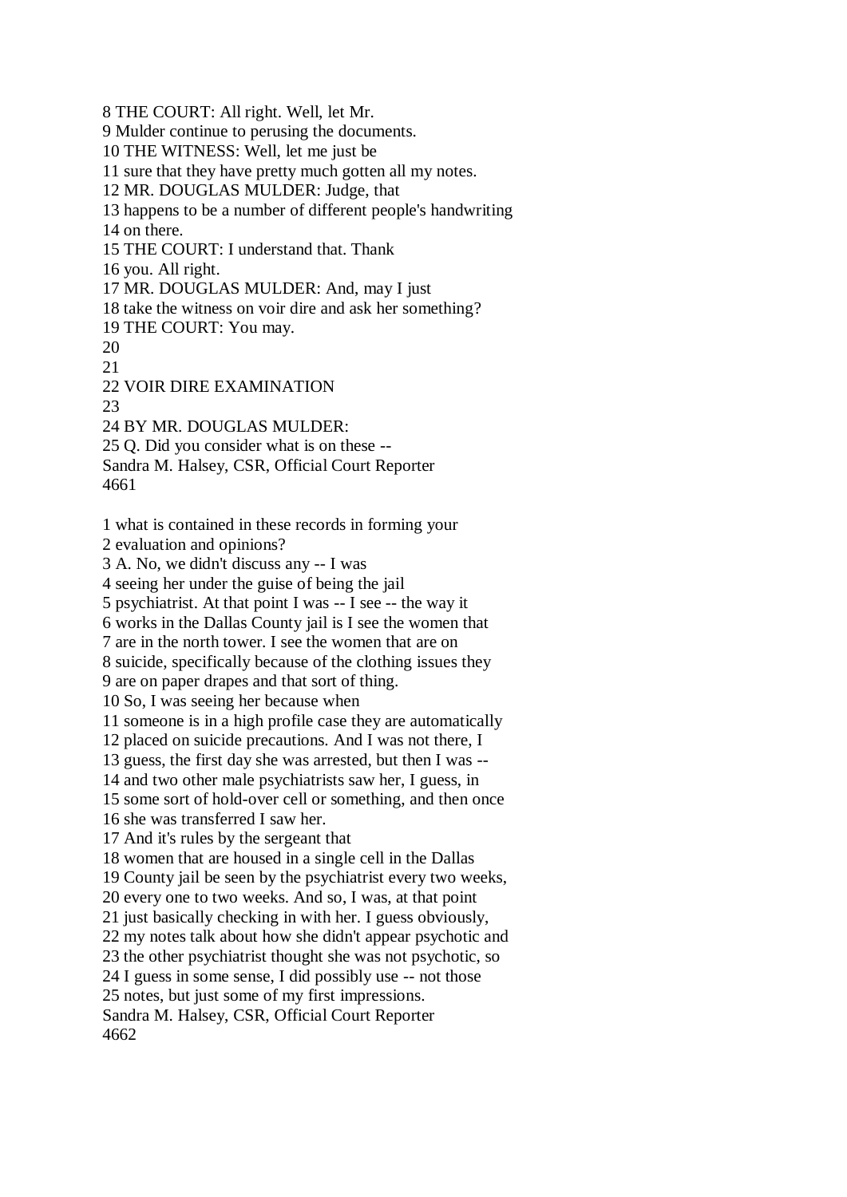8 THE COURT: All right. Well, let Mr.
9 Mulder continue to perusing the documents.
10 THE WITNESS: Well, let me just be
11 sure that they have pretty much gotten all my notes.
12 MR. DOUGLAS MULDER: Judge, that
13 happens to be a number of different people's handwriting
14 on there.
15 THE COURT: I understand that. Thank
16 you. All right.
17 MR. DOUGLAS MULDER: And, may I just
18 take the witness on voir dire and ask her something?
19 THE COURT: You may.
20
21
22 VOIR DIRE EXAMINATION
23
24 BY MR. DOUGLAS MULDER:
25 Q. Did you consider what is on these --

1 what is contained in these records in forming your
2 evaluation and opinions?
3 A. No, we didn't discuss any -- I was
4 seeing her under the guise of being the jail
5 psychiatrist. At that point I was -- I see -- the way it
6 works in the Dallas County jail is I see the women that
7 are in the north tower. I see the women that are on
8 suicide, specifically because of the clothing issues they
9 are on paper drapes and that sort of thing.
10 So, I was seeing her because when
11 someone is in a high profile case they are automatically
12 placed on suicide precautions. And I was not there, I
13 guess, the first day she was arrested, but then I was --
14 and two other male psychiatrists saw her, I guess, in
15 some sort of hold-over cell or something, and then once
16 she was transferred I saw her.
17 And it's rules by the sergeant that
18 women that are housed in a single cell in the Dallas
19 County jail be seen by the psychiatrist every two weeks,
20 every one to two weeks. And so, I was, at that point
21 just basically checking in with her. I guess obviously,
22 my notes talk about how she didn't appear psychotic and
23 the other psychiatrist thought she was not psychotic, so
24 I guess in some sense, I did possibly use -- not those
25 notes, but just some of my first impressions.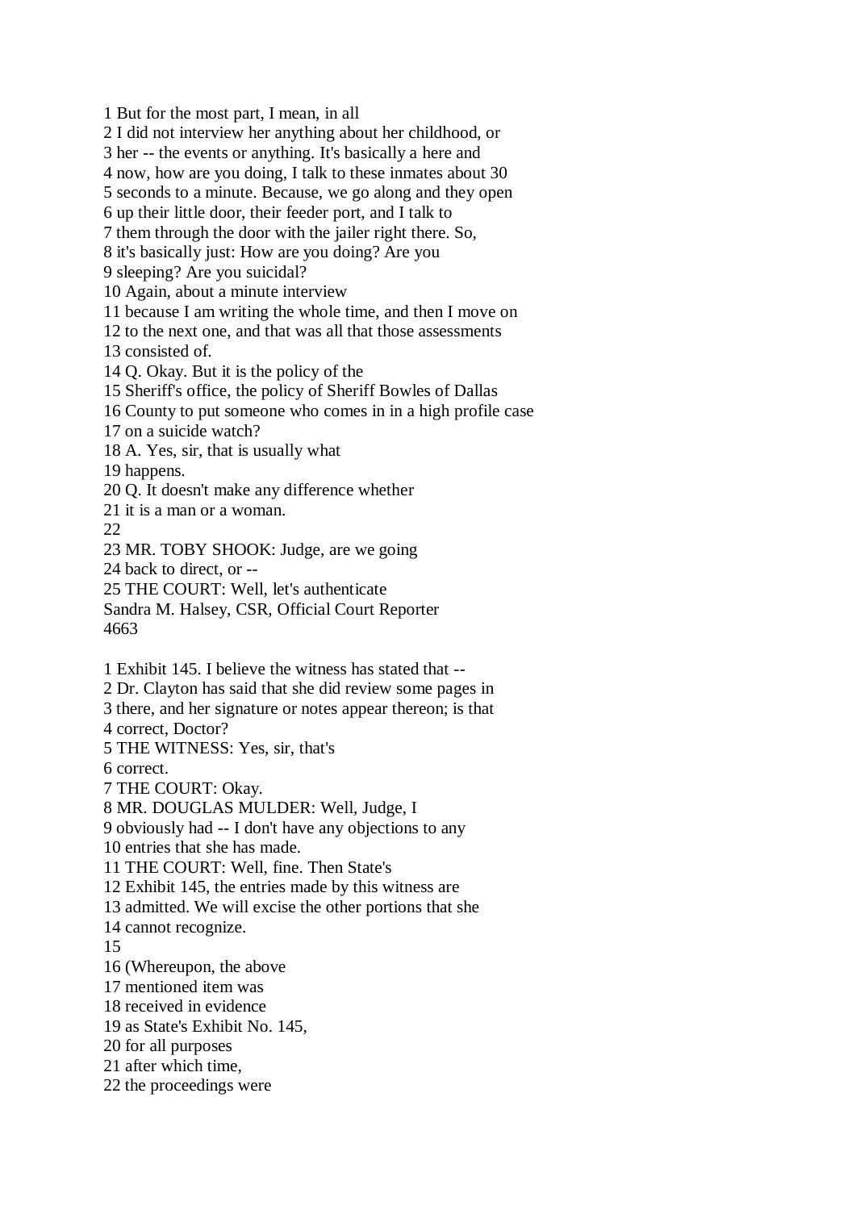1 But for the most part, I mean, in all
2 I did not interview her anything about her childhood, or
3 her -- the events or anything. It's basically a here and
4 now, how are you doing, I talk to these inmates about 30
5 seconds to a minute. Because, we go along and they open
6 up their little door, their feeder port, and I talk to
7 them through the door with the jailer right there. So,
8 it's basically just: How are you doing? Are you
9 sleeping? Are you suicidal?
10 Again, about a minute interview
11 because I am writing the whole time, and then I move on
12 to the next one, and that was all that those assessments
13 consisted of.
14 Q. Okay. But it is the policy of the
15 Sheriff's office, the policy of Sheriff Bowles of Dallas
16 County to put someone who comes in in a high profile case
17 on a suicide watch?
18 A. Yes, sir, that is usually what
19 happens.
20 Q. It doesn't make any difference whether
21 it is a man or a woman.
22
23 MR. TOBY SHOOK: Judge, are we going
24 back to direct, or --
25 THE COURT: Well, let's authenticate
Sandra M. Halsey, CSR, Official Court Reporter

1 Exhibit 145. I believe the witness has stated that --
2 Dr. Clayton has said that she did review some pages in
3 there, and her signature or notes appear thereon; is that
4 correct, Doctor?
5 THE WITNESS: Yes, sir, that's
6 correct.
7 THE COURT: Okay.
8 MR. DOUGLAS MULDER: Well, Judge, I
9 obviously had -- I don't have any objections to any
10 entries that she has made.
11 THE COURT: Well, fine. Then State's
12 Exhibit 145, the entries made by this witness are
13 admitted. We will excise the other portions that she
14 cannot recognize.
15
16 (Whereupon, the above
17 mentioned item was
18 received in evidence
19 as State's Exhibit No. 145,
20 for all purposes
21 after which time,
22 the proceedings were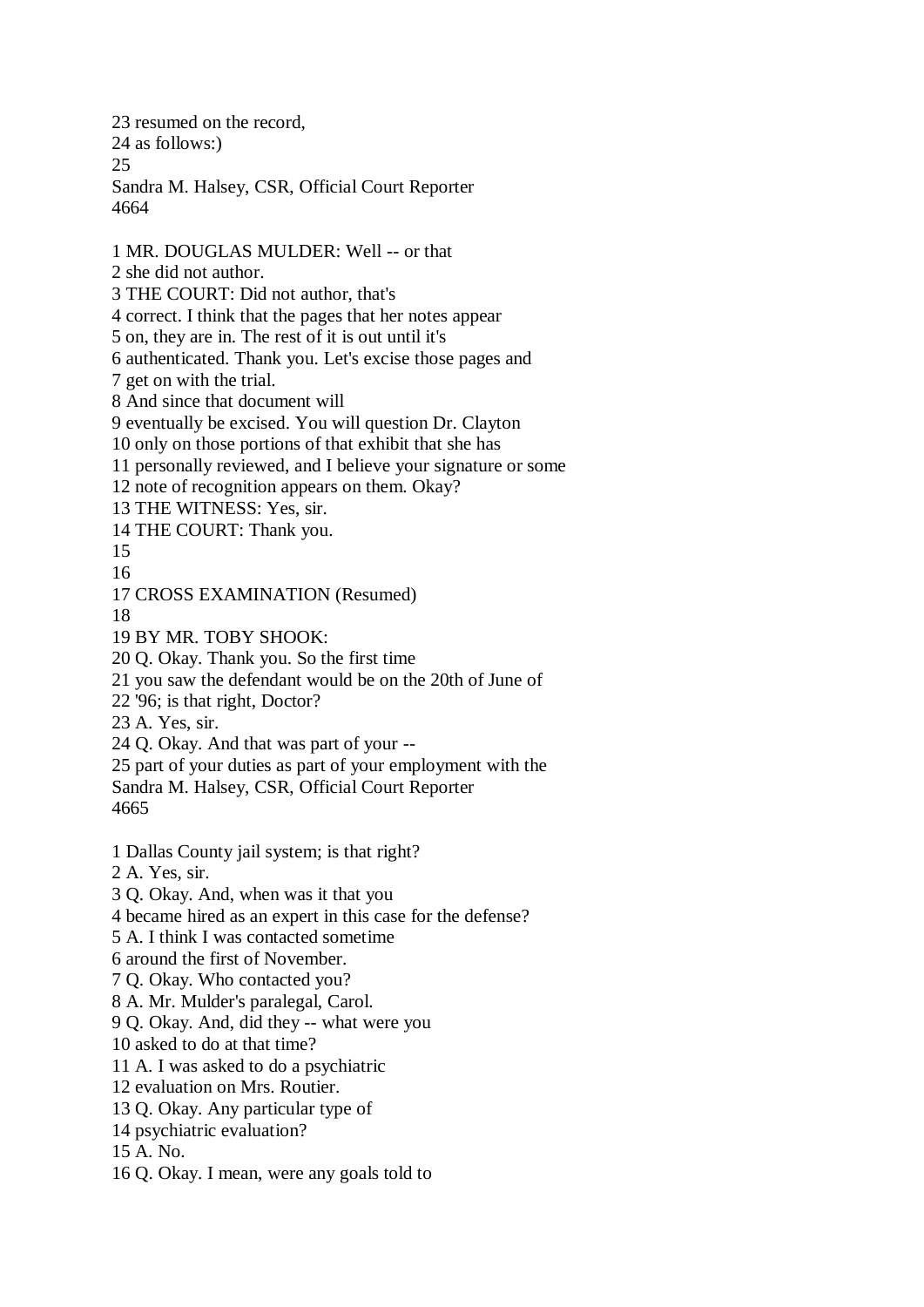23 resumed on the record,
24 as follows:)
25

1 MR. DOUGLAS MULDER: Well -- or that
2 she did not author.
3 THE COURT: Did not author, that's
4 correct. I think that the pages that her notes appear
5 on, they are in. The rest of it is out until it's
6 authenticated. Thank you. Let's excise those pages and
7 get on with the trial.
8 And since that document will
9 eventually be excised. You will question Dr. Clayton
10 only on those portions of that exhibit that she has
11 personally reviewed, and I believe your signature or some
12 note of recognition appears on them. Okay?
13 THE WITNESS: Yes, sir.
14 THE COURT: Thank you.
15
16
17 CROSS EXAMINATION (Resumed)
18
19 BY MR. TOBY SHOOK:
20 Q. Okay. Thank you. So the first time
21 you saw the defendant would be on the 20th of June of
22 '96; is that right, Doctor?
23 A. Yes, sir.
24 Q. Okay. And that was part of your --
25 part of your duties as part of your employment with the

1 Dallas County jail system; is that right?
2 A. Yes, sir.
3 Q. Okay. And, when was it that you
4 became hired as an expert in this case for the defense?
5 A. I think I was contacted sometime
6 around the first of November.
7 Q. Okay. Who contacted you?
8 A. Mr. Mulder's paralegal, Carol.
9 Q. Okay. And, did they -- what were you
10 asked to do at that time?
11 A. I was asked to do a psychiatric
12 evaluation on Mrs. Routier.
13 Q. Okay. Any particular type of
14 psychiatric evaluation?
15 A. No.
16 Q. Okay. I mean, were any goals told to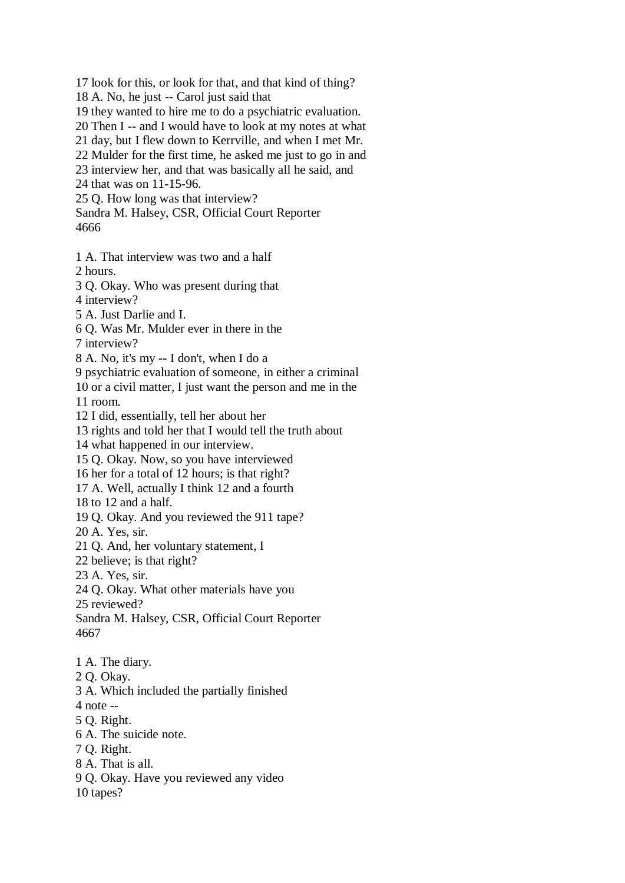17 look for this, or look for that, and that kind of thing?
18 A. No, he just -- Carol just said that
19 they wanted to hire me to do a psychiatric evaluation.
20 Then I -- and I would have to look at my notes at what
21 day, but I flew down to Kerrville, and when I met Mr.
22 Mulder for the first time, he asked me just to go in and
23 interview her, and that was basically all he said, and
24 that was on 11-15-96.
25 Q. How long was that interview?
Sandra M. Halsey, CSR, Official Court Reporter
4666

1 A. That interview was two and a half
2 hours.
3 Q. Okay. Who was present during that
4 interview?
5 A. Just Darlie and I.
6 Q. Was Mr. Mulder ever in there in the
7 interview?
8 A. No, it's my -- I don't, when I do a
9 psychiatric evaluation of someone, in either a criminal
10 or a civil matter, I just want the person and me in the
11 room.
12 I did, essentially, tell her about her
13 rights and told her that I would tell the truth about
14 what happened in our interview.
15 Q. Okay. Now, so you have interviewed
16 her for a total of 12 hours; is that right?
17 A. Well, actually I think 12 and a fourth
18 to 12 and a half.
19 Q. Okay. And you reviewed the 911 tape?
20 A. Yes, sir.
21 Q. And, her voluntary statement, I
22 believe; is that right?
23 A. Yes, sir.
24 Q. Okay. What other materials have you
25 reviewed?
Sandra M. Halsey, CSR, Official Court Reporter
4667

1 A. The diary.
2 Q. Okay.
3 A. Which included the partially finished
4 note --
5 Q. Right.
6 A. The suicide note.
7 Q. Right.
8 A. That is all.
9 Q. Okay. Have you reviewed any video
10 tapes?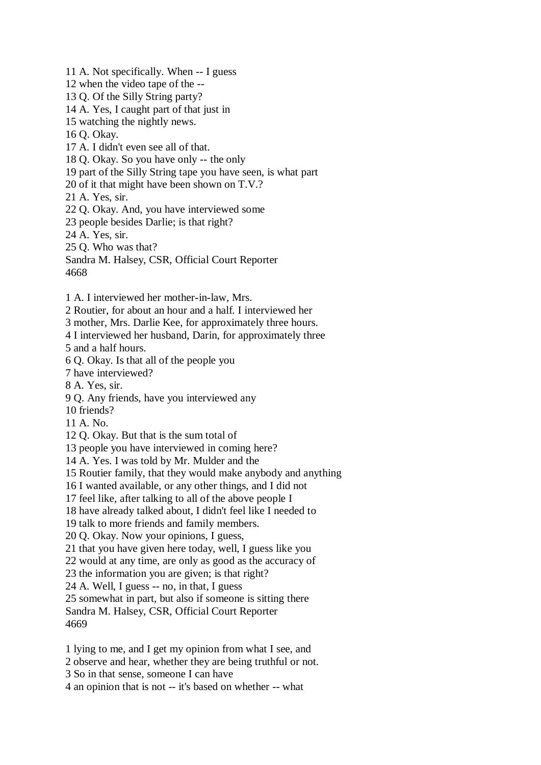11 A. Not specifically. When -- I guess
12 when the video tape of the --
13 Q. Of the Silly String party?
14 A. Yes, I caught part of that just in
15 watching the nightly news.
16 Q. Okay.
17 A. I didn't even see all of that.
18 Q. Okay. So you have only -- the only
19 part of the Silly String tape you have seen, is what part
20 of it that might have been shown on T.V.?
21 A. Yes, sir.
22 Q. Okay. And, you have interviewed some
23 people besides Darlie; is that right?
24 A. Yes, sir.
25 Q. Who was that?
Sandra M. Halsey, CSR, Official Court Reporter
4668

1 A. I interviewed her mother-in-law, Mrs.
2 Routier, for about an hour and a half. I interviewed her
3 mother, Mrs. Darlie Kee, for approximately three hours.
4 I interviewed her husband, Darin, for approximately three
5 and a half hours.
6 Q. Okay. Is that all of the people you
7 have interviewed?
8 A. Yes, sir.
9 Q. Any friends, have you interviewed any
10 friends?
11 A. No.
12 Q. Okay. But that is the sum total of
13 people you have interviewed in coming here?
14 A. Yes. I was told by Mr. Mulder and the
15 Routier family, that they would make anybody and anything
16 I wanted available, or any other things, and I did not
17 feel like, after talking to all of the above people I
18 have already talked about, I didn't feel like I needed to
19 talk to more friends and family members.
20 Q. Okay. Now your opinions, I guess,
21 that you have given here today, well, I guess like you
22 would at any time, are only as good as the accuracy of
23 the information you are given; is that right?
24 A. Well, I guess -- no, in that, I guess
25 somewhat in part, but also if someone is sitting there
Sandra M. Halsey, CSR, Official Court Reporter
4669

1 lying to me, and I get my opinion from what I see, and
2 observe and hear, whether they are being truthful or not.
3 So in that sense, someone I can have
4 an opinion that is not -- it's based on whether -- what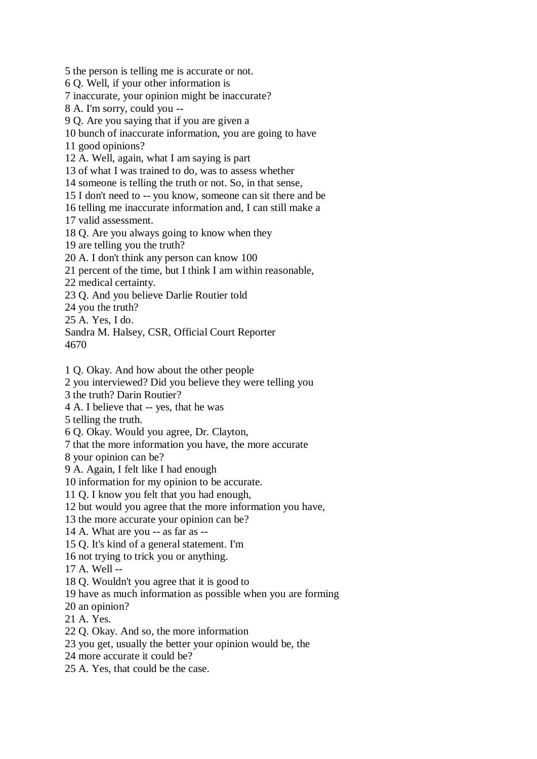5 the person is telling me is accurate or not.
6 Q. Well, if your other information is
7 inaccurate, your opinion might be inaccurate?
8 A. I'm sorry, could you --
9 Q. Are you saying that if you are given a
10 bunch of inaccurate information, you are going to have
11 good opinions?
12 A. Well, again, what I am saying is part
13 of what I was trained to do, was to assess whether
14 someone is telling the truth or not. So, in that sense,
15 I don't need to -- you know, someone can sit there and be
16 telling me inaccurate information and, I can still make a
17 valid assessment.
18 Q. Are you always going to know when they
19 are telling you the truth?
20 A. I don't think any person can know 100
21 percent of the time, but I think I am within reasonable,
22 medical certainty.
23 Q. And you believe Darlie Routier told
24 you the truth?
25 A. Yes, I do.
Sandra M. Halsey, CSR, Official Court Reporter
4670

1 Q. Okay. And how about the other people
2 you interviewed? Did you believe they were telling you
3 the truth? Darin Routier?
4 A. I believe that -- yes, that he was
5 telling the truth.
6 Q. Okay. Would you agree, Dr. Clayton,
7 that the more information you have, the more accurate
8 your opinion can be?
9 A. Again, I felt like I had enough
10 information for my opinion to be accurate.
11 Q. I know you felt that you had enough,
12 but would you agree that the more information you have,
13 the more accurate your opinion can be?
14 A. What are you -- as far as --
15 Q. It's kind of a general statement. I'm
16 not trying to trick you or anything.
17 A. Well --
18 Q. Wouldn't you agree that it is good to
19 have as much information as possible when you are forming
20 an opinion?
21 A. Yes.
22 Q. Okay. And so, the more information
23 you get, usually the better your opinion would be, the
24 more accurate it could be?
25 A. Yes, that could be the case.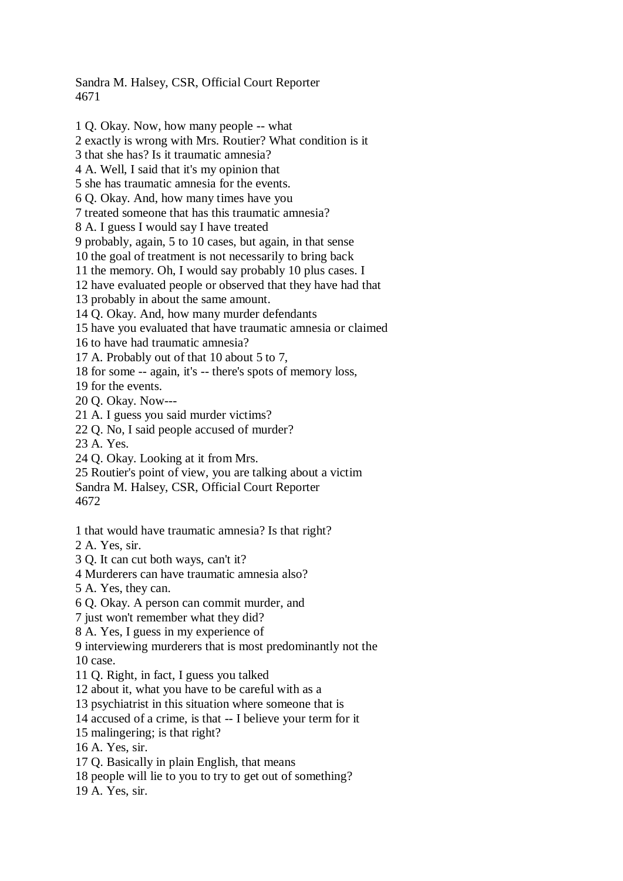1 Q. Okay. Now, how many people -- what
2 exactly is wrong with Mrs. Routier? What condition is it
3 that she has? Is it traumatic amnesia?
4 A. Well, I said that it's my opinion that
5 she has traumatic amnesia for the events.
6 Q. Okay. And, how many times have you
7 treated someone that has this traumatic amnesia?
8 A. I guess I would say I have treated
9 probably, again, 5 to 10 cases, but again, in that sense
10 the goal of treatment is not necessarily to bring back
11 the memory. Oh, I would say probably 10 plus cases. I
12 have evaluated people or observed that they have had that
13 probably in about the same amount.
14 Q. Okay. And, how many murder defendants
15 have you evaluated that have traumatic amnesia or claimed
16 to have had traumatic amnesia?
17 A. Probably out of that 10 about 5 to 7,
18 for some -- again, it's -- there's spots of memory loss,
19 for the events.
20 Q. Okay. Now---
21 A. I guess you said murder victims?
22 Q. No, I said people accused of murder?
23 A. Yes.
24 Q. Okay. Looking at it from Mrs.
25 Routier's point of view, you are talking about a victim

1 that would have traumatic amnesia? Is that right?
2 A. Yes, sir.
3 Q. It can cut both ways, can't it?
4 Murderers can have traumatic amnesia also?
5 A. Yes, they can.
6 Q. Okay. A person can commit murder, and
7 just won't remember what they did?
8 A. Yes, I guess in my experience of
9 interviewing murderers that is most predominantly not the
10 case.
11 Q. Right, in fact, I guess you talked
12 about it, what you have to be careful with as a
13 psychiatrist in this situation where someone that is
14 accused of a crime, is that -- I believe your term for it
15 malingering; is that right?
16 A. Yes, sir.
17 Q. Basically in plain English, that means
18 people will lie to you to try to get out of something?
19 A. Yes, sir.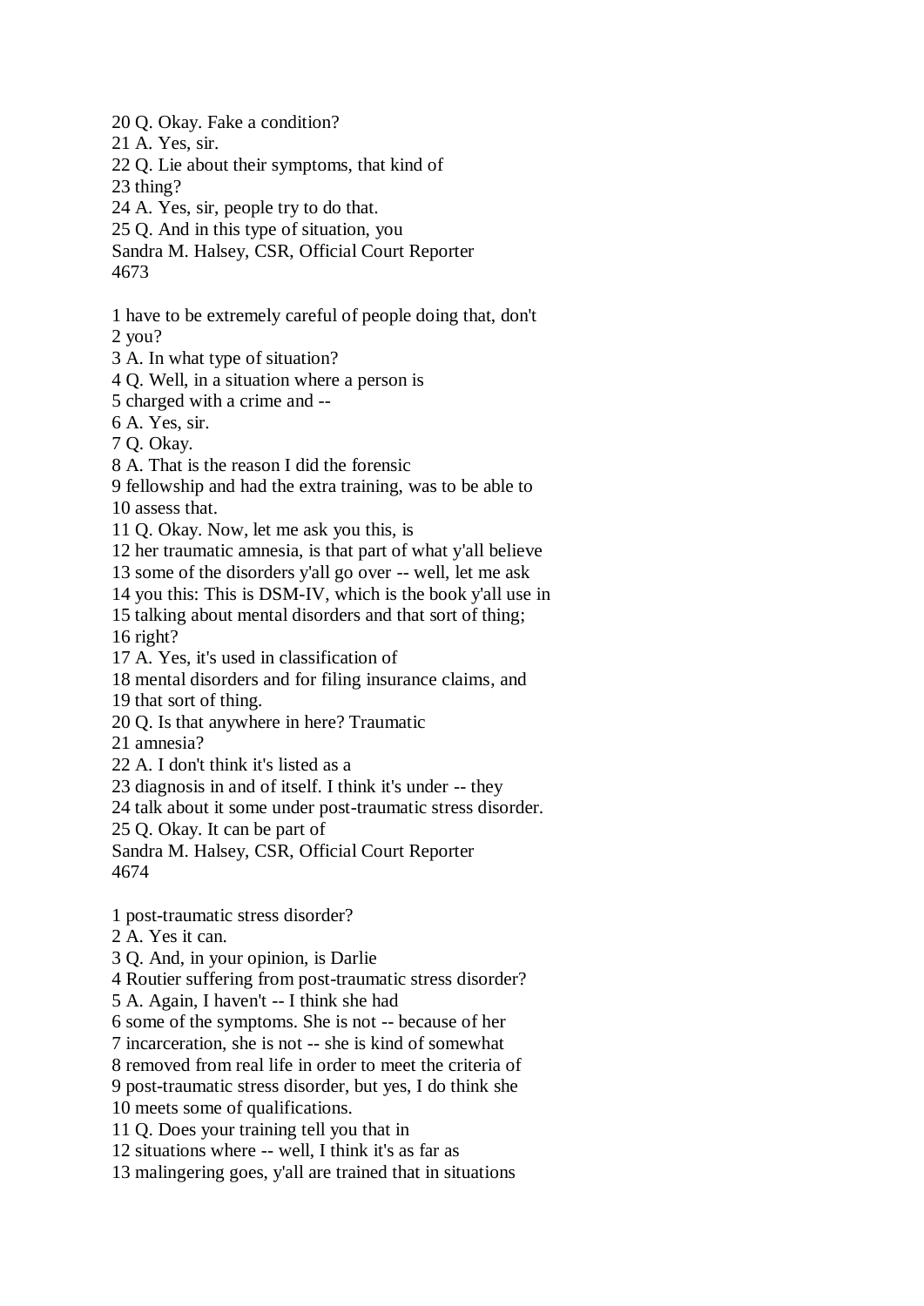20 Q. Okay. Fake a condition?
21 A. Yes, sir.
22 Q. Lie about their symptoms, that kind of
23 thing?
24 A. Yes, sir, people try to do that.
25 Q. And in this type of situation, you

1 have to be extremely careful of people doing that, don't
2 you?
3 A. In what type of situation?
4 Q. Well, in a situation where a person is
5 charged with a crime and --
6 A. Yes, sir.
7 Q. Okay.
8 A. That is the reason I did the forensic
9 fellowship and had the extra training, was to be able to
10 assess that.
11 Q. Okay. Now, let me ask you this, is
12 her traumatic amnesia, is that part of what y'all believe
13 some of the disorders y'all go over -- well, let me ask
14 you this: This is DSM-IV, which is the book y'all use in
15 talking about mental disorders and that sort of thing;
16 right?
17 A. Yes, it's used in classification of
18 mental disorders and for filing insurance claims, and
19 that sort of thing.
20 Q. Is that anywhere in here? Traumatic
21 amnesia?
22 A. I don't think it's listed as a
23 diagnosis in and of itself. I think it's under -- they
24 talk about it some under post-traumatic stress disorder.
25 Q. Okay. It can be part of

1 post-traumatic stress disorder?
2 A. Yes it can.
3 Q. And, in your opinion, is Darlie
4 Routier suffering from post-traumatic stress disorder?
5 A. Again, I haven't -- I think she had
6 some of the symptoms. She is not -- because of her
7 incarceration, she is not -- she is kind of somewhat
8 removed from real life in order to meet the criteria of
9 post-traumatic stress disorder, but yes, I do think she
10 meets some of qualifications.
11 Q. Does your training tell you that in
12 situations where -- well, I think it's as far as
13 malingering goes, y'all are trained that in situations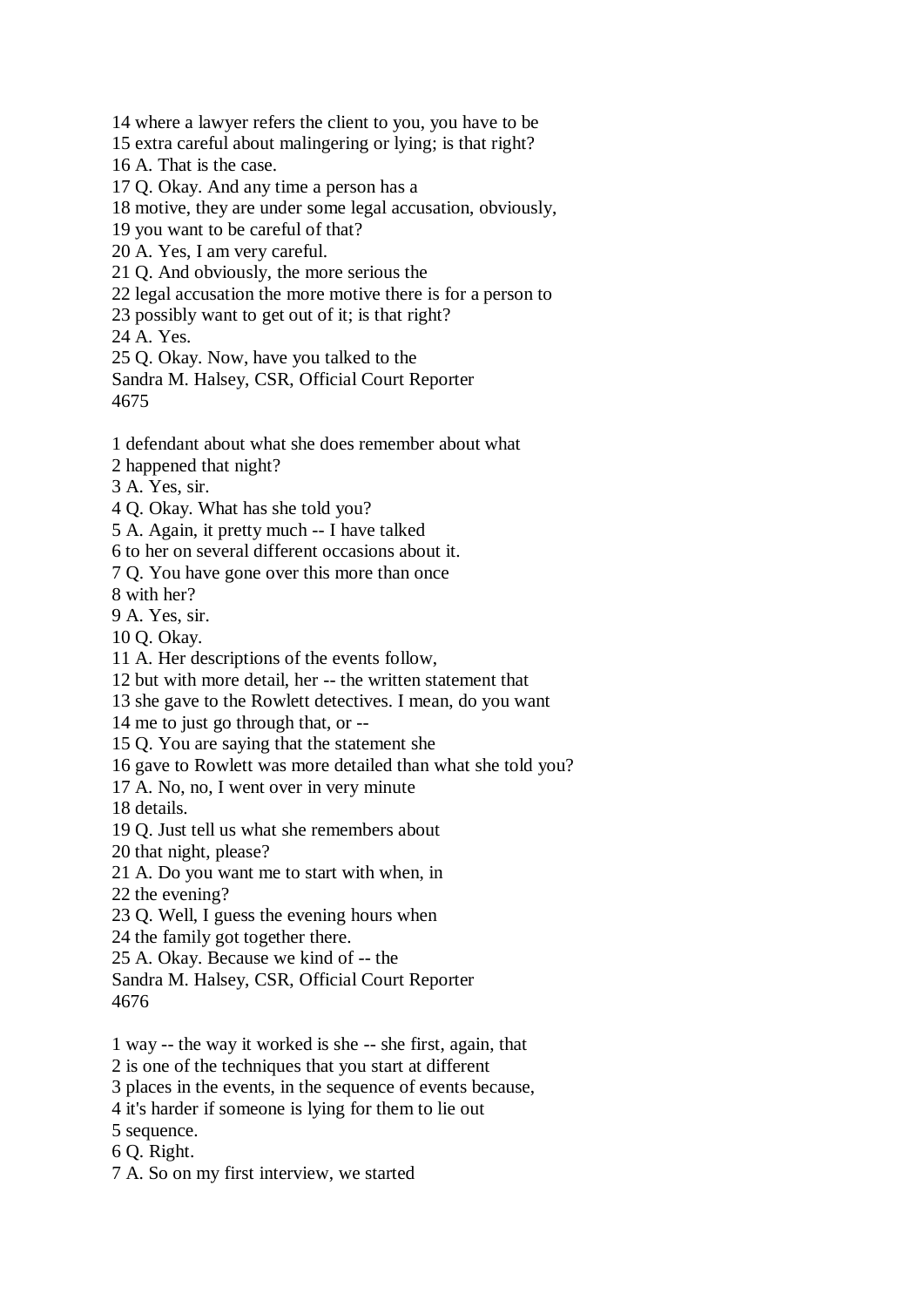14 where a lawyer refers the client to you, you have to be
15 extra careful about malingering or lying; is that right?
16 A. That is the case.
17 Q. Okay. And any time a person has a
18 motive, they are under some legal accusation, obviously,
19 you want to be careful of that?
20 A. Yes, I am very careful.
21 Q. And obviously, the more serious the
22 legal accusation the more motive there is for a person to
23 possibly want to get out of it; is that right?
24 A. Yes.
25 Q. Okay. Now, have you talked to the

1 defendant about what she does remember about what
2 happened that night?
3 A. Yes, sir.
4 Q. Okay. What has she told you?
5 A. Again, it pretty much -- I have talked
6 to her on several different occasions about it.
7 Q. You have gone over this more than once
8 with her?
9 A. Yes, sir.
10 Q. Okay.
11 A. Her descriptions of the events follow,
12 but with more detail, her -- the written statement that
13 she gave to the Rowlett detectives. I mean, do you want
14 me to just go through that, or --
15 Q. You are saying that the statement she
16 gave to Rowlett was more detailed than what she told you?
17 A. No, no, I went over in very minute
18 details.
19 Q. Just tell us what she remembers about
20 that night, please?
21 A. Do you want me to start with when, in
22 the evening?
23 Q. Well, I guess the evening hours when
24 the family got together there.
25 A. Okay. Because we kind of -- the

1 way -- the way it worked is she -- she first, again, that
2 is one of the techniques that you start at different
3 places in the events, in the sequence of events because,
4 it's harder if someone is lying for them to lie out
5 sequence.
6 Q. Right.
7 A. So on my first interview, we started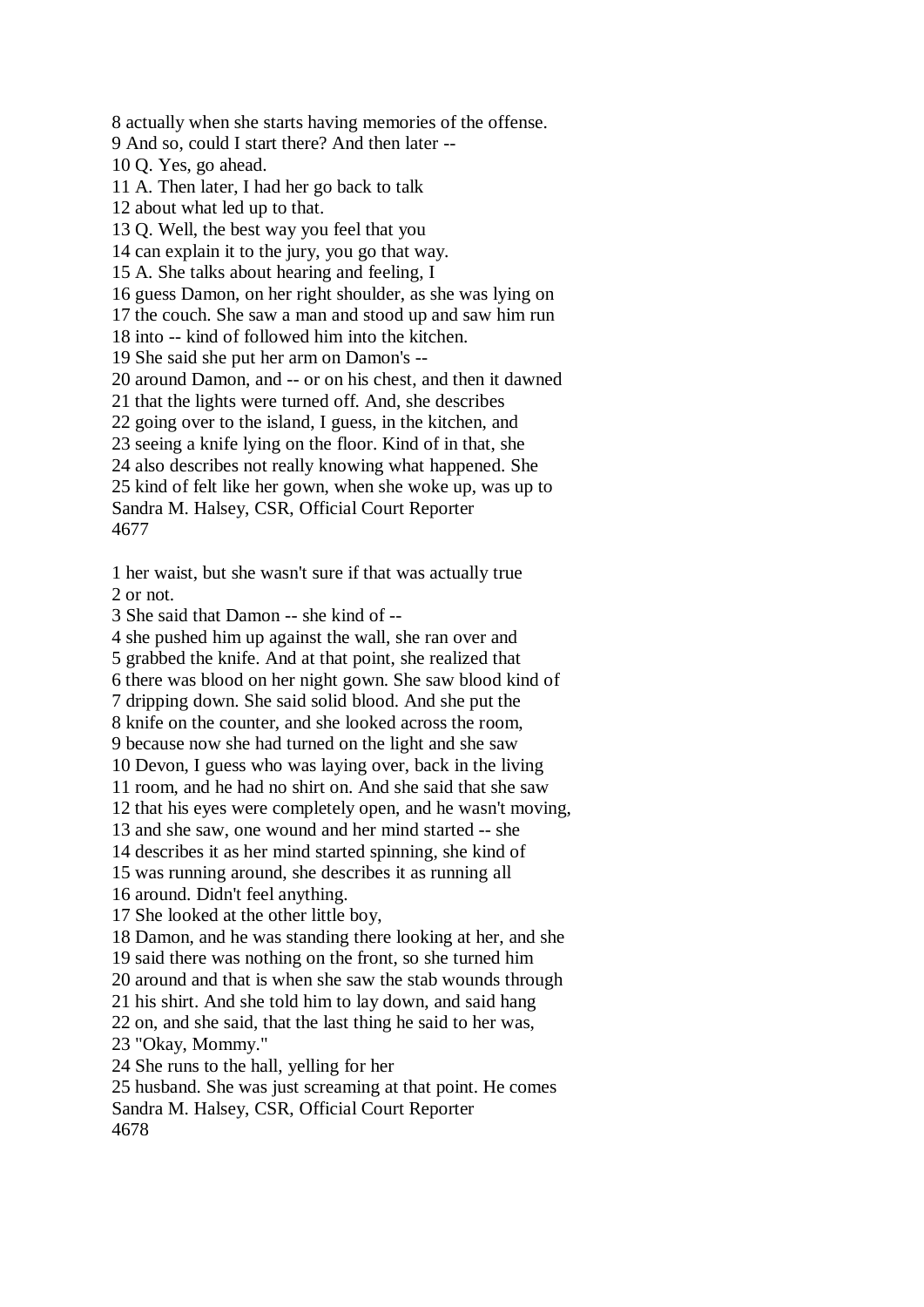8 actually when she starts having memories of the offense.
9 And so, could I start there? And then later --
10 Q. Yes, go ahead.
11 A. Then later, I had her go back to talk
12 about what led up to that.
13 Q. Well, the best way you feel that you
14 can explain it to the jury, you go that way.
15 A. She talks about hearing and feeling, I
16 guess Damon, on her right shoulder, as she was lying on
17 the couch. She saw a man and stood up and saw him run
18 into -- kind of followed him into the kitchen.
19 She said she put her arm on Damon's --
20 around Damon, and -- or on his chest, and then it dawned
21 that the lights were turned off. And, she describes
22 going over to the island, I guess, in the kitchen, and
23 seeing a knife lying on the floor. Kind of in that, she
24 also describes not really knowing what happened. She
25 kind of felt like her gown, when she woke up, was up to

1 her waist, but she wasn't sure if that was actually true
2 or not.
3 She said that Damon -- she kind of --
4 she pushed him up against the wall, she ran over and
5 grabbed the knife. And at that point, she realized that
6 there was blood on her night gown. She saw blood kind of
7 dripping down. She said solid blood. And she put the
8 knife on the counter, and she looked across the room,
9 because now she had turned on the light and she saw
10 Devon, I guess who was laying over, back in the living
11 room, and he had no shirt on. And she said that she saw
12 that his eyes were completely open, and he wasn't moving,
13 and she saw, one wound and her mind started -- she
14 describes it as her mind started spinning, she kind of
15 was running around, she describes it as running all
16 around. Didn't feel anything.
17 She looked at the other little boy,
18 Damon, and he was standing there looking at her, and she
19 said there was nothing on the front, so she turned him
20 around and that is when she saw the stab wounds through
21 his shirt. And she told him to lay down, and said hang
22 on, and she said, that the last thing he said to her was,
23 "Okay, Mommy."
24 She runs to the hall, yelling for her
25 husband. She was just screaming at that point. He comes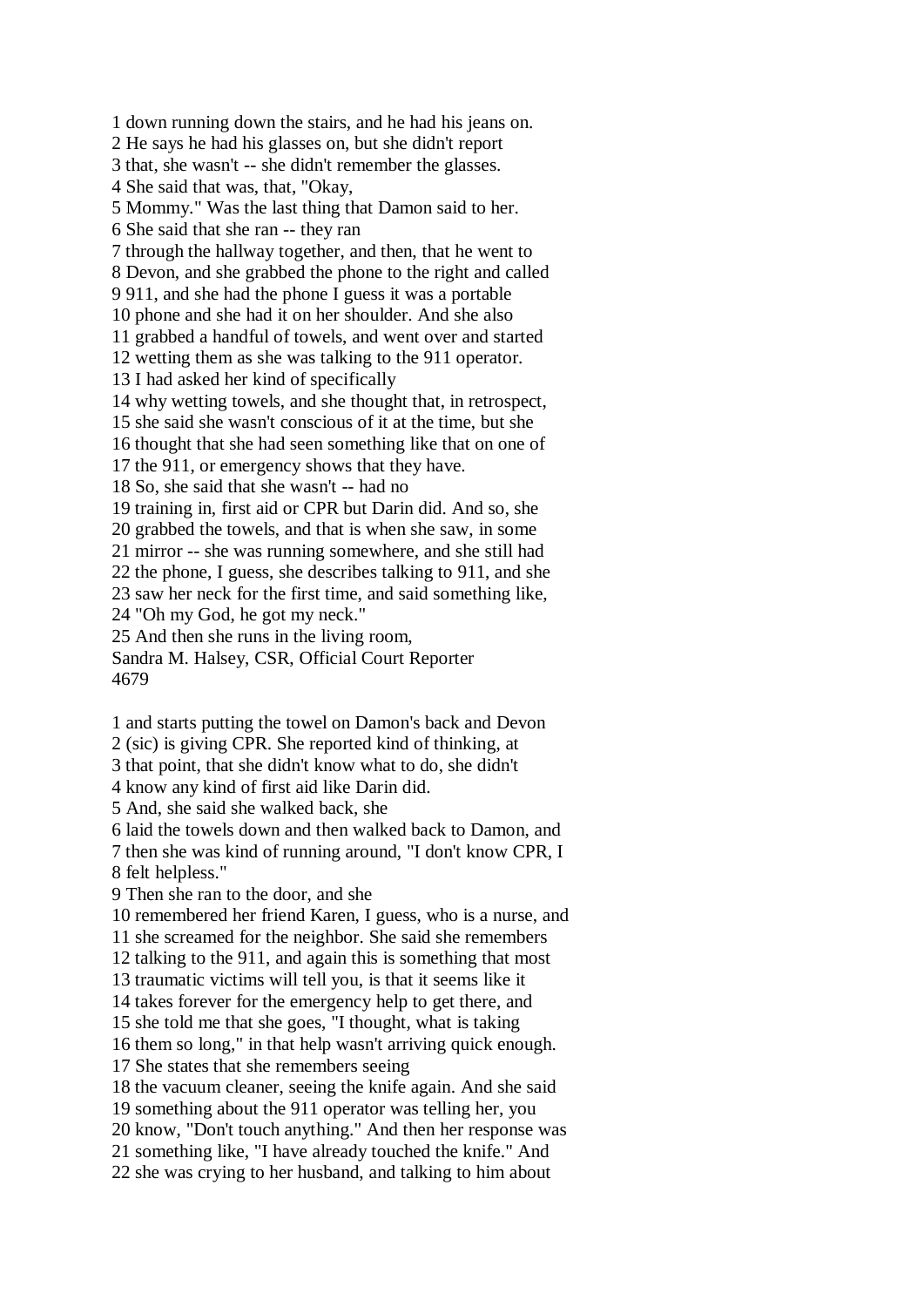1 down running down the stairs, and he had his jeans on.
2 He says he had his glasses on, but she didn't report
3 that, she wasn't -- she didn't remember the glasses.
4 She said that was, that, "Okay,
5 Mommy." Was the last thing that Damon said to her.
6 She said that she ran -- they ran
7 through the hallway together, and then, that he went to
8 Devon, and she grabbed the phone to the right and called
9 911, and she had the phone I guess it was a portable
10 phone and she had it on her shoulder. And she also
11 grabbed a handful of towels, and went over and started
12 wetting them as she was talking to the 911 operator.
13 I had asked her kind of specifically
14 why wetting towels, and she thought that, in retrospect,
15 she said she wasn't conscious of it at the time, but she
16 thought that she had seen something like that on one of
17 the 911, or emergency shows that they have.
18 So, she said that she wasn't -- had no
19 training in, first aid or CPR but Darin did. And so, she
20 grabbed the towels, and that is when she saw, in some
21 mirror -- she was running somewhere, and she still had
22 the phone, I guess, she describes talking to 911, and she
23 saw her neck for the first time, and said something like,
24 "Oh my God, he got my neck."
25 And then she runs in the living room,

1 and starts putting the towel on Damon's back and Devon
2 (sic) is giving CPR. She reported kind of thinking, at
3 that point, that she didn't know what to do, she didn't
4 know any kind of first aid like Darin did.
5 And, she said she walked back, she
6 laid the towels down and then walked back to Damon, and
7 then she was kind of running around, "I don't know CPR, I
8 felt helpless."
9 Then she ran to the door, and she
10 remembered her friend Karen, I guess, who is a nurse, and
11 she screamed for the neighbor. She said she remembers
12 talking to the 911, and again this is something that most
13 traumatic victims will tell you, is that it seems like it
14 takes forever for the emergency help to get there, and
15 she told me that she goes, "I thought, what is taking
16 them so long," in that help wasn't arriving quick enough.
17 She states that she remembers seeing
18 the vacuum cleaner, seeing the knife again. And she said
19 something about the 911 operator was telling her, you
20 know, "Don't touch anything." And then her response was
21 something like, "I have already touched the knife." And
22 she was crying to her husband, and talking to him about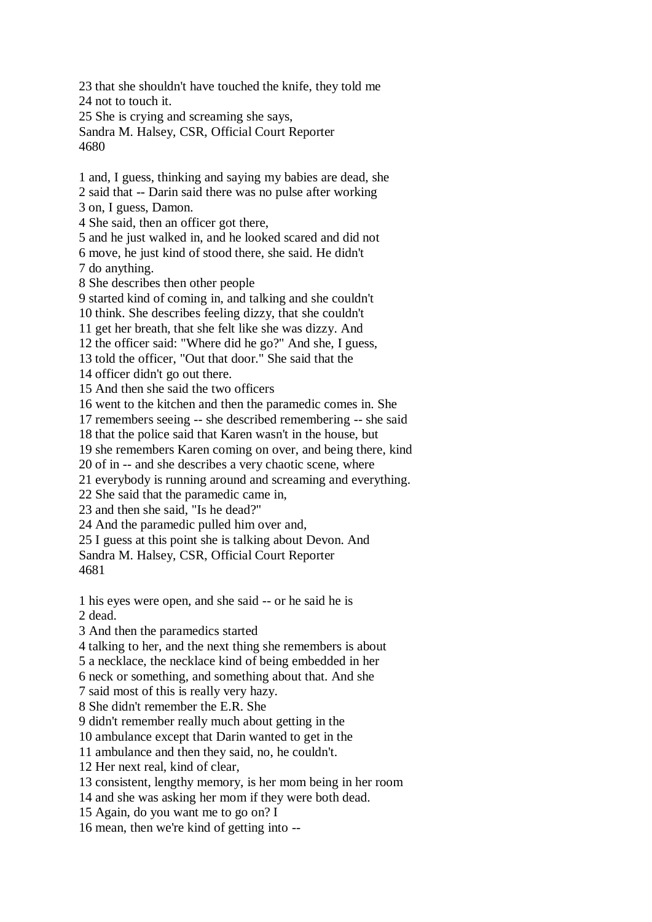23 that she shouldn't have touched the knife, they told me
24 not to touch it.
25 She is crying and screaming she says,

1 and, I guess, thinking and saying my babies are dead, she
2 said that -- Darin said there was no pulse after working
3 on, I guess, Damon.
4 She said, then an officer got there,
5 and he just walked in, and he looked scared and did not
6 move, he just kind of stood there, she said. He didn't
7 do anything.
8 She describes then other people
9 started kind of coming in, and talking and she couldn't
10 think. She describes feeling dizzy, that she couldn't
11 get her breath, that she felt like she was dizzy. And
12 the officer said: "Where did he go?" And she, I guess,
13 told the officer, "Out that door." She said that the
14 officer didn't go out there.
15 And then she said the two officers
16 went to the kitchen and then the paramedic comes in. She
17 remembers seeing -- she described remembering -- she said
18 that the police said that Karen wasn't in the house, but
19 she remembers Karen coming on over, and being there, kind
20 of in -- and she describes a very chaotic scene, where
21 everybody is running around and screaming and everything.
22 She said that the paramedic came in,
23 and then she said, "Is he dead?"
24 And the paramedic pulled him over and,
25 I guess at this point she is talking about Devon. And

1 his eyes were open, and she said -- or he said he is
2 dead.
3 And then the paramedics started
4 talking to her, and the next thing she remembers is about
5 a necklace, the necklace kind of being embedded in her
6 neck or something, and something about that. And she
7 said most of this is really very hazy.
8 She didn't remember the E.R. She
9 didn't remember really much about getting in the
10 ambulance except that Darin wanted to get in the
11 ambulance and then they said, no, he couldn't.
12 Her next real, kind of clear,
13 consistent, lengthy memory, is her mom being in her room
14 and she was asking her mom if they were both dead.
15 Again, do you want me to go on? I
16 mean, then we're kind of getting into --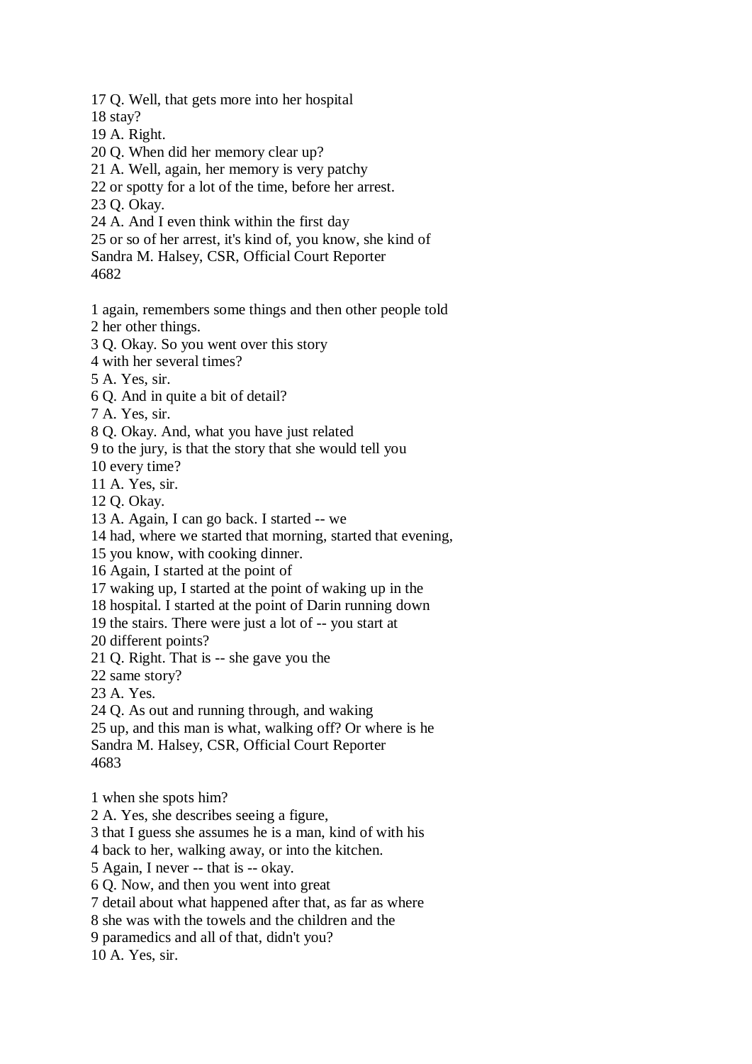17 Q. Well, that gets more into her hospital
18 stay?
19 A. Right.
20 Q. When did her memory clear up?
21 A. Well, again, her memory is very patchy
22 or spotty for a lot of the time, before her arrest.
23 Q. Okay.
24 A. And I even think within the first day
25 or so of her arrest, it's kind of, you know, she kind of

1 again, remembers some things and then other people told
2 her other things.
3 Q. Okay. So you went over this story
4 with her several times?
5 A. Yes, sir.
6 Q. And in quite a bit of detail?
7 A. Yes, sir.
8 Q. Okay. And, what you have just related
9 to the jury, is that the story that she would tell you
10 every time?
11 A. Yes, sir.
12 Q. Okay.
13 A. Again, I can go back. I started -- we
14 had, where we started that morning, started that evening,
15 you know, with cooking dinner.
16 Again, I started at the point of
17 waking up, I started at the point of waking up in the
18 hospital. I started at the point of Darin running down
19 the stairs. There were just a lot of -- you start at
20 different points?
21 Q. Right. That is -- she gave you the
22 same story?
23 A. Yes.
24 Q. As out and running through, and waking
25 up, and this man is what, walking off? Or where is he

1 when she spots him?
2 A. Yes, she describes seeing a figure,
3 that I guess she assumes he is a man, kind of with his
4 back to her, walking away, or into the kitchen.
5 Again, I never -- that is -- okay.
6 Q. Now, and then you went into great
7 detail about what happened after that, as far as where
8 she was with the towels and the children and the
9 paramedics and all of that, didn't you?
10 A. Yes, sir.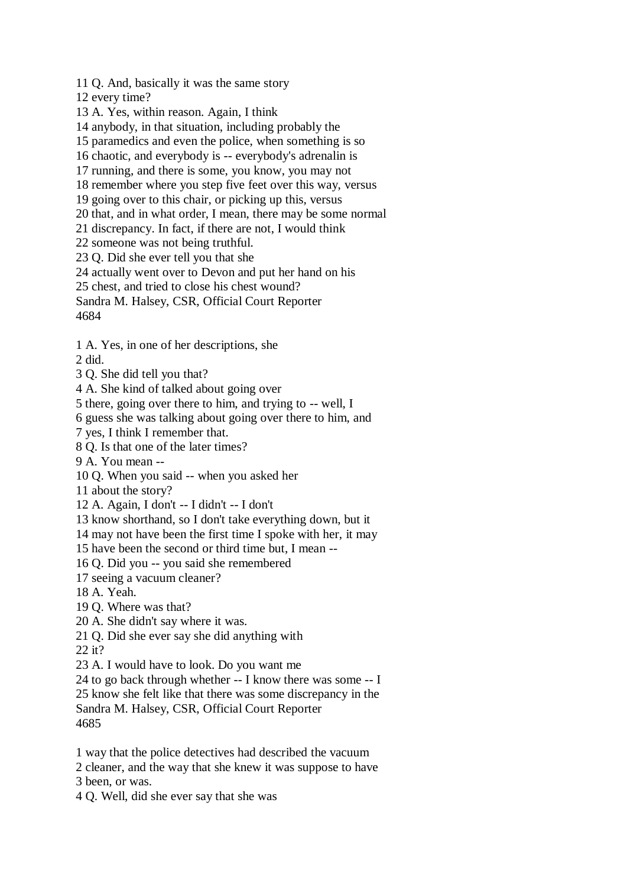11 Q. And, basically it was the same story
12 every time?
13 A. Yes, within reason. Again, I think
14 anybody, in that situation, including probably the
15 paramedics and even the police, when something is so
16 chaotic, and everybody is -- everybody's adrenalin is
17 running, and there is some, you know, you may not
18 remember where you step five feet over this way, versus
19 going over to this chair, or picking up this, versus
20 that, and in what order, I mean, there may be some normal
21 discrepancy. In fact, if there are not, I would think
22 someone was not being truthful.
23 Q. Did she ever tell you that she
24 actually went over to Devon and put her hand on his
25 chest, and tried to close his chest wound?
Sandra M. Halsey, CSR, Official Court Reporter
4684

1 A. Yes, in one of her descriptions, she
2 did.
3 Q. She did tell you that?
4 A. She kind of talked about going over
5 there, going over there to him, and trying to -- well, I
6 guess she was talking about going over there to him, and
7 yes, I think I remember that.
8 Q. Is that one of the later times?
9 A. You mean --
10 Q. When you said -- when you asked her
11 about the story?
12 A. Again, I don't -- I didn't -- I don't
13 know shorthand, so I don't take everything down, but it
14 may not have been the first time I spoke with her, it may
15 have been the second or third time but, I mean --
16 Q. Did you -- you said she remembered
17 seeing a vacuum cleaner?
18 A. Yeah.
19 Q. Where was that?
20 A. She didn't say where it was.
21 Q. Did she ever say she did anything with
22 it?
23 A. I would have to look. Do you want me
24 to go back through whether -- I know there was some -- I
25 know she felt like that there was some discrepancy in the
Sandra M. Halsey, CSR, Official Court Reporter
4685

1 way that the police detectives had described the vacuum
2 cleaner, and the way that she knew it was suppose to have
3 been, or was.
4 Q. Well, did she ever say that she was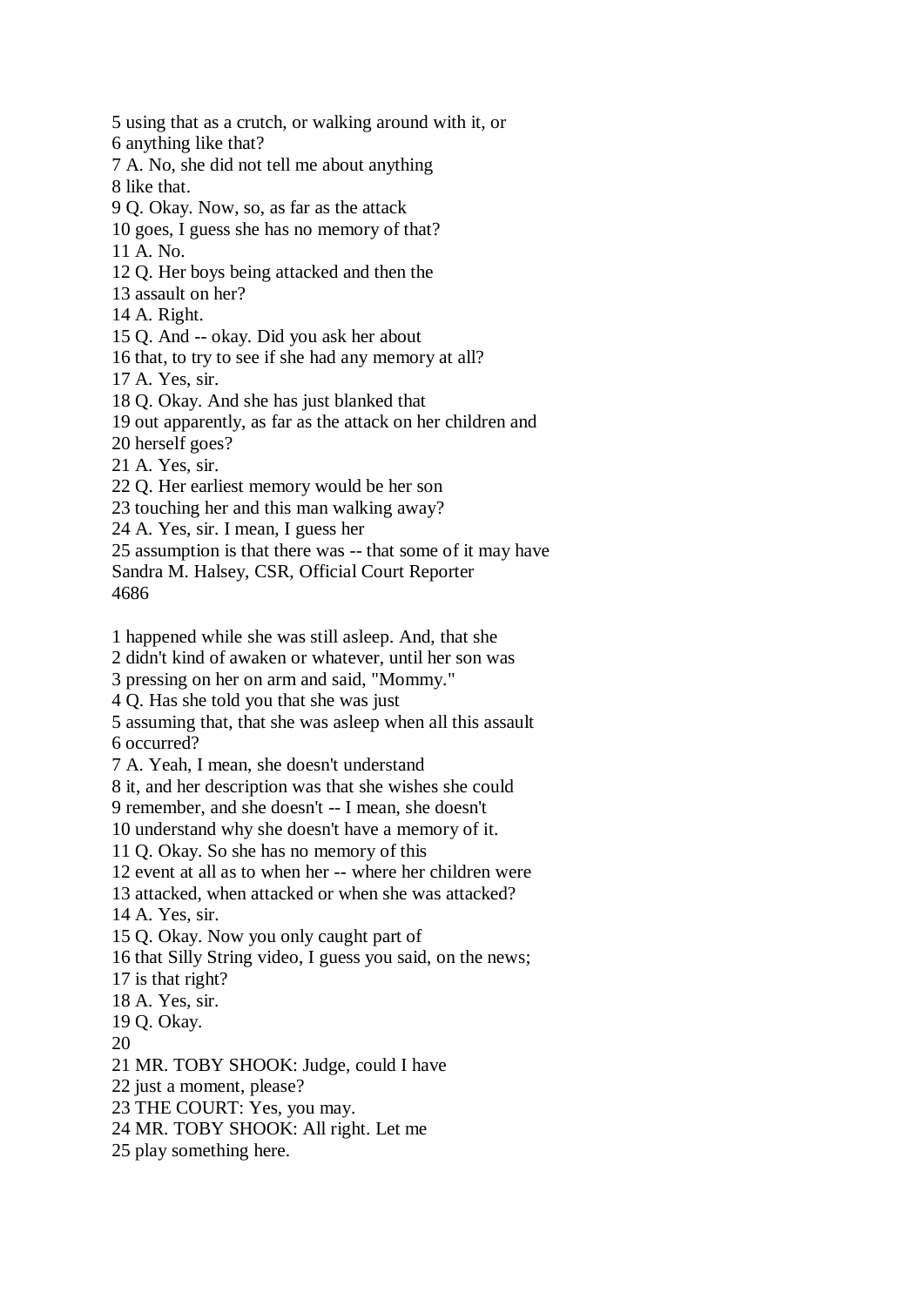5 using that as a crutch, or walking around with it, or
6 anything like that?
7 A. No, she did not tell me about anything
8 like that.
9 Q. Okay. Now, so, as far as the attack
10 goes, I guess she has no memory of that?
11 A. No.
12 Q. Her boys being attacked and then the
13 assault on her?
14 A. Right.
15 Q. And -- okay. Did you ask her about
16 that, to try to see if she had any memory at all?
17 A. Yes, sir.
18 Q. Okay. And she has just blanked that
19 out apparently, as far as the attack on her children and
20 herself goes?
21 A. Yes, sir.
22 Q. Her earliest memory would be her son
23 touching her and this man walking away?
24 A. Yes, sir. I mean, I guess her
25 assumption is that there was -- that some of it may have
Sandra M. Halsey, CSR, Official Court Reporter
4686

1 happened while she was still asleep. And, that she
2 didn't kind of awaken or whatever, until her son was
3 pressing on her on arm and said, "Mommy."
4 Q. Has she told you that she was just
5 assuming that, that she was asleep when all this assault
6 occurred?
7 A. Yeah, I mean, she doesn't understand
8 it, and her description was that she wishes she could
9 remember, and she doesn't -- I mean, she doesn't
10 understand why she doesn't have a memory of it.
11 Q. Okay. So she has no memory of this
12 event at all as to when her -- where her children were
13 attacked, when attacked or when she was attacked?
14 A. Yes, sir.
15 Q. Okay. Now you only caught part of
16 that Silly String video, I guess you said, on the news;
17 is that right?
18 A. Yes, sir.
19 Q. Okay.
20
21 MR. TOBY SHOOK: Judge, could I have
22 just a moment, please?
23 THE COURT: Yes, you may.
24 MR. TOBY SHOOK: All right. Let me
25 play something here.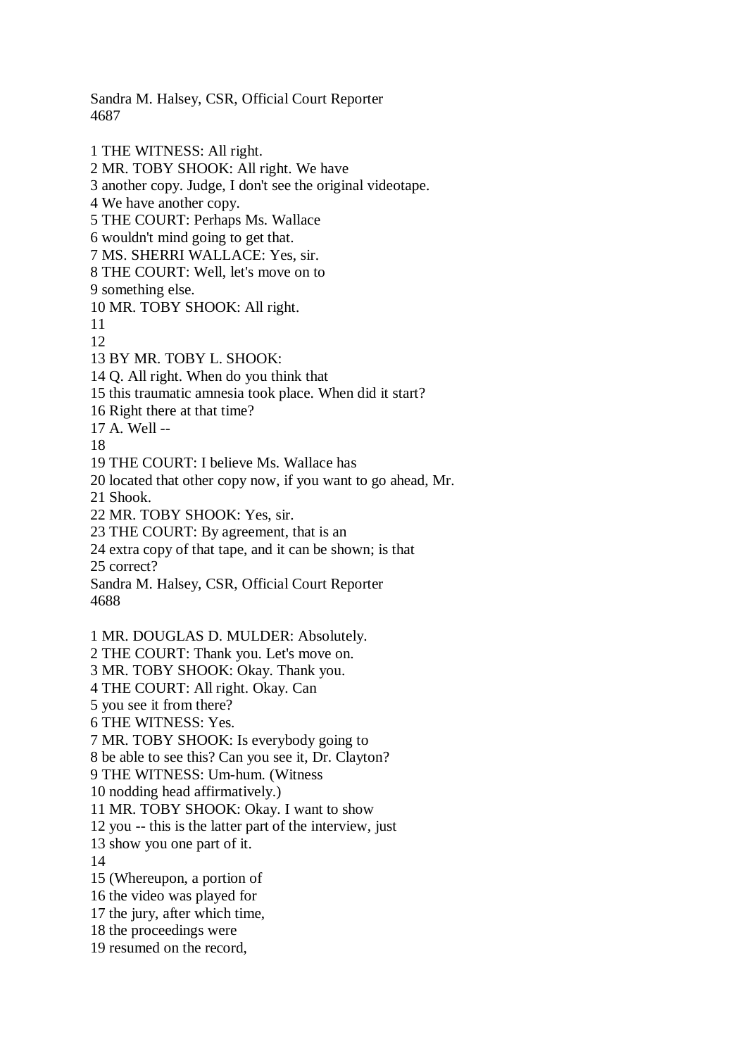1 THE WITNESS: All right.
2 MR. TOBY SHOOK: All right. We have
3 another copy. Judge, I don't see the original videotape.
4 We have another copy.
5 THE COURT: Perhaps Ms. Wallace
6 wouldn't mind going to get that.
7 MS. SHERRI WALLACE: Yes, sir.
8 THE COURT: Well, let's move on to
9 something else.
10 MR. TOBY SHOOK: All right.
11
12
13 BY MR. TOBY L. SHOOK:
14 Q. All right. When do you think that
15 this traumatic amnesia took place. When did it start?
16 Right there at that time?
17 A. Well --
18
19 THE COURT: I believe Ms. Wallace has
20 located that other copy now, if you want to go ahead, Mr.
21 Shook.
22 MR. TOBY SHOOK: Yes, sir.
23 THE COURT: By agreement, that is an
24 extra copy of that tape, and it can be shown; is that
25 correct?

1 MR. DOUGLAS D. MULDER: Absolutely.
2 THE COURT: Thank you. Let's move on.
3 MR. TOBY SHOOK: Okay. Thank you.
4 THE COURT: All right. Okay. Can
5 you see it from there?
6 THE WITNESS: Yes.
7 MR. TOBY SHOOK: Is everybody going to
8 be able to see this? Can you see it, Dr. Clayton?
9 THE WITNESS: Um-hum. (Witness
10 nodding head affirmatively.)
11 MR. TOBY SHOOK: Okay. I want to show
12 you -- this is the latter part of the interview, just
13 show you one part of it.
14
15 (Whereupon, a portion of
16 the video was played for
17 the jury, after which time,
18 the proceedings were
19 resumed on the record,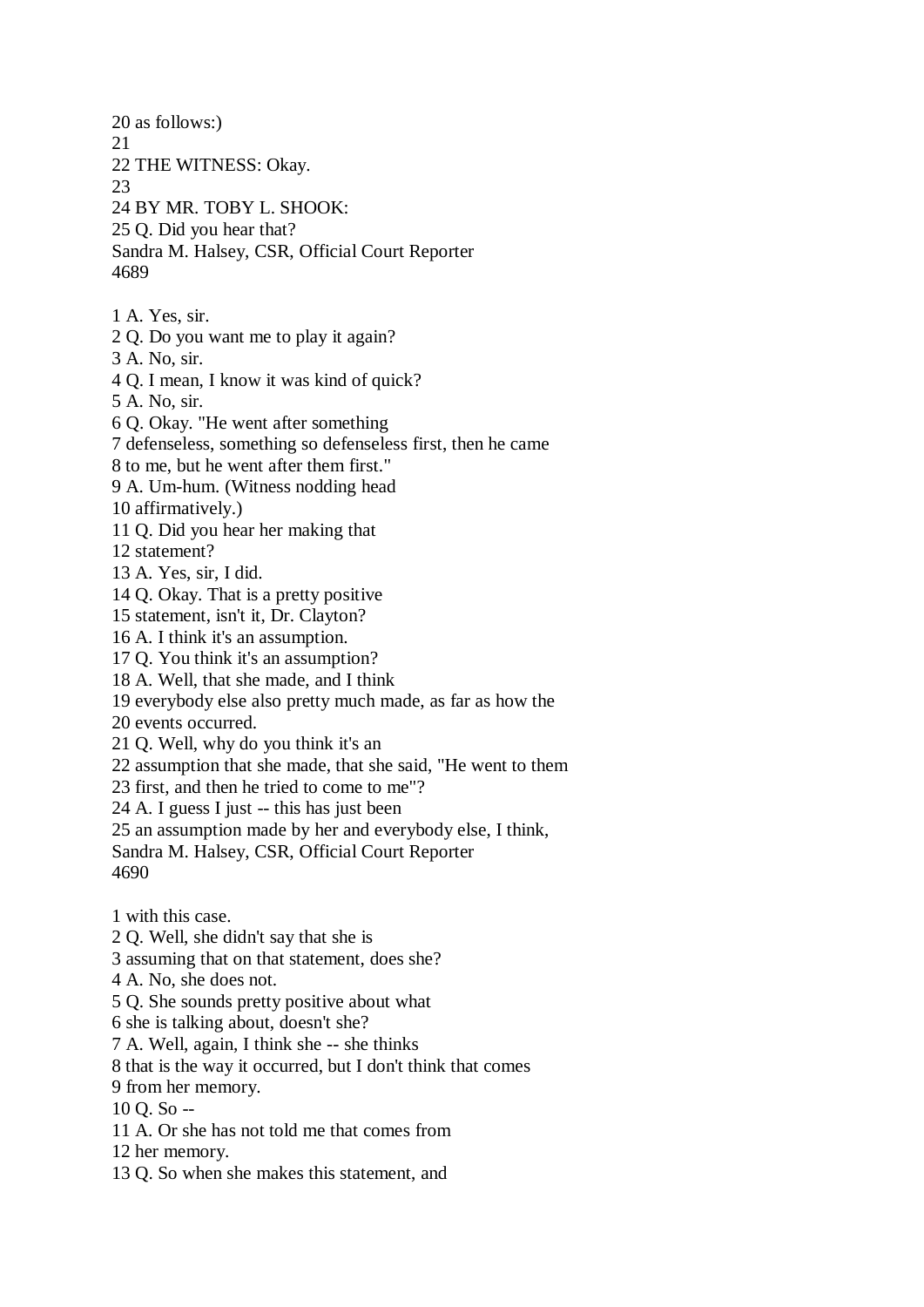20 as follows:)
21
22 THE WITNESS: Okay.
23
24 BY MR. TOBY L. SHOOK:
25 Q. Did you hear that?

1 A. Yes, sir.
2 Q. Do you want me to play it again?
3 A. No, sir.
4 Q. I mean, I know it was kind of quick?
5 A. No, sir.
6 Q. Okay. "He went after something
7 defenseless, something so defenseless first, then he came
8 to me, but he went after them first."
9 A. Um-hum. (Witness nodding head
10 affirmatively.)
11 Q. Did you hear her making that
12 statement?
13 A. Yes, sir, I did.
14 Q. Okay. That is a pretty positive
15 statement, isn't it, Dr. Clayton?
16 A. I think it's an assumption.
17 Q. You think it's an assumption?
18 A. Well, that she made, and I think
19 everybody else also pretty much made, as far as how the
20 events occurred.
21 Q. Well, why do you think it's an
22 assumption that she made, that she said, "He went to them
23 first, and then he tried to come to me"?
24 A. I guess I just -- this has just been
25 an assumption made by her and everybody else, I think,

1 with this case.
2 Q. Well, she didn't say that she is
3 assuming that on that statement, does she?
4 A. No, she does not.
5 Q. She sounds pretty positive about what
6 she is talking about, doesn't she?
7 A. Well, again, I think she -- she thinks
8 that is the way it occurred, but I don't think that comes
9 from her memory.
10 Q. So --
11 A. Or she has not told me that comes from
12 her memory.
13 Q. So when she makes this statement, and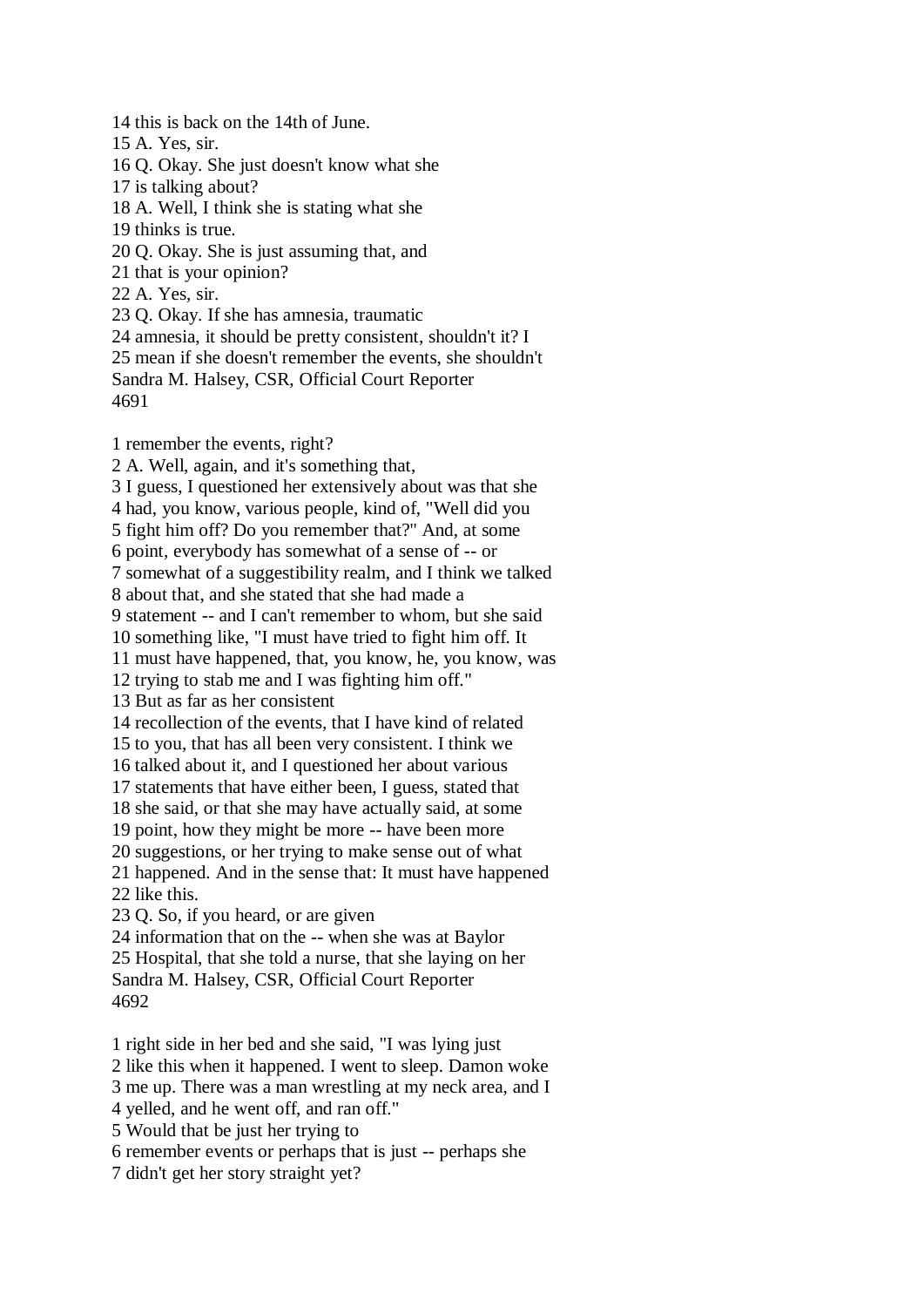14 this is back on the 14th of June.
15 A. Yes, sir.
16 Q. Okay. She just doesn't know what she
17 is talking about?
18 A. Well, I think she is stating what she
19 thinks is true.
20 Q. Okay. She is just assuming that, and
21 that is your opinion?
22 A. Yes, sir.
23 Q. Okay. If she has amnesia, traumatic
24 amnesia, it should be pretty consistent, shouldn't it? I
25 mean if she doesn't remember the events, she shouldn't
Sandra M. Halsey, CSR, Official Court Reporter
4691

1 remember the events, right?
2 A. Well, again, and it's something that,
3 I guess, I questioned her extensively about was that she
4 had, you know, various people, kind of, "Well did you
5 fight him off? Do you remember that?" And, at some
6 point, everybody has somewhat of a sense of -- or
7 somewhat of a suggestibility realm, and I think we talked
8 about that, and she stated that she had made a
9 statement -- and I can't remember to whom, but she said
10 something like, "I must have tried to fight him off. It
11 must have happened, that, you know, he, you know, was
12 trying to stab me and I was fighting him off."
13 But as far as her consistent
14 recollection of the events, that I have kind of related
15 to you, that has all been very consistent. I think we
16 talked about it, and I questioned her about various
17 statements that have either been, I guess, stated that
18 she said, or that she may have actually said, at some
19 point, how they might be more -- have been more
20 suggestions, or her trying to make sense out of what
21 happened. And in the sense that: It must have happened
22 like this.
23 Q. So, if you heard, or are given
24 information that on the -- when she was at Baylor
25 Hospital, that she told a nurse, that she laying on her
Sandra M. Halsey, CSR, Official Court Reporter
4692

1 right side in her bed and she said, "I was lying just
2 like this when it happened. I went to sleep. Damon woke
3 me up. There was a man wrestling at my neck area, and I
4 yelled, and he went off, and ran off."
5 Would that be just her trying to
6 remember events or perhaps that is just -- perhaps she
7 didn't get her story straight yet?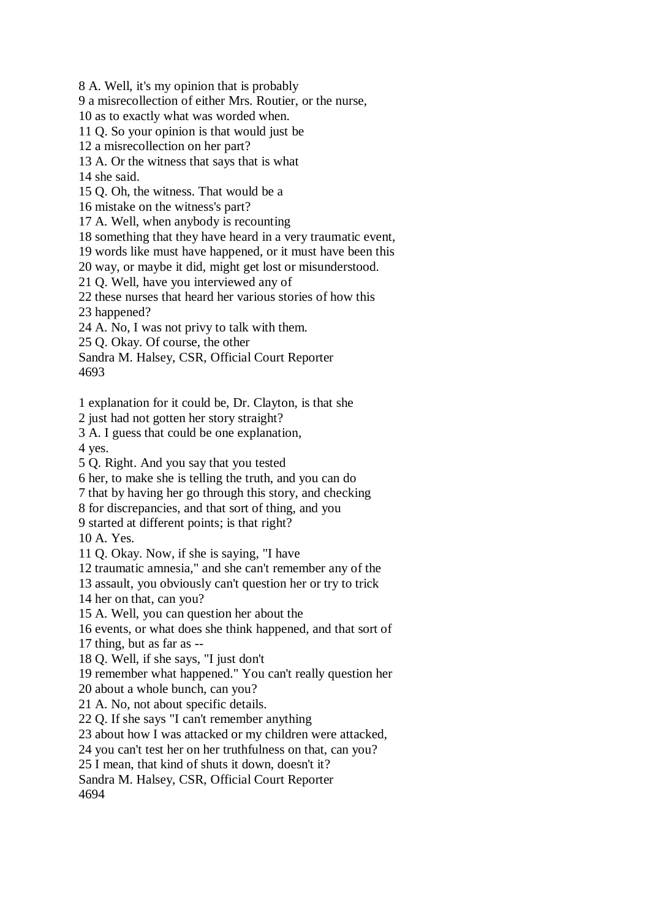8 A. Well, it's my opinion that is probably
9 a misrecollection of either Mrs. Routier, or the nurse,
10 as to exactly what was worded when.
11 Q. So your opinion is that would just be
12 a misrecollection on her part?
13 A. Or the witness that says that is what
14 she said.
15 Q. Oh, the witness. That would be a
16 mistake on the witness's part?
17 A. Well, when anybody is recounting
18 something that they have heard in a very traumatic event,
19 words like must have happened, or it must have been this
20 way, or maybe it did, might get lost or misunderstood.
21 Q. Well, have you interviewed any of
22 these nurses that heard her various stories of how this
23 happened?
24 A. No, I was not privy to talk with them.
25 Q. Okay. Of course, the other

1 explanation for it could be, Dr. Clayton, is that she
2 just had not gotten her story straight?
3 A. I guess that could be one explanation,
4 yes.
5 Q. Right. And you say that you tested
6 her, to make she is telling the truth, and you can do
7 that by having her go through this story, and checking
8 for discrepancies, and that sort of thing, and you
9 started at different points; is that right?
10 A. Yes.
11 Q. Okay. Now, if she is saying, "I have
12 traumatic amnesia," and she can't remember any of the
13 assault, you obviously can't question her or try to trick
14 her on that, can you?
15 A. Well, you can question her about the
16 events, or what does she think happened, and that sort of
17 thing, but as far as --
18 Q. Well, if she says, "I just don't
19 remember what happened." You can't really question her
20 about a whole bunch, can you?
21 A. No, not about specific details.
22 Q. If she says "I can't remember anything
23 about how I was attacked or my children were attacked,
24 you can't test her on her truthfulness on that, can you?
25 I mean, that kind of shuts it down, doesn't it?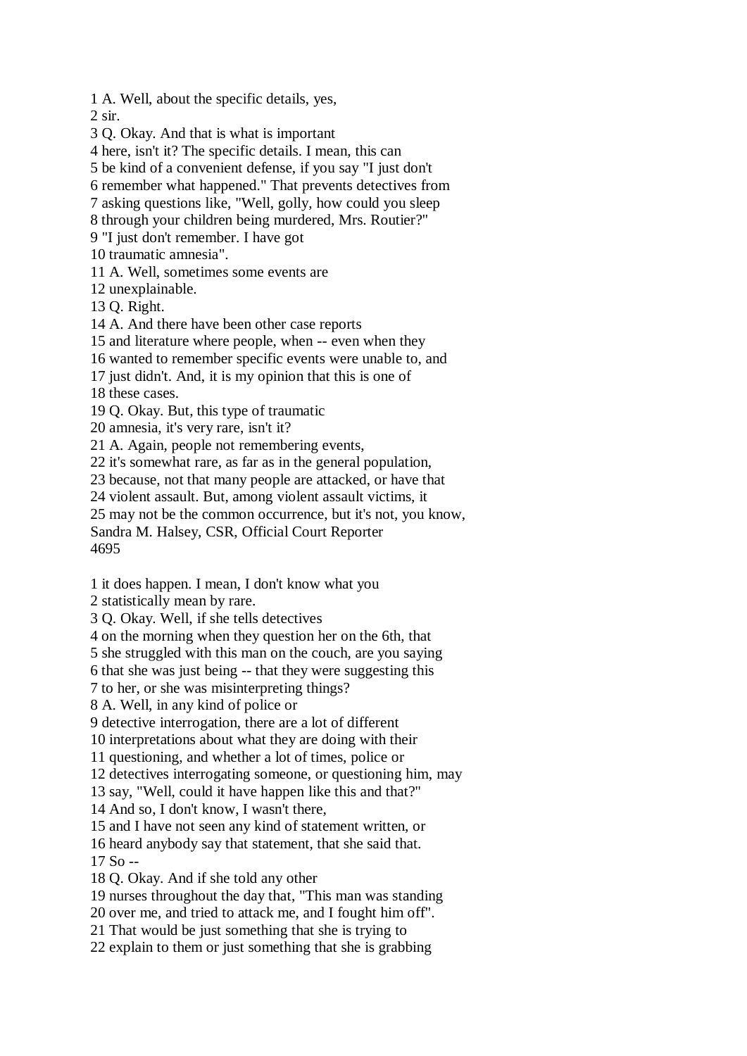1 A. Well, about the specific details, yes,
2 sir.
3 Q. Okay. And that is what is important
4 here, isn't it? The specific details. I mean, this can
5 be kind of a convenient defense, if you say "I just don't
6 remember what happened." That prevents detectives from
7 asking questions like, "Well, golly, how could you sleep
8 through your children being murdered, Mrs. Routier?"
9 "I just don't remember. I have got
10 traumatic amnesia".
11 A. Well, sometimes some events are
12 unexplainable.
13 Q. Right.
14 A. And there have been other case reports
15 and literature where people, when -- even when they
16 wanted to remember specific events were unable to, and
17 just didn't. And, it is my opinion that this is one of
18 these cases.
19 Q. Okay. But, this type of traumatic
20 amnesia, it's very rare, isn't it?
21 A. Again, people not remembering events,
22 it's somewhat rare, as far as in the general population,
23 because, not that many people are attacked, or have that
24 violent assault. But, among violent assault victims, it
25 may not be the common occurrence, but it's not, you know,
Sandra M. Halsey, CSR, Official Court Reporter

1 it does happen. I mean, I don't know what you
2 statistically mean by rare.
3 Q. Okay. Well, if she tells detectives
4 on the morning when they question her on the 6th, that
5 she struggled with this man on the couch, are you saying
6 that she was just being -- that they were suggesting this
7 to her, or she was misinterpreting things?
8 A. Well, in any kind of police or
9 detective interrogation, there are a lot of different
10 interpretations about what they are doing with their
11 questioning, and whether a lot of times, police or
12 detectives interrogating someone, or questioning him, may
13 say, "Well, could it have happen like this and that?"
14 And so, I don't know, I wasn't there,
15 and I have not seen any kind of statement written, or
16 heard anybody say that statement, that she said that.
17 So --
18 Q. Okay. And if she told any other
19 nurses throughout the day that, "This man was standing
20 over me, and tried to attack me, and I fought him off".
21 That would be just something that she is trying to
22 explain to them or just something that she is grabbing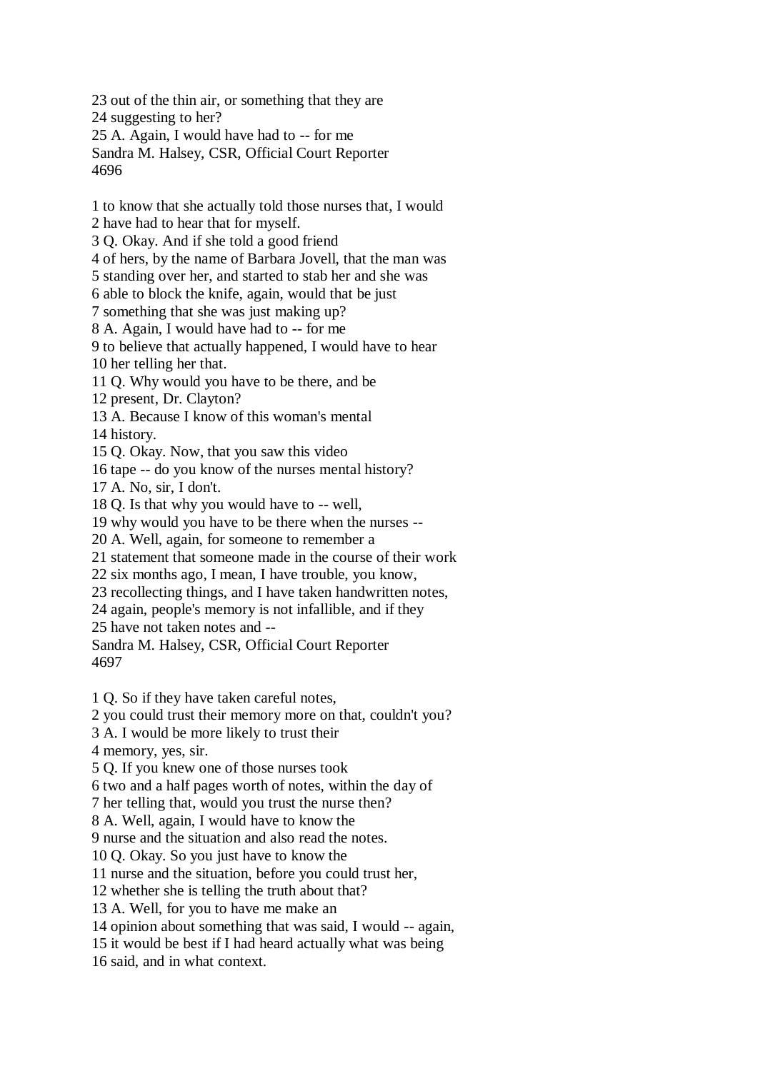23 out of the thin air, or something that they are
24 suggesting to her?
25 A. Again, I would have had to -- for me

1 to know that she actually told those nurses that, I would
2 have had to hear that for myself.
3 Q. Okay. And if she told a good friend
4 of hers, by the name of Barbara Jovell, that the man was
5 standing over her, and started to stab her and she was
6 able to block the knife, again, would that be just
7 something that she was just making up?
8 A. Again, I would have had to -- for me
9 to believe that actually happened, I would have to hear
10 her telling her that.
11 Q. Why would you have to be there, and be
12 present, Dr. Clayton?
13 A. Because I know of this woman's mental
14 history.
15 Q. Okay. Now, that you saw this video
16 tape -- do you know of the nurses mental history?
17 A. No, sir, I don't.
18 Q. Is that why you would have to -- well,
19 why would you have to be there when the nurses --
20 A. Well, again, for someone to remember a
21 statement that someone made in the course of their work
22 six months ago, I mean, I have trouble, you know,
23 recollecting things, and I have taken handwritten notes,
24 again, people's memory is not infallible, and if they
25 have not taken notes and --

1 Q. So if they have taken careful notes,
2 you could trust their memory more on that, couldn't you?
3 A. I would be more likely to trust their
4 memory, yes, sir.
5 Q. If you knew one of those nurses took
6 two and a half pages worth of notes, within the day of
7 her telling that, would you trust the nurse then?
8 A. Well, again, I would have to know the
9 nurse and the situation and also read the notes.
10 Q. Okay. So you just have to know the
11 nurse and the situation, before you could trust her,
12 whether she is telling the truth about that?
13 A. Well, for you to have me make an
14 opinion about something that was said, I would -- again,
15 it would be best if I had heard actually what was being
16 said, and in what context.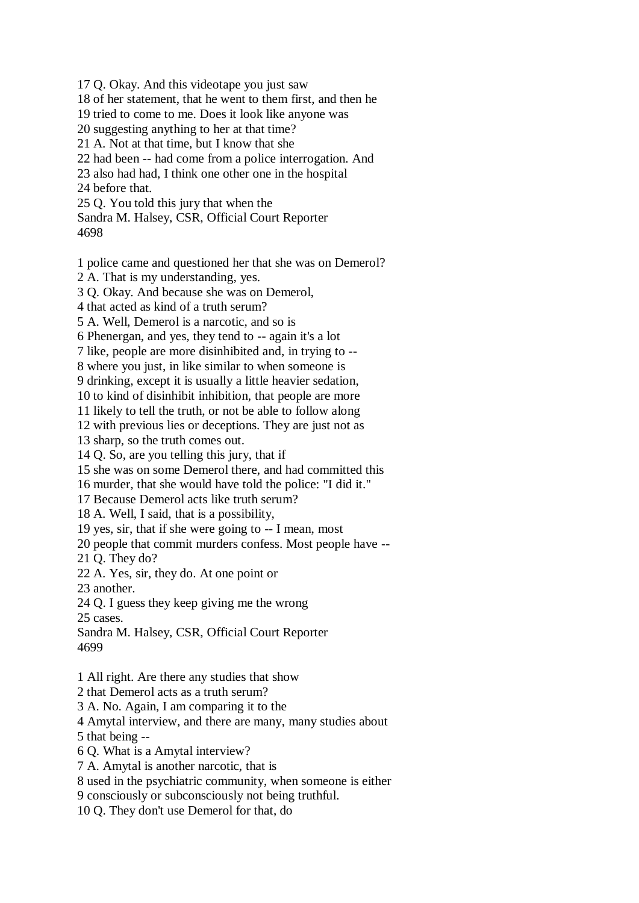17 Q. Okay. And this videotape you just saw
18 of her statement, that he went to them first, and then he
19 tried to come to me. Does it look like anyone was
20 suggesting anything to her at that time?
21 A. Not at that time, but I know that she
22 had been -- had come from a police interrogation. And
23 also had had, I think one other one in the hospital
24 before that.
25 Q. You told this jury that when the

1 police came and questioned her that she was on Demerol?
2 A. That is my understanding, yes.
3 Q. Okay. And because she was on Demerol,
4 that acted as kind of a truth serum?
5 A. Well, Demerol is a narcotic, and so is
6 Phenergan, and yes, they tend to -- again it's a lot
7 like, people are more disinhibited and, in trying to --
8 where you just, in like similar to when someone is
9 drinking, except it is usually a little heavier sedation,
10 to kind of disinhibit inhibition, that people are more
11 likely to tell the truth, or not be able to follow along
12 with previous lies or deceptions. They are just not as
13 sharp, so the truth comes out.
14 Q. So, are you telling this jury, that if
15 she was on some Demerol there, and had committed this
16 murder, that she would have told the police: "I did it."
17 Because Demerol acts like truth serum?
18 A. Well, I said, that is a possibility,
19 yes, sir, that if she were going to -- I mean, most
20 people that commit murders confess. Most people have --
21 Q. They do?
22 A. Yes, sir, they do. At one point or
23 another.
24 Q. I guess they keep giving me the wrong
25 cases.

1 All right. Are there any studies that show
2 that Demerol acts as a truth serum?
3 A. No. Again, I am comparing it to the
4 Amytal interview, and there are many, many studies about
5 that being --
6 Q. What is a Amytal interview?
7 A. Amytal is another narcotic, that is
8 used in the psychiatric community, when someone is either
9 consciously or subconsciously not being truthful.
10 Q. They don't use Demerol for that, do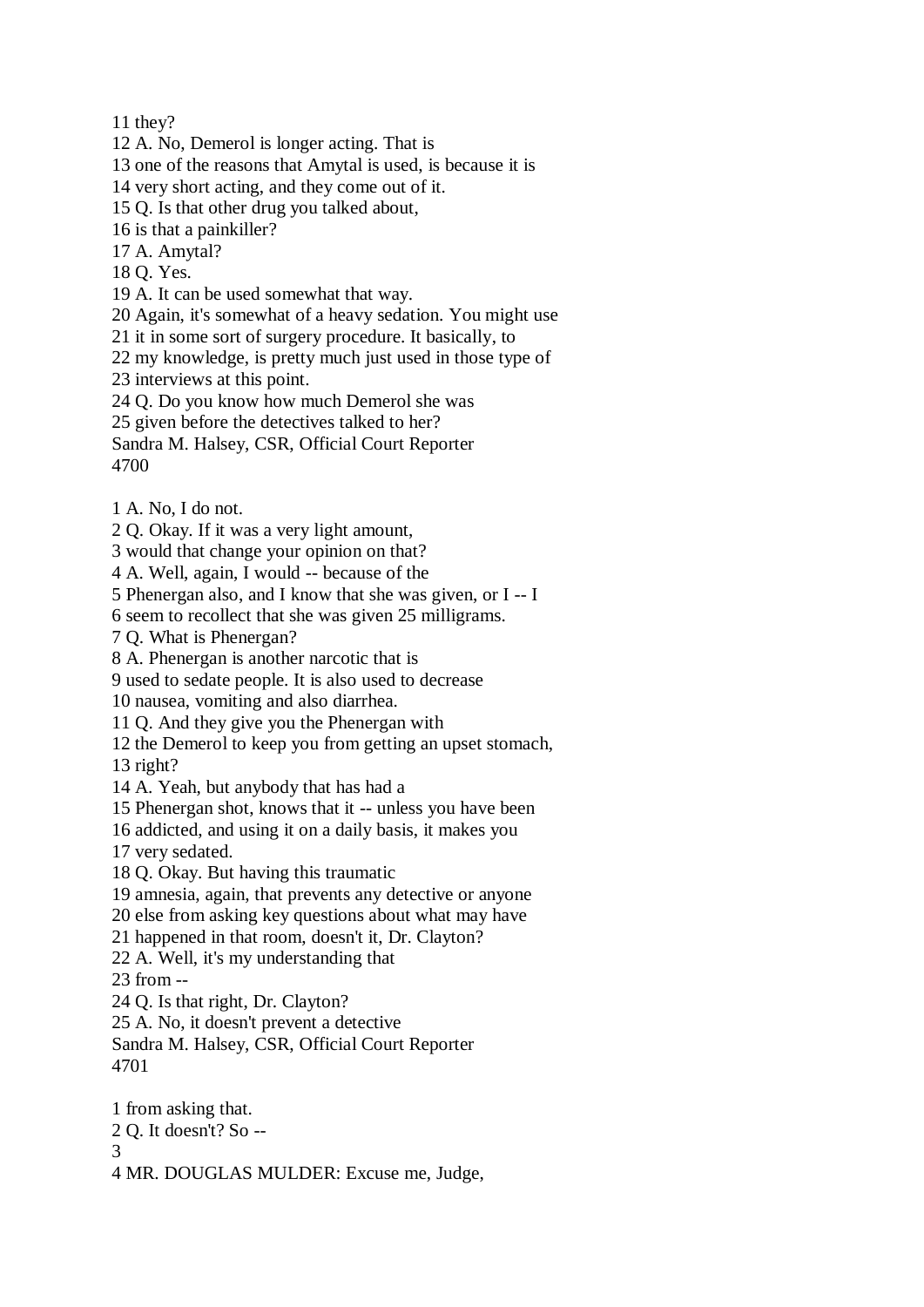11 they?
12 A. No, Demerol is longer acting. That is
13 one of the reasons that Amytal is used, is because it is
14 very short acting, and they come out of it.
15 Q. Is that other drug you talked about,
16 is that a painkiller?
17 A. Amytal?
18 Q. Yes.
19 A. It can be used somewhat that way.
20 Again, it's somewhat of a heavy sedation. You might use
21 it in some sort of surgery procedure. It basically, to
22 my knowledge, is pretty much just used in those type of
23 interviews at this point.
24 Q. Do you know how much Demerol she was
25 given before the detectives talked to her?
Sandra M. Halsey, CSR, Official Court Reporter
4700

1 A. No, I do not.
2 Q. Okay. If it was a very light amount,
3 would that change your opinion on that?
4 A. Well, again, I would -- because of the
5 Phenergan also, and I know that she was given, or I -- I
6 seem to recollect that she was given 25 milligrams.
7 Q. What is Phenergan?
8 A. Phenergan is another narcotic that is
9 used to sedate people. It is also used to decrease
10 nausea, vomiting and also diarrhea.
11 Q. And they give you the Phenergan with
12 the Demerol to keep you from getting an upset stomach,
13 right?
14 A. Yeah, but anybody that has had a
15 Phenergan shot, knows that it -- unless you have been
16 addicted, and using it on a daily basis, it makes you
17 very sedated.
18 Q. Okay. But having this traumatic
19 amnesia, again, that prevents any detective or anyone
20 else from asking key questions about what may have
21 happened in that room, doesn't it, Dr. Clayton?
22 A. Well, it's my understanding that
23 from --
24 Q. Is that right, Dr. Clayton?
25 A. No, it doesn't prevent a detective
Sandra M. Halsey, CSR, Official Court Reporter
4701

1 from asking that.
2 Q. It doesn't? So --
3
4 MR. DOUGLAS MULDER: Excuse me, Judge,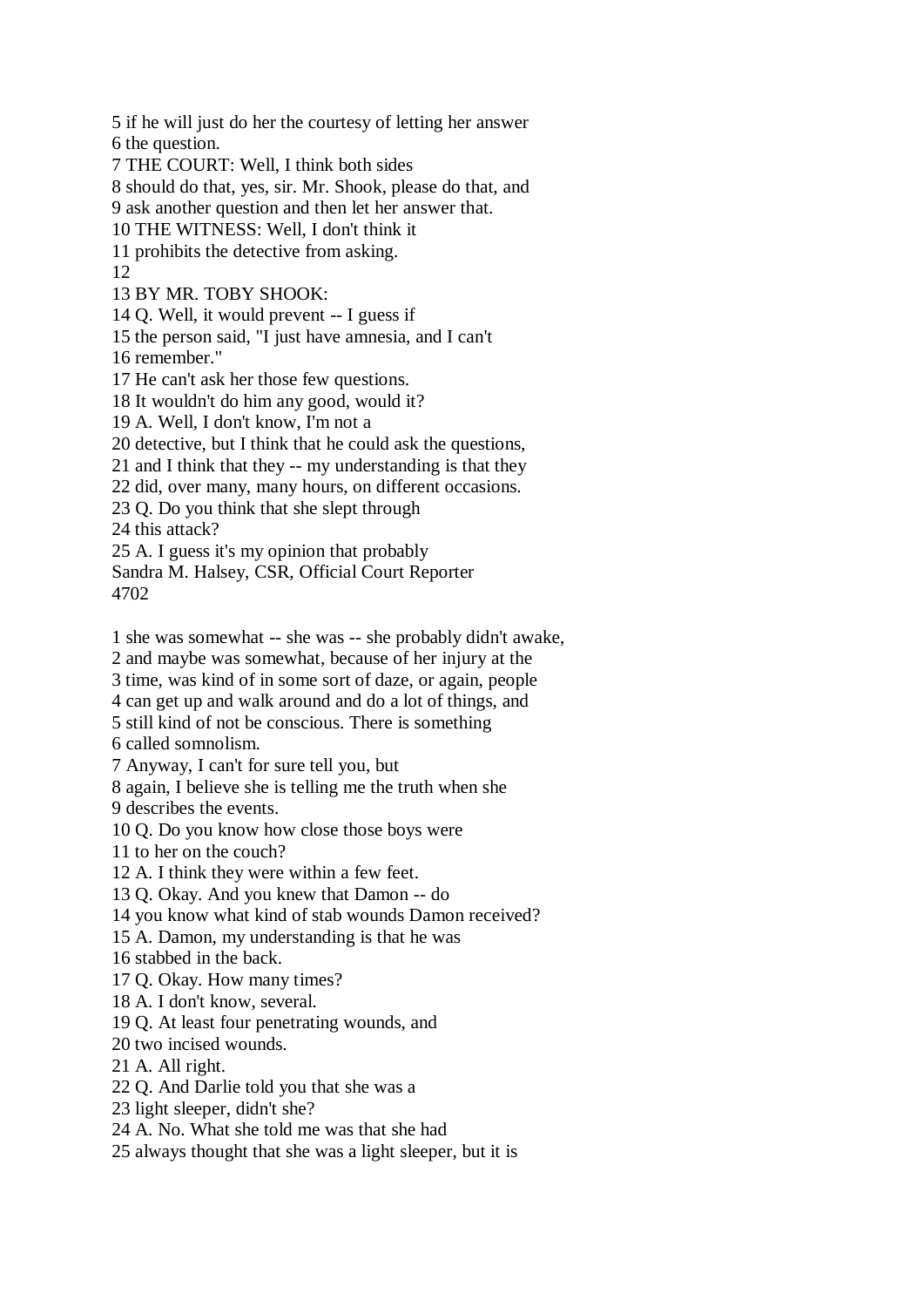5 if he will just do her the courtesy of letting her answer
6 the question.
7 THE COURT: Well, I think both sides
8 should do that, yes, sir. Mr. Shook, please do that, and
9 ask another question and then let her answer that.
10 THE WITNESS: Well, I don't think it
11 prohibits the detective from asking.
12
13 BY MR. TOBY SHOOK:
14 Q. Well, it would prevent -- I guess if
15 the person said, "I just have amnesia, and I can't
16 remember."
17 He can't ask her those few questions.
18 It wouldn't do him any good, would it?
19 A. Well, I don't know, I'm not a
20 detective, but I think that he could ask the questions,
21 and I think that they -- my understanding is that they
22 did, over many, many hours, on different occasions.
23 Q. Do you think that she slept through
24 this attack?
25 A. I guess it's my opinion that probably
Sandra M. Halsey, CSR, Official Court Reporter
4702

1 she was somewhat -- she was -- she probably didn't awake,
2 and maybe was somewhat, because of her injury at the
3 time, was kind of in some sort of daze, or again, people
4 can get up and walk around and do a lot of things, and
5 still kind of not be conscious. There is something
6 called somnolism.
7 Anyway, I can't for sure tell you, but
8 again, I believe she is telling me the truth when she
9 describes the events.
10 Q. Do you know how close those boys were
11 to her on the couch?
12 A. I think they were within a few feet.
13 Q. Okay. And you knew that Damon -- do
14 you know what kind of stab wounds Damon received?
15 A. Damon, my understanding is that he was
16 stabbed in the back.
17 Q. Okay. How many times?
18 A. I don't know, several.
19 Q. At least four penetrating wounds, and
20 two incised wounds.
21 A. All right.
22 Q. And Darlie told you that she was a
23 light sleeper, didn't she?
24 A. No. What she told me was that she had
25 always thought that she was a light sleeper, but it is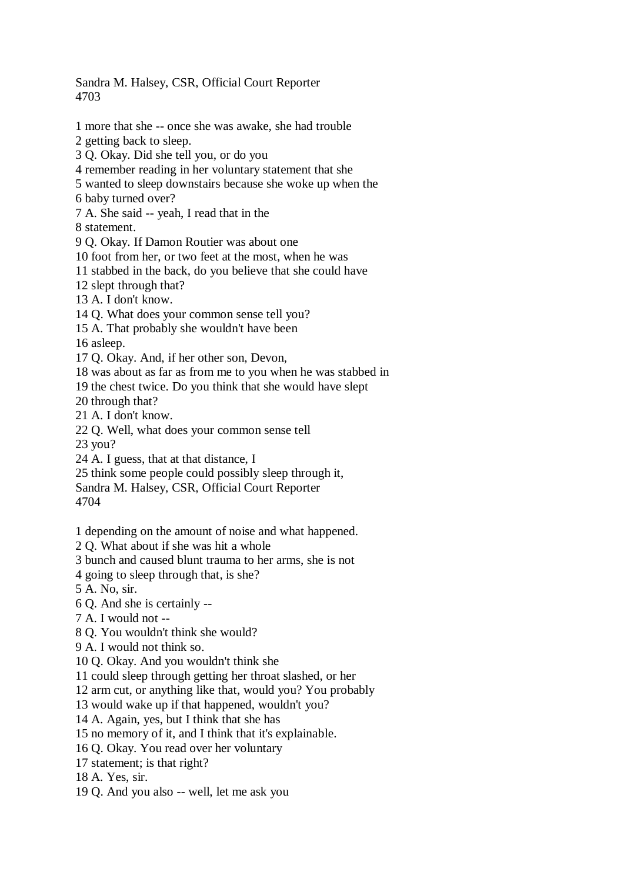1 more that she -- once she was awake, she had trouble
2 getting back to sleep.
3 Q. Okay. Did she tell you, or do you
4 remember reading in her voluntary statement that she
5 wanted to sleep downstairs because she woke up when the
6 baby turned over?
7 A. She said -- yeah, I read that in the
8 statement.
9 Q. Okay. If Damon Routier was about one
10 foot from her, or two feet at the most, when he was
11 stabbed in the back, do you believe that she could have
12 slept through that?
13 A. I don't know.
14 Q. What does your common sense tell you?
15 A. That probably she wouldn't have been
16 asleep.
17 Q. Okay. And, if her other son, Devon,
18 was about as far as from me to you when he was stabbed in
19 the chest twice. Do you think that she would have slept
20 through that?
21 A. I don't know.
22 Q. Well, what does your common sense tell
23 you?
24 A. I guess, that at that distance, I
25 think some people could possibly sleep through it,

1 depending on the amount of noise and what happened.
2 Q. What about if she was hit a whole
3 bunch and caused blunt trauma to her arms, she is not
4 going to sleep through that, is she?
5 A. No, sir.
6 Q. And she is certainly --
7 A. I would not --
8 Q. You wouldn't think she would?
9 A. I would not think so.
10 Q. Okay. And you wouldn't think she
11 could sleep through getting her throat slashed, or her
12 arm cut, or anything like that, would you? You probably
13 would wake up if that happened, wouldn't you?
14 A. Again, yes, but I think that she has
15 no memory of it, and I think that it's explainable.
16 Q. Okay. You read over her voluntary
17 statement; is that right?
18 A. Yes, sir.
19 Q. And you also -- well, let me ask you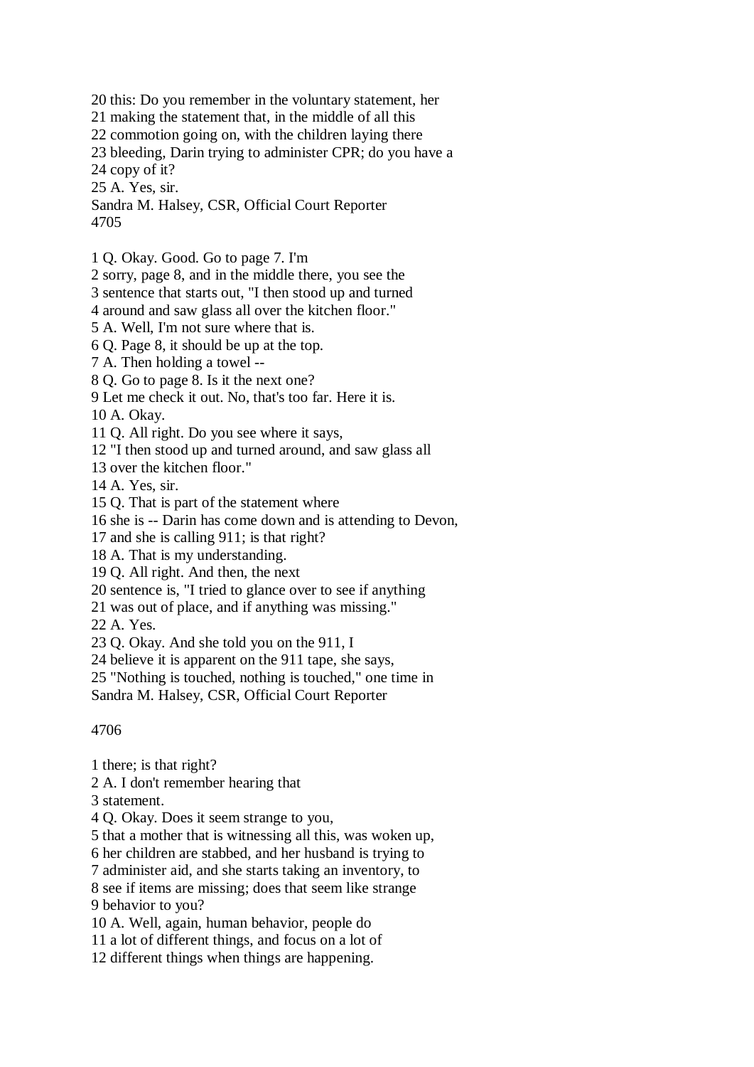20 this: Do you remember in the voluntary statement, her
21 making the statement that, in the middle of all this
22 commotion going on, with the children laying there
23 bleeding, Darin trying to administer CPR; do you have a
24 copy of it?
25 A. Yes, sir.

1 Q. Okay. Good. Go to page 7. I'm
2 sorry, page 8, and in the middle there, you see the
3 sentence that starts out, "I then stood up and turned
4 around and saw glass all over the kitchen floor."
5 A. Well, I'm not sure where that is.
6 Q. Page 8, it should be up at the top.
7 A. Then holding a towel --
8 Q. Go to page 8. Is it the next one?
9 Let me check it out. No, that's too far. Here it is.
10 A. Okay.
11 Q. All right. Do you see where it says,
12 "I then stood up and turned around, and saw glass all
13 over the kitchen floor."
14 A. Yes, sir.
15 Q. That is part of the statement where
16 she is -- Darin has come down and is attending to Devon,
17 and she is calling 911; is that right?
18 A. That is my understanding.
19 Q. All right. And then, the next
20 sentence is, "I tried to glance over to see if anything
21 was out of place, and if anything was missing."
22 A. Yes.
23 Q. Okay. And she told you on the 911, I
24 believe it is apparent on the 911 tape, she says,
25 "Nothing is touched, nothing is touched," one time in

1 there; is that right?
2 A. I don't remember hearing that
3 statement.
4 Q. Okay. Does it seem strange to you,
5 that a mother that is witnessing all this, was woken up,
6 her children are stabbed, and her husband is trying to
7 administer aid, and she starts taking an inventory, to
8 see if items are missing; does that seem like strange
9 behavior to you?
10 A. Well, again, human behavior, people do
11 a lot of different things, and focus on a lot of
12 different things when things are happening.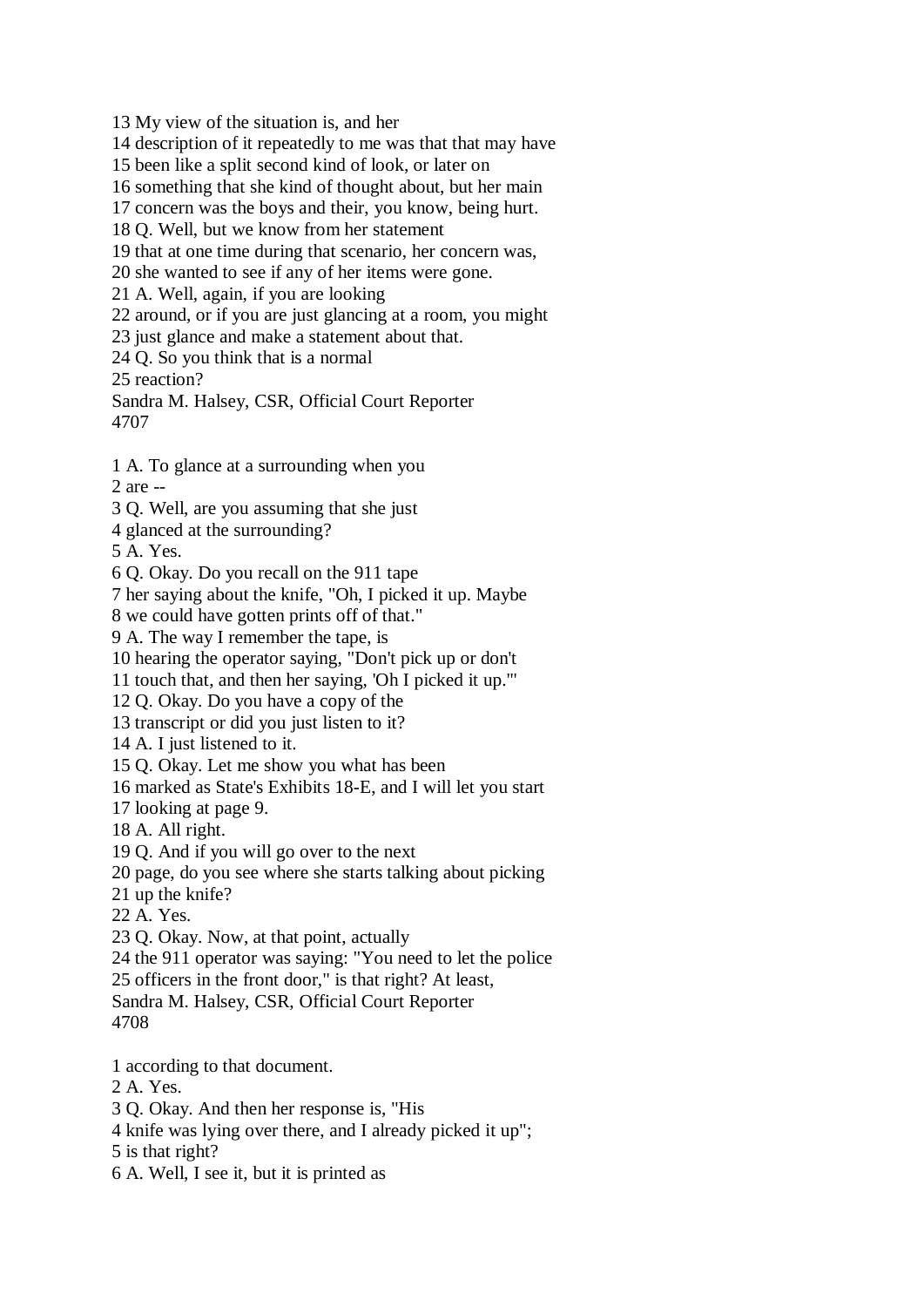13 My view of the situation is, and her
14 description of it repeatedly to me was that that may have
15 been like a split second kind of look, or later on
16 something that she kind of thought about, but her main
17 concern was the boys and their, you know, being hurt.
18 Q. Well, but we know from her statement
19 that at one time during that scenario, her concern was,
20 she wanted to see if any of her items were gone.
21 A. Well, again, if you are looking
22 around, or if you are just glancing at a room, you might
23 just glance and make a statement about that.
24 Q. So you think that is a normal
25 reaction?
Sandra M. Halsey, CSR, Official Court Reporter
4707

1 A. To glance at a surrounding when you
2 are --
3 Q. Well, are you assuming that she just
4 glanced at the surrounding?
5 A. Yes.
6 Q. Okay. Do you recall on the 911 tape
7 her saying about the knife, "Oh, I picked it up. Maybe
8 we could have gotten prints off of that."
9 A. The way I remember the tape, is
10 hearing the operator saying, "Don't pick up or don't
11 touch that, and then her saying, 'Oh I picked it up.'"
12 Q. Okay. Do you have a copy of the
13 transcript or did you just listen to it?
14 A. I just listened to it.
15 Q. Okay. Let me show you what has been
16 marked as State's Exhibits 18-E, and I will let you start
17 looking at page 9.
18 A. All right.
19 Q. And if you will go over to the next
20 page, do you see where she starts talking about picking
21 up the knife?
22 A. Yes.
23 Q. Okay. Now, at that point, actually
24 the 911 operator was saying: "You need to let the police
25 officers in the front door," is that right? At least,
Sandra M. Halsey, CSR, Official Court Reporter
4708

1 according to that document.
2 A. Yes.
3 Q. Okay. And then her response is, "His
4 knife was lying over there, and I already picked it up";
5 is that right?
6 A. Well, I see it, but it is printed as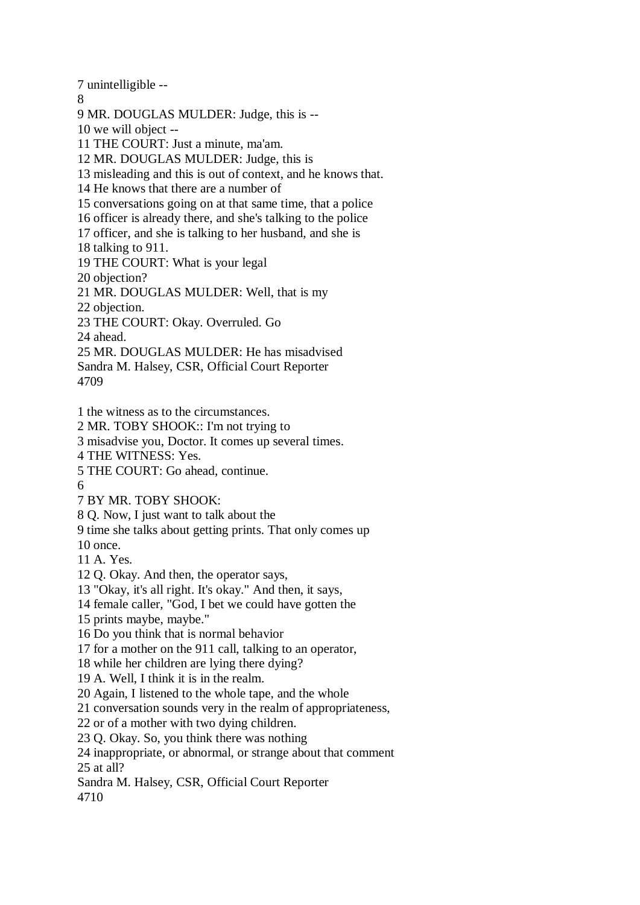7 unintelligible --
8
9 MR. DOUGLAS MULDER: Judge, this is --
10 we will object --
11 THE COURT: Just a minute, ma'am.
12 MR. DOUGLAS MULDER: Judge, this is
13 misleading and this is out of context, and he knows that.
14 He knows that there are a number of
15 conversations going on at that same time, that a police
16 officer is already there, and she's talking to the police
17 officer, and she is talking to her husband, and she is
18 talking to 911.
19 THE COURT: What is your legal
20 objection?
21 MR. DOUGLAS MULDER: Well, that is my
22 objection.
23 THE COURT: Okay. Overruled. Go
24 ahead.
25 MR. DOUGLAS MULDER: He has misadvised
Sandra M. Halsey, CSR, Official Court Reporter

1 the witness as to the circumstances.
2 MR. TOBY SHOOK:: I'm not trying to
3 misadvise you, Doctor. It comes up several times.
4 THE WITNESS: Yes.
5 THE COURT: Go ahead, continue.
6
7 BY MR. TOBY SHOOK:
8 Q. Now, I just want to talk about the
9 time she talks about getting prints. That only comes up
10 once.
11 A. Yes.
12 Q. Okay. And then, the operator says,
13 "Okay, it's all right. It's okay." And then, it says,
14 female caller, "God, I bet we could have gotten the
15 prints maybe, maybe."
16 Do you think that is normal behavior
17 for a mother on the 911 call, talking to an operator,
18 while her children are lying there dying?
19 A. Well, I think it is in the realm.
20 Again, I listened to the whole tape, and the whole
21 conversation sounds very in the realm of appropriateness,
22 or of a mother with two dying children.
23 Q. Okay. So, you think there was nothing
24 inappropriate, or abnormal, or strange about that comment
25 at all?
Sandra M. Halsey, CSR, Official Court Reporter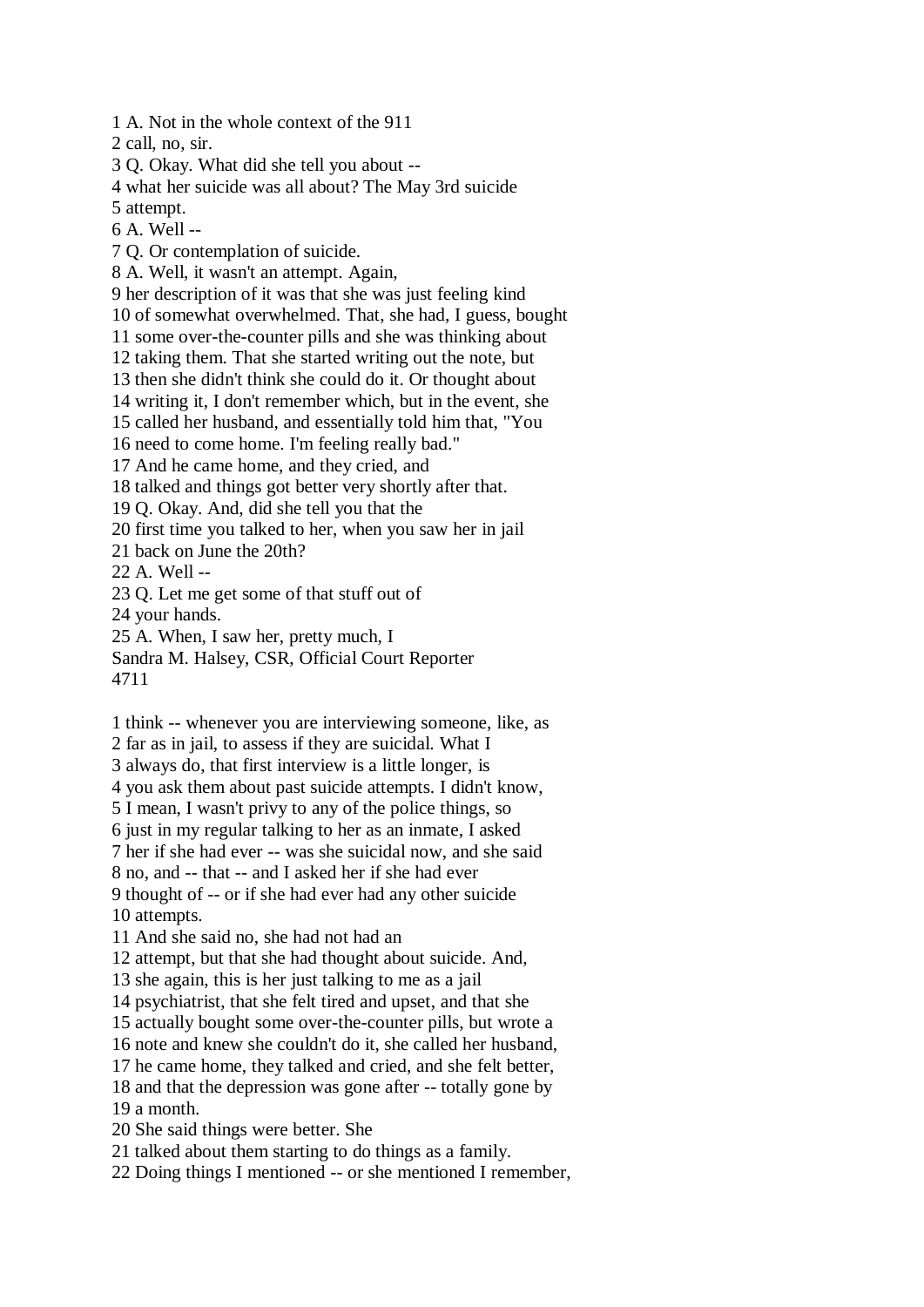1 A. Not in the whole context of the 911
2 call, no, sir.
3 Q. Okay. What did she tell you about --
4 what her suicide was all about? The May 3rd suicide
5 attempt.
6 A. Well --
7 Q. Or contemplation of suicide.
8 A. Well, it wasn't an attempt. Again,
9 her description of it was that she was just feeling kind
10 of somewhat overwhelmed. That, she had, I guess, bought
11 some over-the-counter pills and she was thinking about
12 taking them. That she started writing out the note, but
13 then she didn't think she could do it. Or thought about
14 writing it, I don't remember which, but in the event, she
15 called her husband, and essentially told him that, "You
16 need to come home. I'm feeling really bad."
17 And he came home, and they cried, and
18 talked and things got better very shortly after that.
19 Q. Okay. And, did she tell you that the
20 first time you talked to her, when you saw her in jail
21 back on June the 20th?
22 A. Well --
23 Q. Let me get some of that stuff out of
24 your hands.
25 A. When, I saw her, pretty much, I
Sandra M. Halsey, CSR, Official Court Reporter
4711

1 think -- whenever you are interviewing someone, like, as
2 far as in jail, to assess if they are suicidal. What I
3 always do, that first interview is a little longer, is
4 you ask them about past suicide attempts. I didn't know,
5 I mean, I wasn't privy to any of the police things, so
6 just in my regular talking to her as an inmate, I asked
7 her if she had ever -- was she suicidal now, and she said
8 no, and -- that -- and I asked her if she had ever
9 thought of -- or if she had ever had any other suicide
10 attempts.
11 And she said no, she had not had an
12 attempt, but that she had thought about suicide. And,
13 she again, this is her just talking to me as a jail
14 psychiatrist, that she felt tired and upset, and that she
15 actually bought some over-the-counter pills, but wrote a
16 note and knew she couldn't do it, she called her husband,
17 he came home, they talked and cried, and she felt better,
18 and that the depression was gone after -- totally gone by
19 a month.
20 She said things were better. She
21 talked about them starting to do things as a family.
22 Doing things I mentioned -- or she mentioned I remember,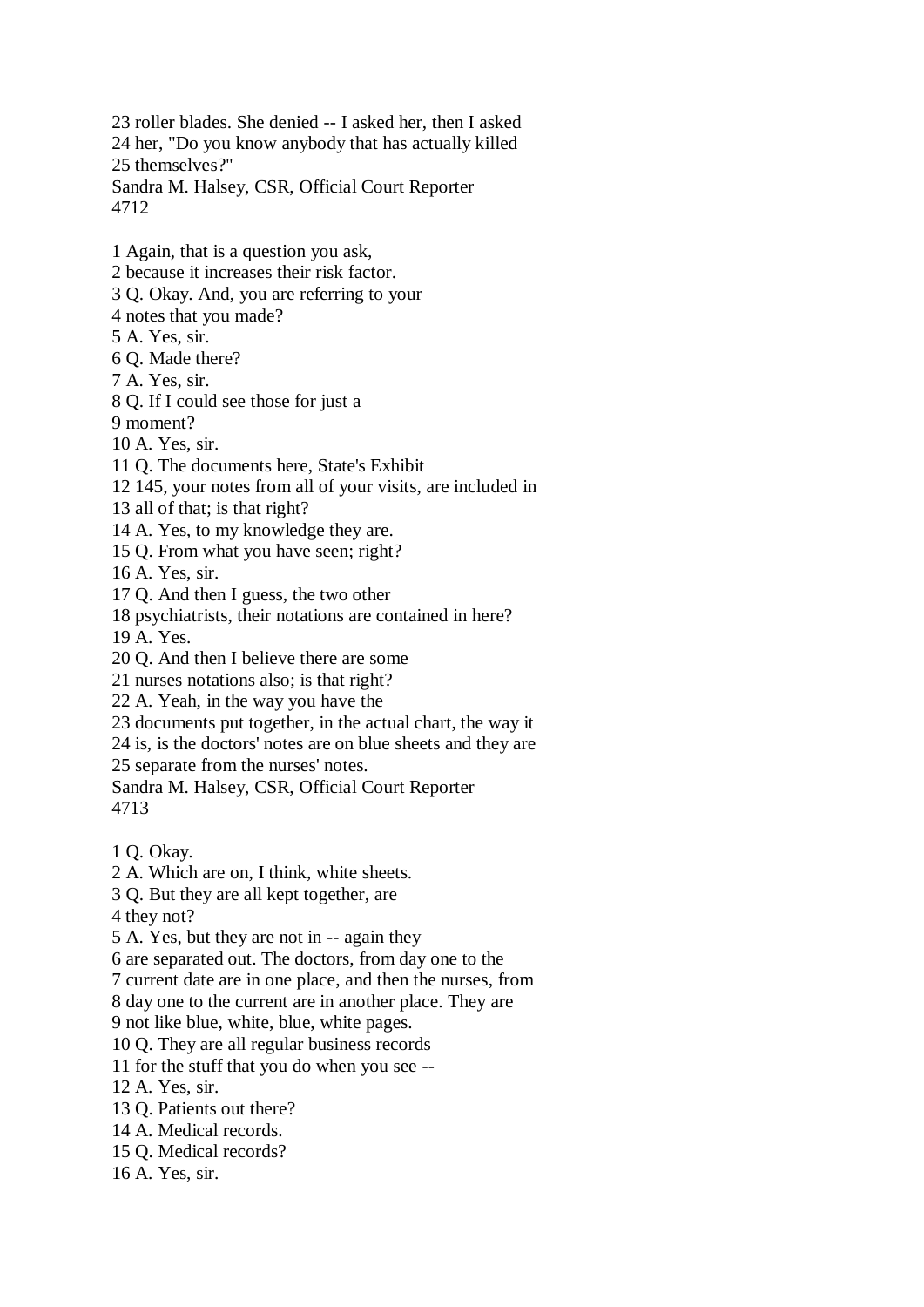23 roller blades. She denied -- I asked her, then I asked
24 her, "Do you know anybody that has actually killed
25 themselves?"

1 Again, that is a question you ask,
2 because it increases their risk factor.
3 Q. Okay. And, you are referring to your
4 notes that you made?
5 A. Yes, sir.
6 Q. Made there?
7 A. Yes, sir.
8 Q. If I could see those for just a
9 moment?
10 A. Yes, sir.
11 Q. The documents here, State's Exhibit
12 145, your notes from all of your visits, are included in
13 all of that; is that right?
14 A. Yes, to my knowledge they are.
15 Q. From what you have seen; right?
16 A. Yes, sir.
17 Q. And then I guess, the two other
18 psychiatrists, their notations are contained in here?
19 A. Yes.
20 Q. And then I believe there are some
21 nurses notations also; is that right?
22 A. Yeah, in the way you have the
23 documents put together, in the actual chart, the way it
24 is, is the doctors' notes are on blue sheets and they are
25 separate from the nurses' notes.

1 Q. Okay.
2 A. Which are on, I think, white sheets.
3 Q. But they are all kept together, are
4 they not?
5 A. Yes, but they are not in -- again they
6 are separated out. The doctors, from day one to the
7 current date are in one place, and then the nurses, from
8 day one to the current are in another place. They are
9 not like blue, white, blue, white pages.
10 Q. They are all regular business records
11 for the stuff that you do when you see --
12 A. Yes, sir.
13 Q. Patients out there?
14 A. Medical records.
15 Q. Medical records?
16 A. Yes, sir.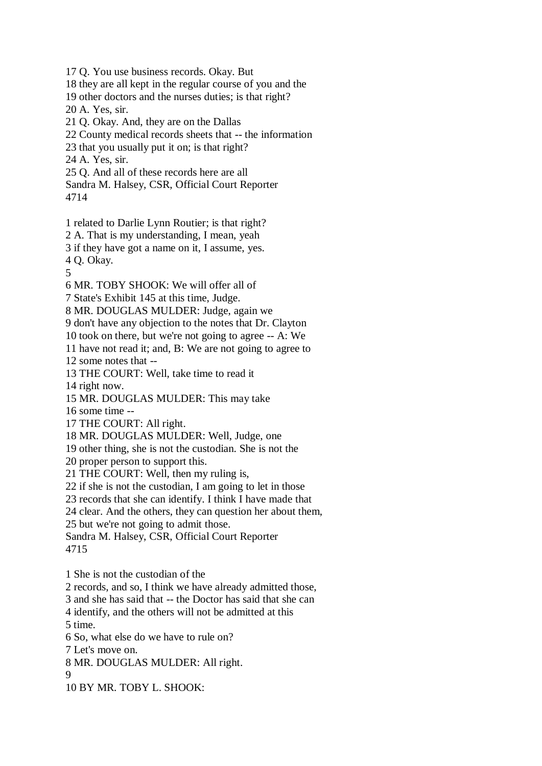17 Q. You use business records. Okay. But
18 they are all kept in the regular course of you and the
19 other doctors and the nurses duties; is that right?
20 A. Yes, sir.
21 Q. Okay. And, they are on the Dallas
22 County medical records sheets that -- the information
23 that you usually put it on; is that right?
24 A. Yes, sir.
25 Q. And all of these records here are all
Sandra M. Halsey, CSR, Official Court Reporter
4714

1 related to Darlie Lynn Routier; is that right?
2 A. That is my understanding, I mean, yeah
3 if they have got a name on it, I assume, yes.
4 Q. Okay.
5
6 MR. TOBY SHOOK: We will offer all of
7 State's Exhibit 145 at this time, Judge.
8 MR. DOUGLAS MULDER: Judge, again we
9 don't have any objection to the notes that Dr. Clayton
10 took on there, but we're not going to agree -- A: We
11 have not read it; and, B: We are not going to agree to
12 some notes that --
13 THE COURT: Well, take time to read it
14 right now.
15 MR. DOUGLAS MULDER: This may take
16 some time --
17 THE COURT: All right.
18 MR. DOUGLAS MULDER: Well, Judge, one
19 other thing, she is not the custodian. She is not the
20 proper person to support this.
21 THE COURT: Well, then my ruling is,
22 if she is not the custodian, I am going to let in those
23 records that she can identify. I think I have made that
24 clear. And the others, they can question her about them,
25 but we're not going to admit those.
Sandra M. Halsey, CSR, Official Court Reporter
4715

1 She is not the custodian of the
2 records, and so, I think we have already admitted those,
3 and she has said that -- the Doctor has said that she can
4 identify, and the others will not be admitted at this
5 time.
6 So, what else do we have to rule on?
7 Let's move on.
8 MR. DOUGLAS MULDER: All right.
9
10 BY MR. TOBY L. SHOOK: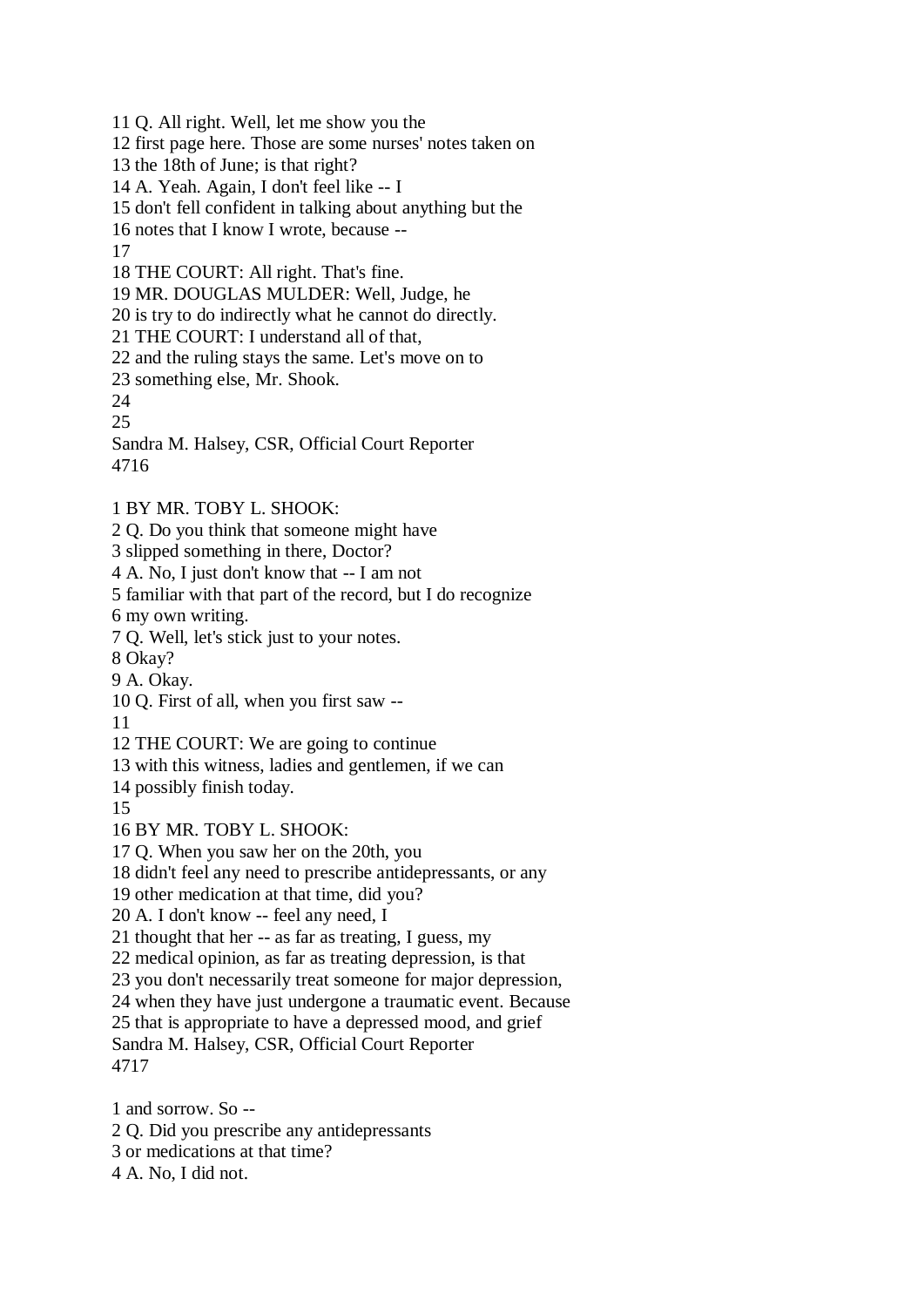11 Q. All right. Well, let me show you the
12 first page here. Those are some nurses' notes taken on
13 the 18th of June; is that right?
14 A. Yeah. Again, I don't feel like -- I
15 don't fell confident in talking about anything but the
16 notes that I know I wrote, because --
17
18 THE COURT: All right. That's fine.
19 MR. DOUGLAS MULDER: Well, Judge, he
20 is try to do indirectly what he cannot do directly.
21 THE COURT: I understand all of that,
22 and the ruling stays the same. Let's move on to
23 something else, Mr. Shook.
24
25
Sandra M. Halsey, CSR, Official Court Reporter
4716

1 BY MR. TOBY L. SHOOK:
2 Q. Do you think that someone might have
3 slipped something in there, Doctor?
4 A. No, I just don't know that -- I am not
5 familiar with that part of the record, but I do recognize
6 my own writing.
7 Q. Well, let's stick just to your notes.
8 Okay?
9 A. Okay.
10 Q. First of all, when you first saw --
11
12 THE COURT: We are going to continue
13 with this witness, ladies and gentlemen, if we can
14 possibly finish today.
15
16 BY MR. TOBY L. SHOOK:
17 Q. When you saw her on the 20th, you
18 didn't feel any need to prescribe antidepressants, or any
19 other medication at that time, did you?
20 A. I don't know -- feel any need, I
21 thought that her -- as far as treating, I guess, my
22 medical opinion, as far as treating depression, is that
23 you don't necessarily treat someone for major depression,
24 when they have just undergone a traumatic event. Because
25 that is appropriate to have a depressed mood, and grief
Sandra M. Halsey, CSR, Official Court Reporter
4717

1 and sorrow. So --
2 Q. Did you prescribe any antidepressants
3 or medications at that time?
4 A. No, I did not.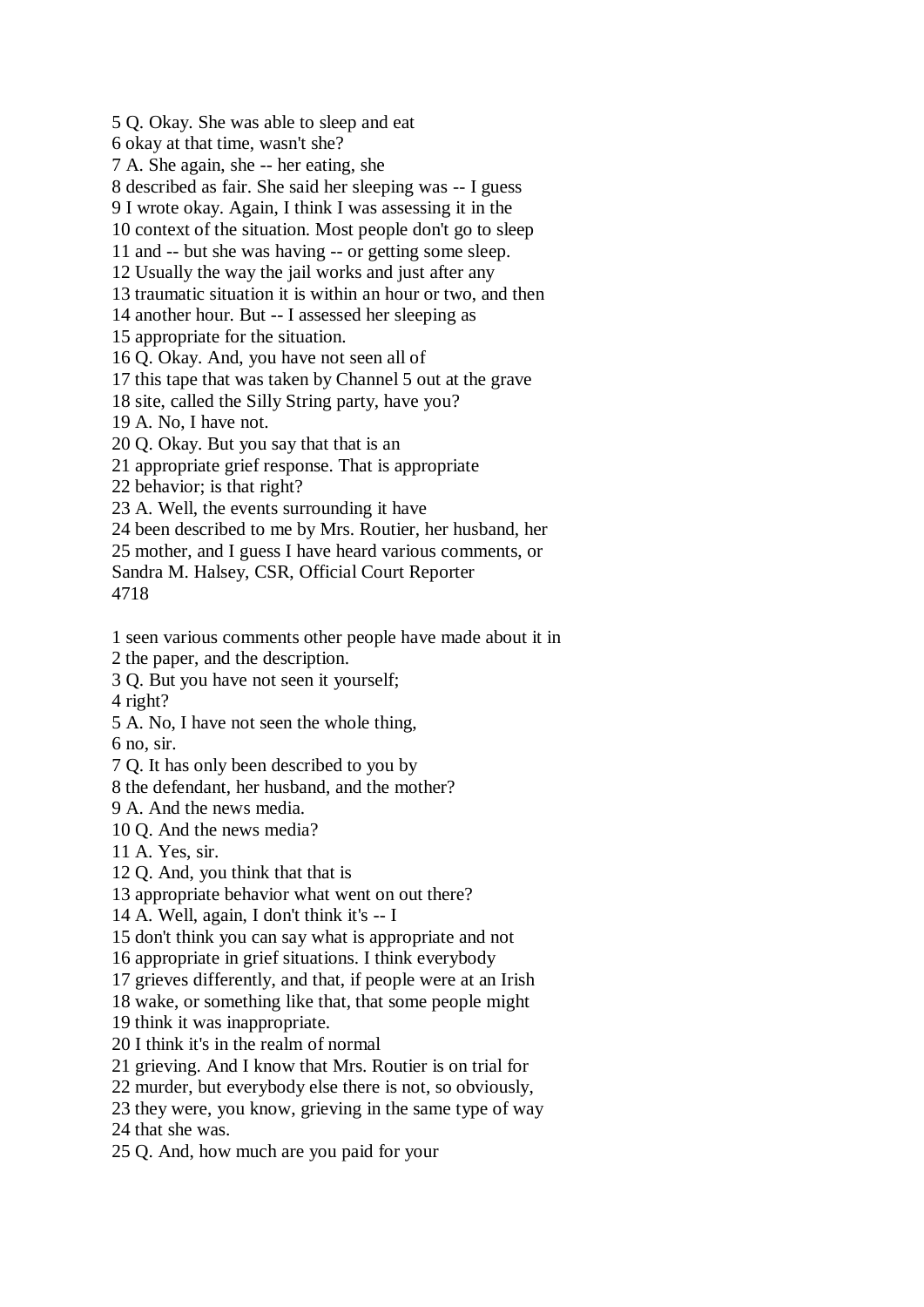5 Q. Okay. She was able to sleep and eat
6 okay at that time, wasn't she?
7 A. She again, she -- her eating, she
8 described as fair. She said her sleeping was -- I guess
9 I wrote okay. Again, I think I was assessing it in the
10 context of the situation. Most people don't go to sleep
11 and -- but she was having -- or getting some sleep.
12 Usually the way the jail works and just after any
13 traumatic situation it is within an hour or two, and then
14 another hour. But -- I assessed her sleeping as
15 appropriate for the situation.
16 Q. Okay. And, you have not seen all of
17 this tape that was taken by Channel 5 out at the grave
18 site, called the Silly String party, have you?
19 A. No, I have not.
20 Q. Okay. But you say that that is an
21 appropriate grief response. That is appropriate
22 behavior; is that right?
23 A. Well, the events surrounding it have
24 been described to me by Mrs. Routier, her husband, her
25 mother, and I guess I have heard various comments, or
Sandra M. Halsey, CSR, Official Court Reporter
4718

1 seen various comments other people have made about it in
2 the paper, and the description.
3 Q. But you have not seen it yourself;
4 right?
5 A. No, I have not seen the whole thing,
6 no, sir.
7 Q. It has only been described to you by
8 the defendant, her husband, and the mother?
9 A. And the news media.
10 Q. And the news media?
11 A. Yes, sir.
12 Q. And, you think that that is
13 appropriate behavior what went on out there?
14 A. Well, again, I don't think it's -- I
15 don't think you can say what is appropriate and not
16 appropriate in grief situations. I think everybody
17 grieves differently, and that, if people were at an Irish
18 wake, or something like that, that some people might
19 think it was inappropriate.
20 I think it's in the realm of normal
21 grieving. And I know that Mrs. Routier is on trial for
22 murder, but everybody else there is not, so obviously,
23 they were, you know, grieving in the same type of way
24 that she was.
25 Q. And, how much are you paid for your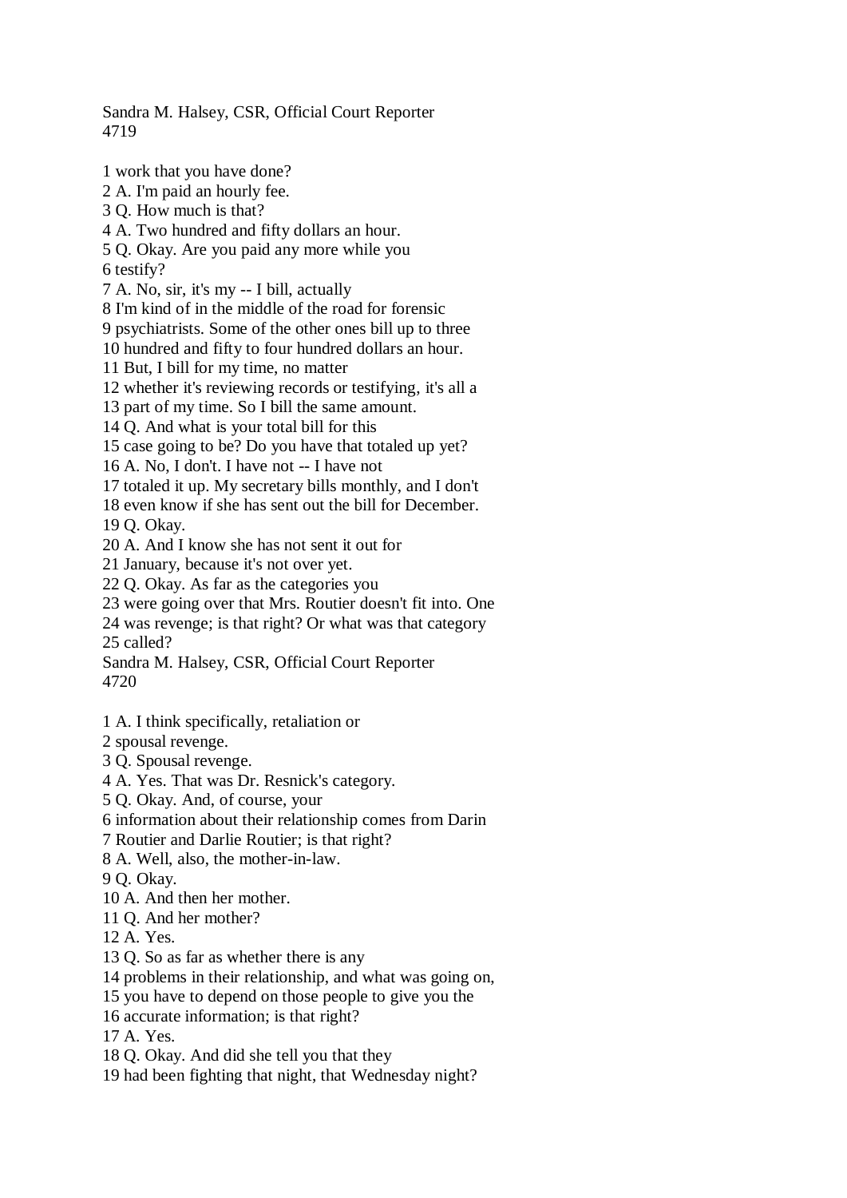1 work that you have done?
2 A. I'm paid an hourly fee.
3 Q. How much is that?
4 A. Two hundred and fifty dollars an hour.
5 Q. Okay. Are you paid any more while you
6 testify?
7 A. No, sir, it's my -- I bill, actually
8 I'm kind of in the middle of the road for forensic
9 psychiatrists. Some of the other ones bill up to three
10 hundred and fifty to four hundred dollars an hour.
11 But, I bill for my time, no matter
12 whether it's reviewing records or testifying, it's all a
13 part of my time. So I bill the same amount.
14 Q. And what is your total bill for this
15 case going to be? Do you have that totaled up yet?
16 A. No, I don't. I have not -- I have not
17 totaled it up. My secretary bills monthly, and I don't
18 even know if she has sent out the bill for December.
19 Q. Okay.
20 A. And I know she has not sent it out for
21 January, because it's not over yet.
22 Q. Okay. As far as the categories you
23 were going over that Mrs. Routier doesn't fit into. One
24 was revenge; is that right? Or what was that category
25 called?

1 A. I think specifically, retaliation or
2 spousal revenge.
3 Q. Spousal revenge.
4 A. Yes. That was Dr. Resnick's category.
5 Q. Okay. And, of course, your
6 information about their relationship comes from Darin
7 Routier and Darlie Routier; is that right?
8 A. Well, also, the mother-in-law.
9 Q. Okay.
10 A. And then her mother.
11 Q. And her mother?
12 A. Yes.
13 Q. So as far as whether there is any
14 problems in their relationship, and what was going on,
15 you have to depend on those people to give you the
16 accurate information; is that right?
17 A. Yes.
18 Q. Okay. And did she tell you that they
19 had been fighting that night, that Wednesday night?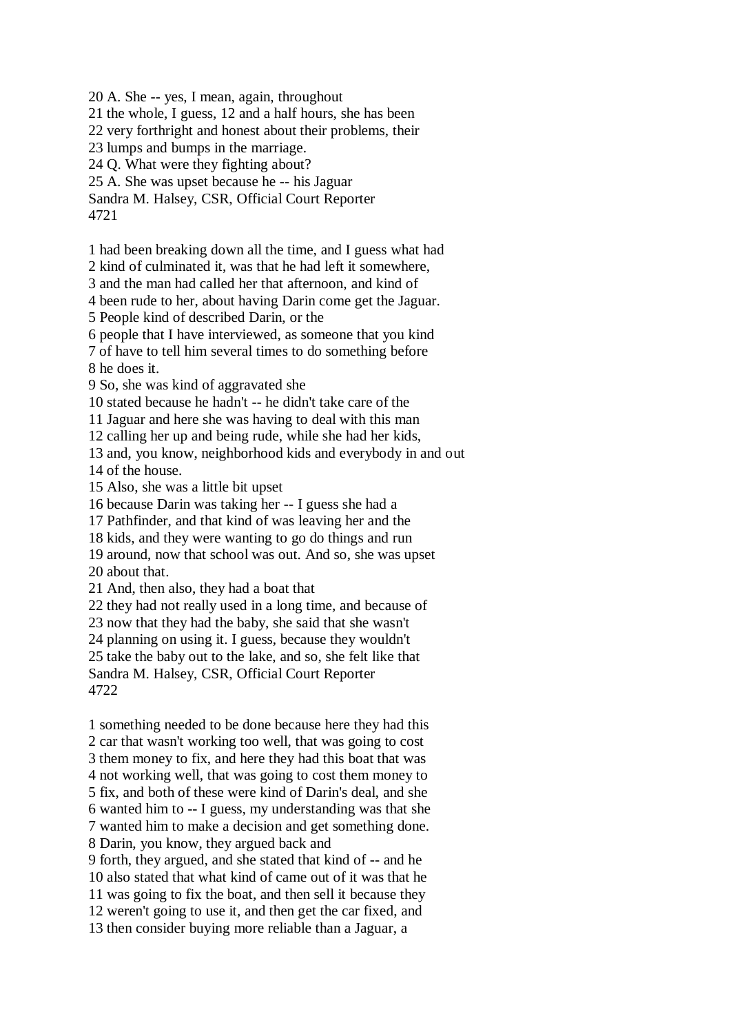20 A. She -- yes, I mean, again, throughout
21 the whole, I guess, 12 and a half hours, she has been
22 very forthright and honest about their problems, their
23 lumps and bumps in the marriage.
24 Q. What were they fighting about?
25 A. She was upset because he -- his Jaguar

1 had been breaking down all the time, and I guess what had
2 kind of culminated it, was that he had left it somewhere,
3 and the man had called her that afternoon, and kind of
4 been rude to her, about having Darin come get the Jaguar.
5 People kind of described Darin, or the
6 people that I have interviewed, as someone that you kind
7 of have to tell him several times to do something before
8 he does it.
9 So, she was kind of aggravated she
10 stated because he hadn't -- he didn't take care of the
11 Jaguar and here she was having to deal with this man
12 calling her up and being rude, while she had her kids,
13 and, you know, neighborhood kids and everybody in and out
14 of the house.
15 Also, she was a little bit upset
16 because Darin was taking her -- I guess she had a
17 Pathfinder, and that kind of was leaving her and the
18 kids, and they were wanting to go do things and run
19 around, now that school was out. And so, she was upset
20 about that.
21 And, then also, they had a boat that
22 they had not really used in a long time, and because of
23 now that they had the baby, she said that she wasn't
24 planning on using it. I guess, because they wouldn't
25 take the baby out to the lake, and so, she felt like that

1 something needed to be done because here they had this
2 car that wasn't working too well, that was going to cost
3 them money to fix, and here they had this boat that was
4 not working well, that was going to cost them money to
5 fix, and both of these were kind of Darin's deal, and she
6 wanted him to -- I guess, my understanding was that she
7 wanted him to make a decision and get something done.
8 Darin, you know, they argued back and
9 forth, they argued, and she stated that kind of -- and he
10 also stated that what kind of came out of it was that he
11 was going to fix the boat, and then sell it because they
12 weren't going to use it, and then get the car fixed, and
13 then consider buying more reliable than a Jaguar, a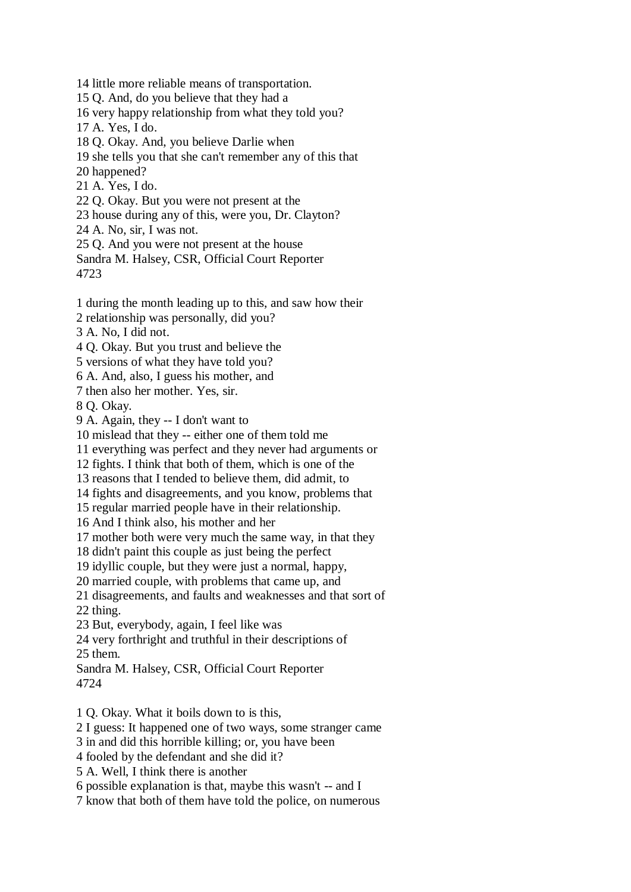14 little more reliable means of transportation.
15 Q. And, do you believe that they had a
16 very happy relationship from what they told you?
17 A. Yes, I do.
18 Q. Okay. And, you believe Darlie when
19 she tells you that she can't remember any of this that
20 happened?
21 A. Yes, I do.
22 Q. Okay. But you were not present at the
23 house during any of this, were you, Dr. Clayton?
24 A. No, sir, I was not.
25 Q. And you were not present at the house
Sandra M. Halsey, CSR, Official Court Reporter
4723

1 during the month leading up to this, and saw how their
2 relationship was personally, did you?
3 A. No, I did not.
4 Q. Okay. But you trust and believe the
5 versions of what they have told you?
6 A. And, also, I guess his mother, and
7 then also her mother. Yes, sir.
8 Q. Okay.
9 A. Again, they -- I don't want to
10 mislead that they -- either one of them told me
11 everything was perfect and they never had arguments or
12 fights. I think that both of them, which is one of the
13 reasons that I tended to believe them, did admit, to
14 fights and disagreements, and you know, problems that
15 regular married people have in their relationship.
16 And I think also, his mother and her
17 mother both were very much the same way, in that they
18 didn't paint this couple as just being the perfect
19 idyllic couple, but they were just a normal, happy,
20 married couple, with problems that came up, and
21 disagreements, and faults and weaknesses and that sort of
22 thing.
23 But, everybody, again, I feel like was
24 very forthright and truthful in their descriptions of
25 them.
Sandra M. Halsey, CSR, Official Court Reporter
4724

1 Q. Okay. What it boils down to is this,
2 I guess: It happened one of two ways, some stranger came
3 in and did this horrible killing; or, you have been
4 fooled by the defendant and she did it?
5 A. Well, I think there is another
6 possible explanation is that, maybe this wasn't -- and I
7 know that both of them have told the police, on numerous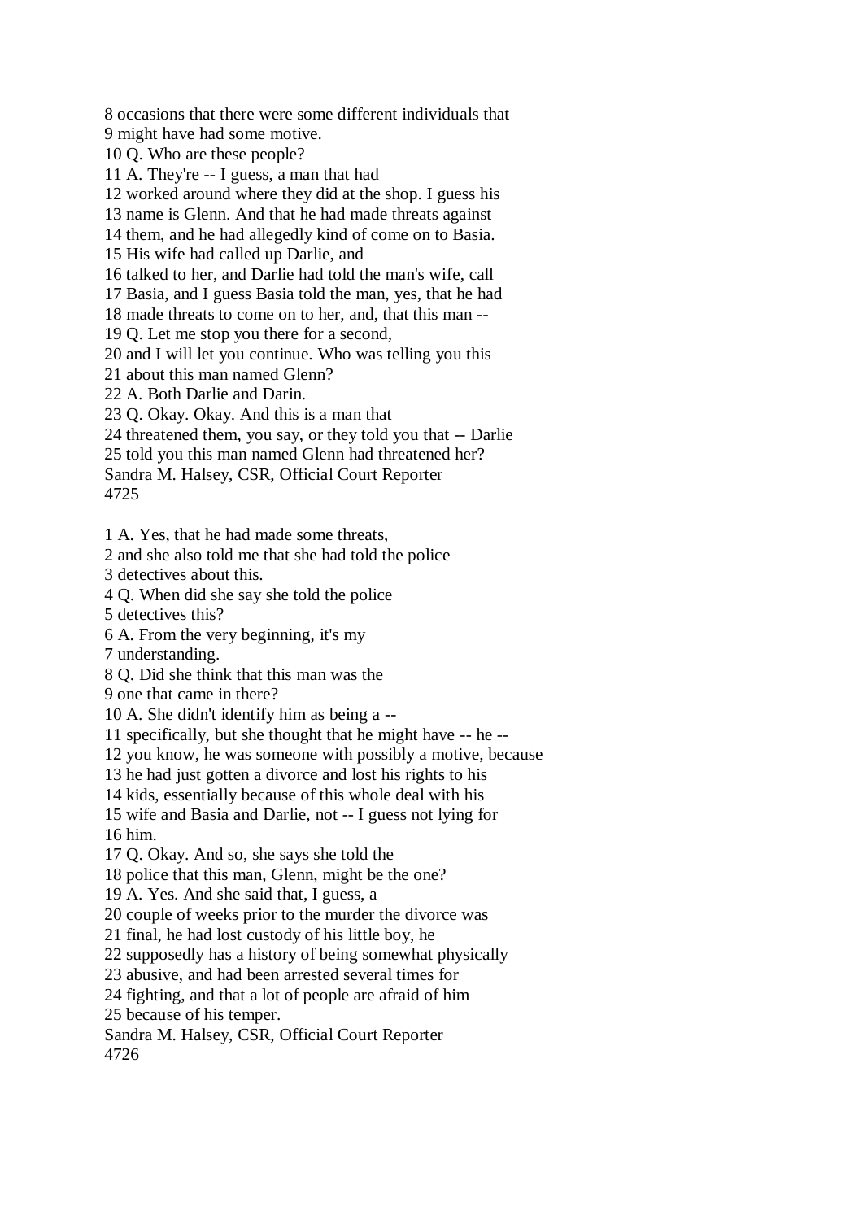8 occasions that there were some different individuals that
9 might have had some motive.
10 Q. Who are these people?
11 A. They're -- I guess, a man that had
12 worked around where they did at the shop. I guess his
13 name is Glenn. And that he had made threats against
14 them, and he had allegedly kind of come on to Basia.
15 His wife had called up Darlie, and
16 talked to her, and Darlie had told the man's wife, call
17 Basia, and I guess Basia told the man, yes, that he had
18 made threats to come on to her, and, that this man --
19 Q. Let me stop you there for a second,
20 and I will let you continue. Who was telling you this
21 about this man named Glenn?
22 A. Both Darlie and Darin.
23 Q. Okay. Okay. And this is a man that
24 threatened them, you say, or they told you that -- Darlie
25 told you this man named Glenn had threatened her?
Sandra M. Halsey, CSR, Official Court Reporter
4725

1 A. Yes, that he had made some threats,
2 and she also told me that she had told the police
3 detectives about this.
4 Q. When did she say she told the police
5 detectives this?
6 A. From the very beginning, it's my
7 understanding.
8 Q. Did she think that this man was the
9 one that came in there?
10 A. She didn't identify him as being a --
11 specifically, but she thought that he might have -- he --
12 you know, he was someone with possibly a motive, because
13 he had just gotten a divorce and lost his rights to his
14 kids, essentially because of this whole deal with his
15 wife and Basia and Darlie, not -- I guess not lying for
16 him.
17 Q. Okay. And so, she says she told the
18 police that this man, Glenn, might be the one?
19 A. Yes. And she said that, I guess, a
20 couple of weeks prior to the murder the divorce was
21 final, he had lost custody of his little boy, he
22 supposedly has a history of being somewhat physically
23 abusive, and had been arrested several times for
24 fighting, and that a lot of people are afraid of him
25 because of his temper.
Sandra M. Halsey, CSR, Official Court Reporter
4726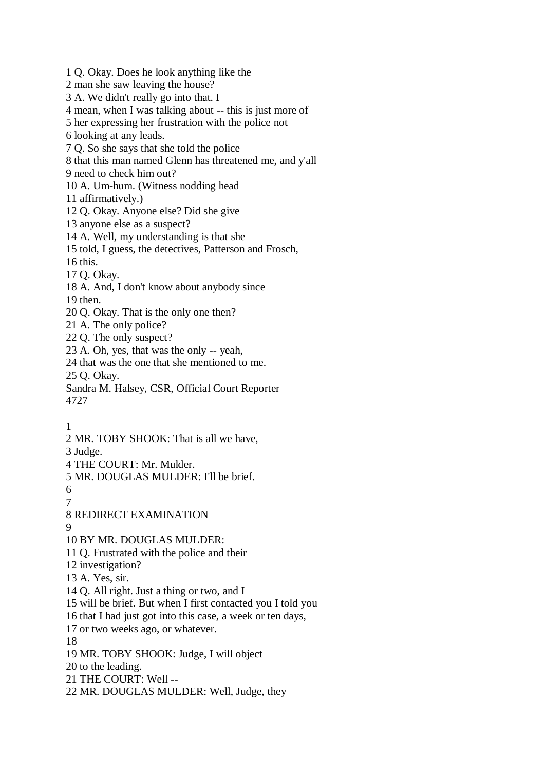1 Q. Okay. Does he look anything like the
2 man she saw leaving the house?
3 A. We didn't really go into that. I
4 mean, when I was talking about -- this is just more of
5 her expressing her frustration with the police not
6 looking at any leads.
7 Q. So she says that she told the police
8 that this man named Glenn has threatened me, and y'all
9 need to check him out?
10 A. Um-hum. (Witness nodding head
11 affirmatively.)
12 Q. Okay. Anyone else? Did she give
13 anyone else as a suspect?
14 A. Well, my understanding is that she
15 told, I guess, the detectives, Patterson and Frosch,
16 this.
17 Q. Okay.
18 A. And, I don't know about anybody since
19 then.
20 Q. Okay. That is the only one then?
21 A. The only police?
22 Q. The only suspect?
23 A. Oh, yes, that was the only -- yeah,
24 that was the one that she mentioned to me.
25 Q. Okay.
Sandra M. Halsey, CSR, Official Court Reporter
4727

1
2 MR. TOBY SHOOK: That is all we have,
3 Judge.
4 THE COURT: Mr. Mulder.
5 MR. DOUGLAS MULDER: I'll be brief.
6
7
8 REDIRECT EXAMINATION
9
10 BY MR. DOUGLAS MULDER:
11 Q. Frustrated with the police and their
12 investigation?
13 A. Yes, sir.
14 Q. All right. Just a thing or two, and I
15 will be brief. But when I first contacted you I told you
16 that I had just got into this case, a week or ten days,
17 or two weeks ago, or whatever.
18
19 MR. TOBY SHOOK: Judge, I will object
20 to the leading.
21 THE COURT: Well --
22 MR. DOUGLAS MULDER: Well, Judge, they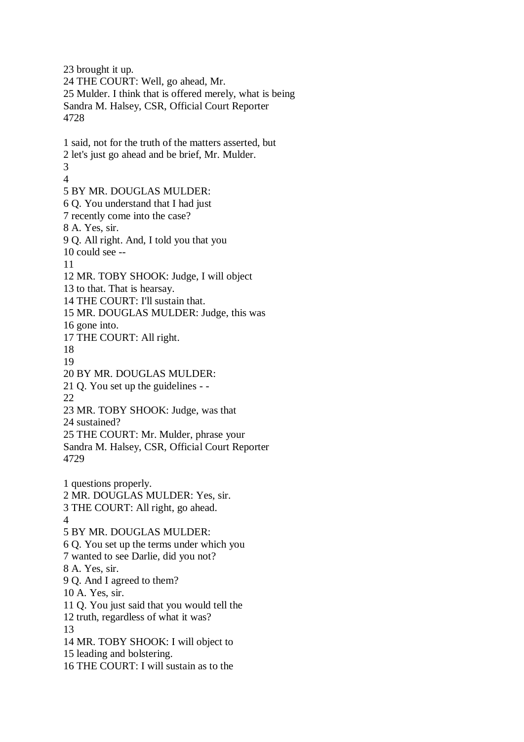23 brought it up.
24 THE COURT: Well, go ahead, Mr.
25 Mulder. I think that is offered merely, what is being

1 said, not for the truth of the matters asserted, but
2 let's just go ahead and be brief, Mr. Mulder.
3
4
5 BY MR. DOUGLAS MULDER:
6 Q. You understand that I had just
7 recently come into the case?
8 A. Yes, sir.
9 Q. All right. And, I told you that you
10 could see --
11
12 MR. TOBY SHOOK: Judge, I will object
13 to that. That is hearsay.
14 THE COURT: I'll sustain that.
15 MR. DOUGLAS MULDER: Judge, this was
16 gone into.
17 THE COURT: All right.
18
19
20 BY MR. DOUGLAS MULDER:
21 Q. You set up the guidelines - -
22
23 MR. TOBY SHOOK: Judge, was that
24 sustained?
25 THE COURT: Mr. Mulder, phrase your

1 questions properly.
2 MR. DOUGLAS MULDER: Yes, sir.
3 THE COURT: All right, go ahead.
4
5 BY MR. DOUGLAS MULDER:
6 Q. You set up the terms under which you
7 wanted to see Darlie, did you not?
8 A. Yes, sir.
9 Q. And I agreed to them?
10 A. Yes, sir.
11 Q. You just said that you would tell the
12 truth, regardless of what it was?
13
14 MR. TOBY SHOOK: I will object to
15 leading and bolstering.
16 THE COURT: I will sustain as to the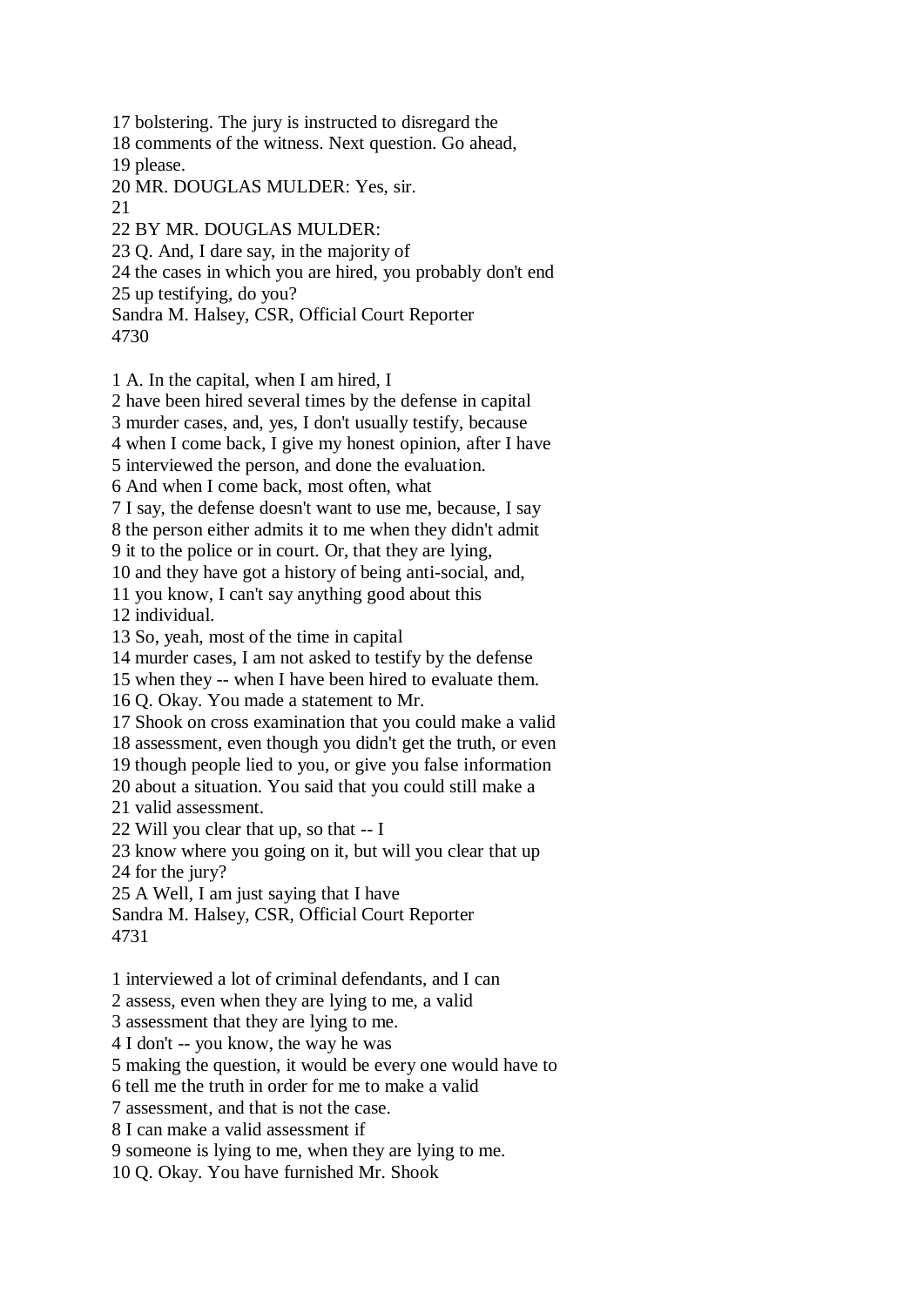17 bolstering. The jury is instructed to disregard the
18 comments of the witness. Next question. Go ahead,
19 please.
20 MR. DOUGLAS MULDER: Yes, sir.
21
22 BY MR. DOUGLAS MULDER:
23 Q. And, I dare say, in the majority of
24 the cases in which you are hired, you probably don't end
25 up testifying, do you?

1 A. In the capital, when I am hired, I
2 have been hired several times by the defense in capital
3 murder cases, and, yes, I don't usually testify, because
4 when I come back, I give my honest opinion, after I have
5 interviewed the person, and done the evaluation.
6 And when I come back, most often, what
7 I say, the defense doesn't want to use me, because, I say
8 the person either admits it to me when they didn't admit
9 it to the police or in court. Or, that they are lying,
10 and they have got a history of being anti-social, and,
11 you know, I can't say anything good about this
12 individual.
13 So, yeah, most of the time in capital
14 murder cases, I am not asked to testify by the defense
15 when they -- when I have been hired to evaluate them.
16 Q. Okay. You made a statement to Mr.
17 Shook on cross examination that you could make a valid
18 assessment, even though you didn't get the truth, or even
19 though people lied to you, or give you false information
20 about a situation. You said that you could still make a
21 valid assessment.
22 Will you clear that up, so that -- I
23 know where you going on it, but will you clear that up
24 for the jury?
25 A Well, I am just saying that I have

1 interviewed a lot of criminal defendants, and I can
2 assess, even when they are lying to me, a valid
3 assessment that they are lying to me.
4 I don't -- you know, the way he was
5 making the question, it would be every one would have to
6 tell me the truth in order for me to make a valid
7 assessment, and that is not the case.
8 I can make a valid assessment if
9 someone is lying to me, when they are lying to me.
10 Q. Okay. You have furnished Mr. Shook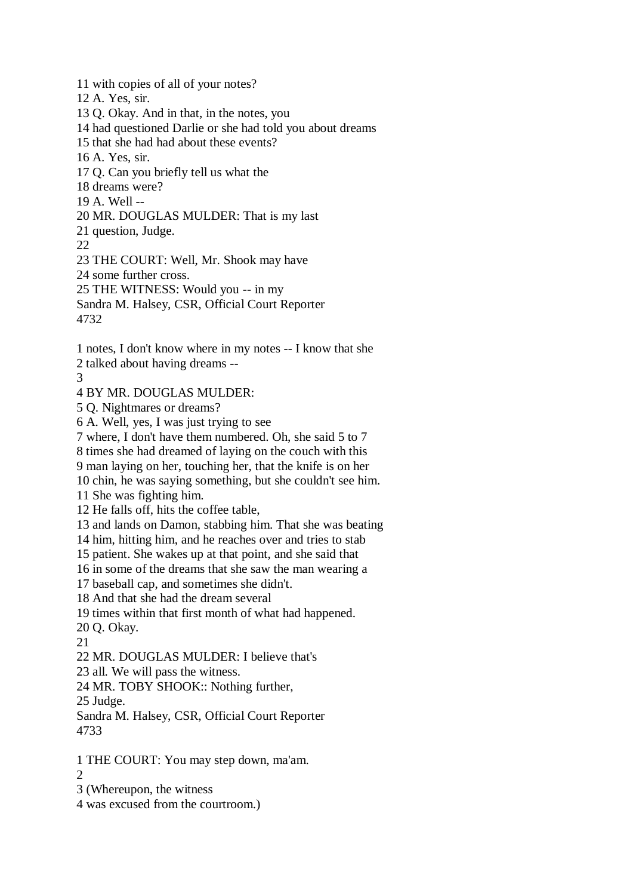11 with copies of all of your notes?
12 A. Yes, sir.
13 Q. Okay. And in that, in the notes, you
14 had questioned Darlie or she had told you about dreams
15 that she had had about these events?
16 A. Yes, sir.
17 Q. Can you briefly tell us what the
18 dreams were?
19 A. Well --
20 MR. DOUGLAS MULDER: That is my last
21 question, Judge.
22
23 THE COURT: Well, Mr. Shook may have
24 some further cross.
25 THE WITNESS: Would you -- in my
Sandra M. Halsey, CSR, Official Court Reporter

1 notes, I don't know where in my notes -- I know that she
2 talked about having dreams --
3
4 BY MR. DOUGLAS MULDER:
5 Q. Nightmares or dreams?
6 A. Well, yes, I was just trying to see
7 where, I don't have them numbered. Oh, she said 5 to 7
8 times she had dreamed of laying on the couch with this
9 man laying on her, touching her, that the knife is on her
10 chin, he was saying something, but she couldn't see him.
11 She was fighting him.
12 He falls off, hits the coffee table,
13 and lands on Damon, stabbing him. That she was beating
14 him, hitting him, and he reaches over and tries to stab
15 patient. She wakes up at that point, and she said that
16 in some of the dreams that she saw the man wearing a
17 baseball cap, and sometimes she didn't.
18 And that she had the dream several
19 times within that first month of what had happened.
20 Q. Okay.
21
22 MR. DOUGLAS MULDER: I believe that's
23 all. We will pass the witness.
24 MR. TOBY SHOOK:: Nothing further,
25 Judge.
Sandra M. Halsey, CSR, Official Court Reporter

1 THE COURT: You may step down, ma'am.
2
3 (Whereupon, the witness
4 was excused from the courtroom.)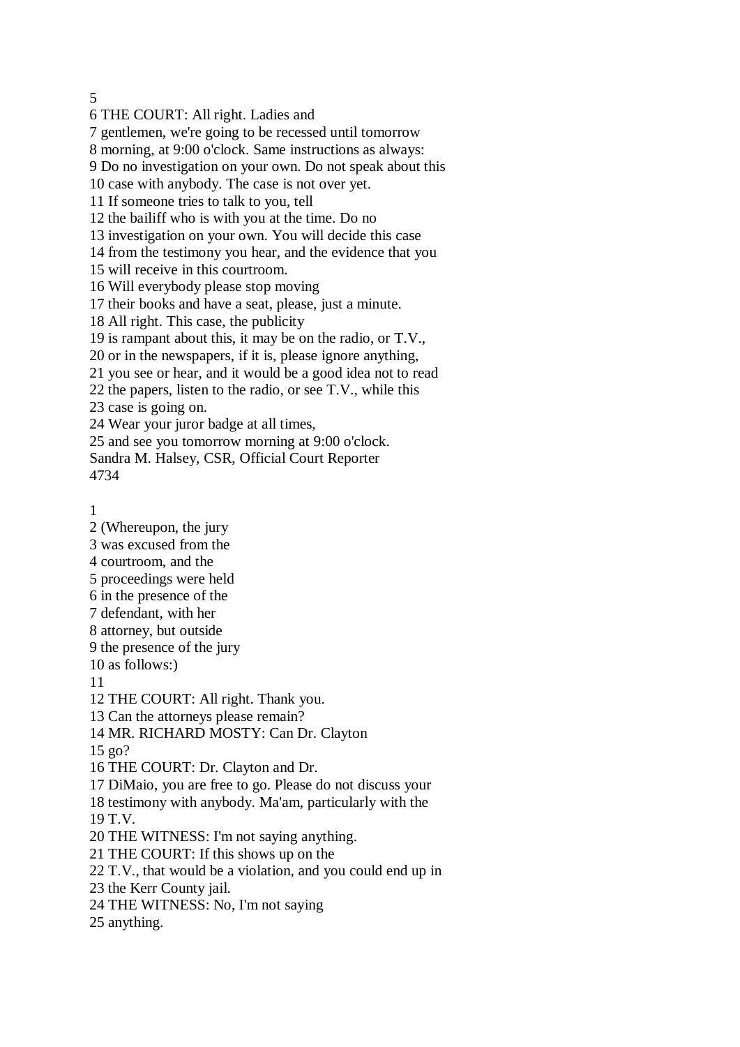5
6 THE COURT: All right. Ladies and
7 gentlemen, we're going to be recessed until tomorrow
8 morning, at 9:00 o'clock. Same instructions as always:
9 Do no investigation on your own. Do not speak about this
10 case with anybody. The case is not over yet.
11 If someone tries to talk to you, tell
12 the bailiff who is with you at the time. Do no
13 investigation on your own. You will decide this case
14 from the testimony you hear, and the evidence that you
15 will receive in this courtroom.
16 Will everybody please stop moving
17 their books and have a seat, please, just a minute.
18 All right. This case, the publicity
19 is rampant about this, it may be on the radio, or T.V.,
20 or in the newspapers, if it is, please ignore anything,
21 you see or hear, and it would be a good idea not to read
22 the papers, listen to the radio, or see T.V., while this
23 case is going on.
24 Wear your juror badge at all times,
25 and see you tomorrow morning at 9:00 o'clock.
Sandra M. Halsey, CSR, Official Court Reporter
4734

1
2 (Whereupon, the jury
3 was excused from the
4 courtroom, and the
5 proceedings were held
6 in the presence of the
7 defendant, with her
8 attorney, but outside
9 the presence of the jury
10 as follows:)
11
12 THE COURT: All right. Thank you.
13 Can the attorneys please remain?
14 MR. RICHARD MOSTY: Can Dr. Clayton
15 go?
16 THE COURT: Dr. Clayton and Dr.
17 DiMaio, you are free to go. Please do not discuss your
18 testimony with anybody. Ma'am, particularly with the
19 T.V.
20 THE WITNESS: I'm not saying anything.
21 THE COURT: If this shows up on the
22 T.V., that would be a violation, and you could end up in
23 the Kerr County jail.
24 THE WITNESS: No, I'm not saying
25 anything.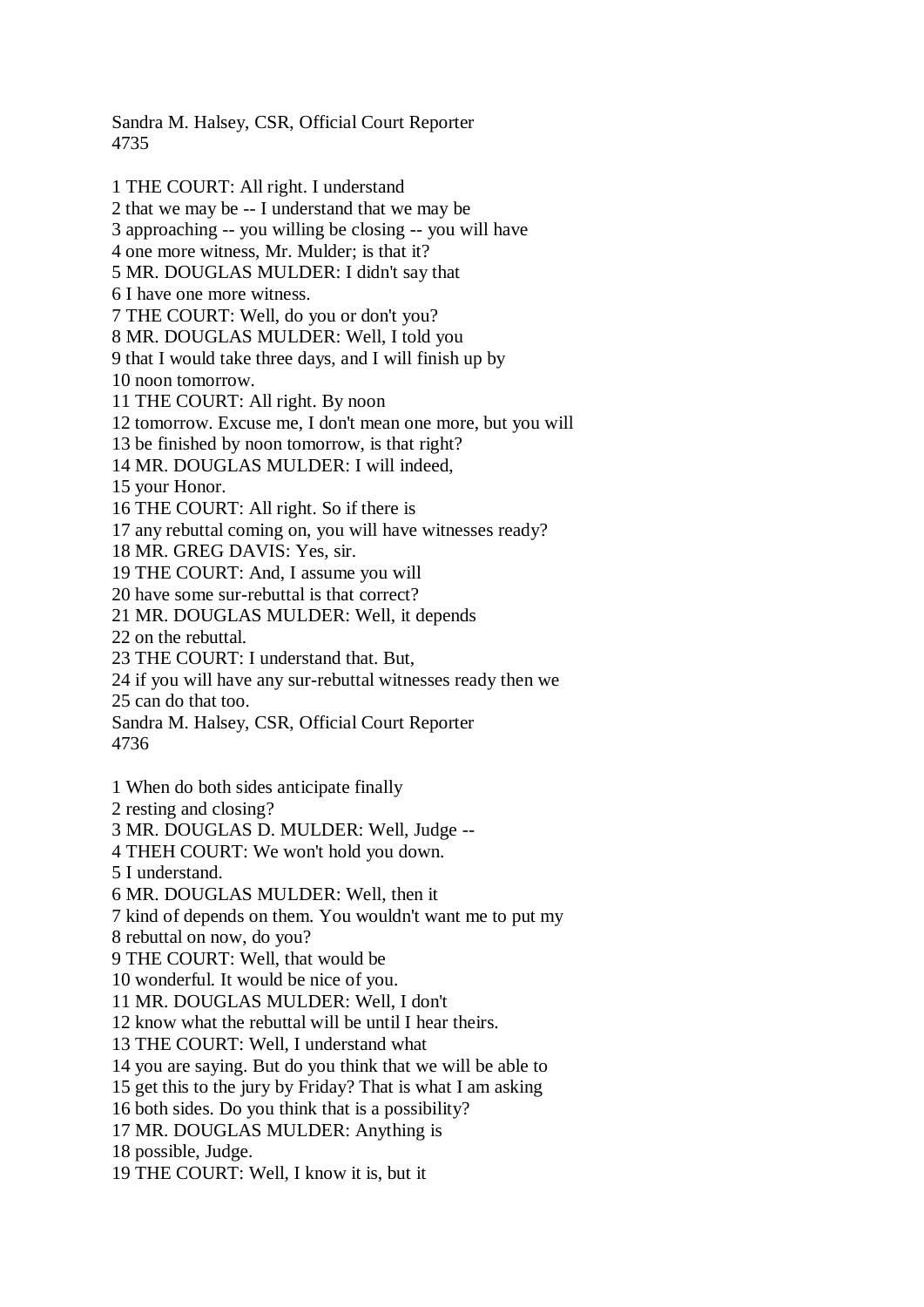1 THE COURT: All right. I understand
2 that we may be -- I understand that we may be
3 approaching -- you willing be closing -- you will have
4 one more witness, Mr. Mulder; is that it?
5 MR. DOUGLAS MULDER: I didn't say that
6 I have one more witness.
7 THE COURT: Well, do you or don't you?
8 MR. DOUGLAS MULDER: Well, I told you
9 that I would take three days, and I will finish up by
10 noon tomorrow.
11 THE COURT: All right. By noon
12 tomorrow. Excuse me, I don't mean one more, but you will
13 be finished by noon tomorrow, is that right?
14 MR. DOUGLAS MULDER: I will indeed,
15 your Honor.
16 THE COURT: All right. So if there is
17 any rebuttal coming on, you will have witnesses ready?
18 MR. GREG DAVIS: Yes, sir.
19 THE COURT: And, I assume you will
20 have some sur-rebuttal is that correct?
21 MR. DOUGLAS MULDER: Well, it depends
22 on the rebuttal.
23 THE COURT: I understand that. But,
24 if you will have any sur-rebuttal witnesses ready then we
25 can do that too.

1 When do both sides anticipate finally
2 resting and closing?
3 MR. DOUGLAS D. MULDER: Well, Judge --
4 THEH COURT: We won't hold you down.
5 I understand.
6 MR. DOUGLAS MULDER: Well, then it
7 kind of depends on them. You wouldn't want me to put my
8 rebuttal on now, do you?
9 THE COURT: Well, that would be
10 wonderful. It would be nice of you.
11 MR. DOUGLAS MULDER: Well, I don't
12 know what the rebuttal will be until I hear theirs.
13 THE COURT: Well, I understand what
14 you are saying. But do you think that we will be able to
15 get this to the jury by Friday? That is what I am asking
16 both sides. Do you think that is a possibility?
17 MR. DOUGLAS MULDER: Anything is
18 possible, Judge.
19 THE COURT: Well, I know it is, but it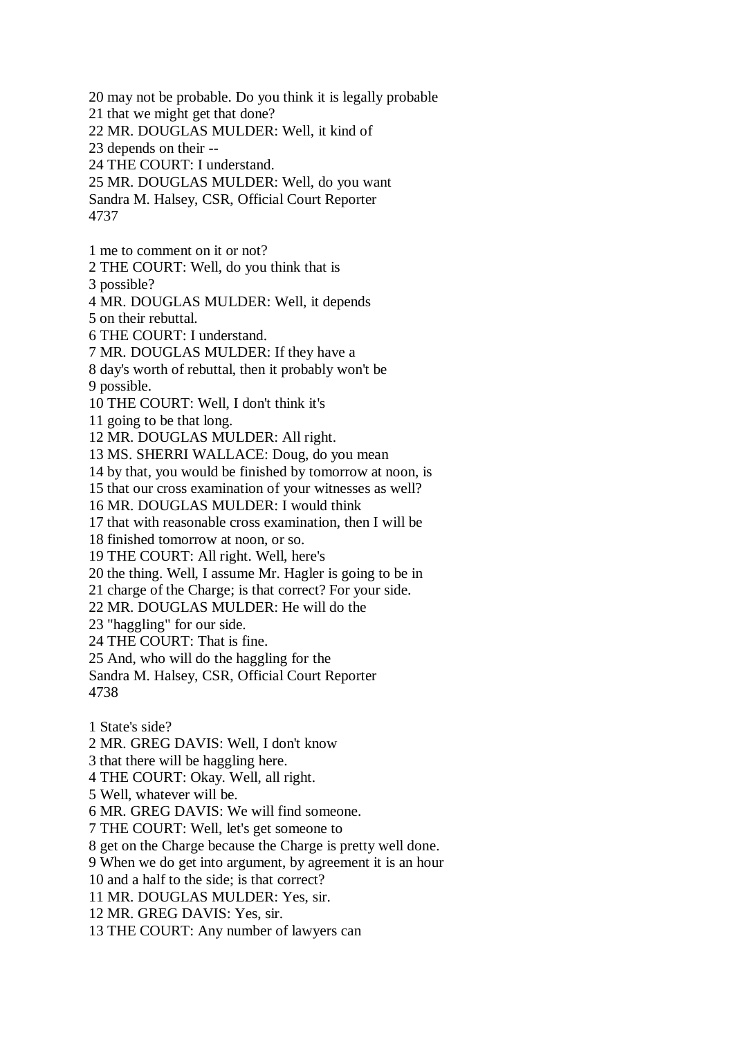20 may not be probable. Do you think it is legally probable
21 that we might get that done?
22 MR. DOUGLAS MULDER: Well, it kind of
23 depends on their --
24 THE COURT: I understand.
25 MR. DOUGLAS MULDER: Well, do you want

1 me to comment on it or not?
2 THE COURT: Well, do you think that is
3 possible?
4 MR. DOUGLAS MULDER: Well, it depends
5 on their rebuttal.
6 THE COURT: I understand.
7 MR. DOUGLAS MULDER: If they have a
8 day's worth of rebuttal, then it probably won't be
9 possible.
10 THE COURT: Well, I don't think it's
11 going to be that long.
12 MR. DOUGLAS MULDER: All right.
13 MS. SHERRI WALLACE: Doug, do you mean
14 by that, you would be finished by tomorrow at noon, is
15 that our cross examination of your witnesses as well?
16 MR. DOUGLAS MULDER: I would think
17 that with reasonable cross examination, then I will be
18 finished tomorrow at noon, or so.
19 THE COURT: All right. Well, here's
20 the thing. Well, I assume Mr. Hagler is going to be in
21 charge of the Charge; is that correct? For your side.
22 MR. DOUGLAS MULDER: He will do the
23 "haggling" for our side.
24 THE COURT: That is fine.
25 And, who will do the haggling for the

1 State's side?
2 MR. GREG DAVIS: Well, I don't know
3 that there will be haggling here.
4 THE COURT: Okay. Well, all right.
5 Well, whatever will be.
6 MR. GREG DAVIS: We will find someone.
7 THE COURT: Well, let's get someone to
8 get on the Charge because the Charge is pretty well done.
9 When we do get into argument, by agreement it is an hour
10 and a half to the side; is that correct?
11 MR. DOUGLAS MULDER: Yes, sir.
12 MR. GREG DAVIS: Yes, sir.
13 THE COURT: Any number of lawyers can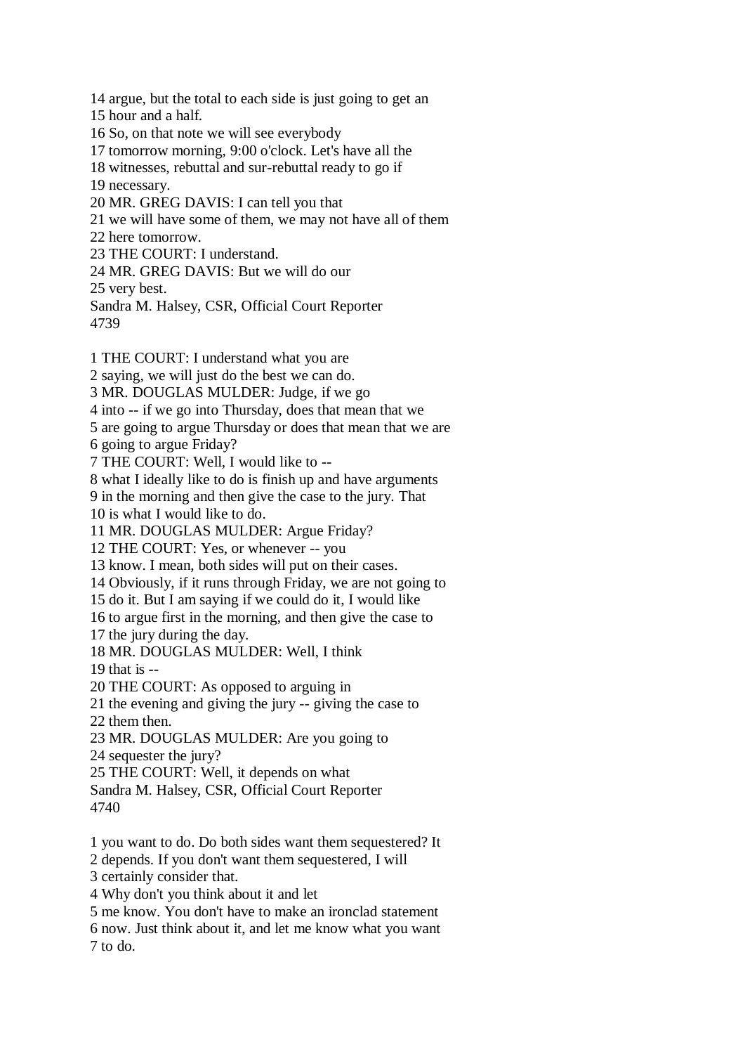14 argue, but the total to each side is just going to get an
15 hour and a half.
16 So, on that note we will see everybody
17 tomorrow morning, 9:00 o'clock. Let's have all the
18 witnesses, rebuttal and sur-rebuttal ready to go if
19 necessary.
20 MR. GREG DAVIS: I can tell you that
21 we will have some of them, we may not have all of them
22 here tomorrow.
23 THE COURT: I understand.
24 MR. GREG DAVIS: But we will do our
25 very best.
Sandra M. Halsey, CSR, Official Court Reporter
4739

1 THE COURT: I understand what you are
2 saying, we will just do the best we can do.
3 MR. DOUGLAS MULDER: Judge, if we go
4 into -- if we go into Thursday, does that mean that we
5 are going to argue Thursday or does that mean that we are
6 going to argue Friday?
7 THE COURT: Well, I would like to --
8 what I ideally like to do is finish up and have arguments
9 in the morning and then give the case to the jury. That
10 is what I would like to do.
11 MR. DOUGLAS MULDER: Argue Friday?
12 THE COURT: Yes, or whenever -- you
13 know. I mean, both sides will put on their cases.
14 Obviously, if it runs through Friday, we are not going to
15 do it. But I am saying if we could do it, I would like
16 to argue first in the morning, and then give the case to
17 the jury during the day.
18 MR. DOUGLAS MULDER: Well, I think
19 that is --
20 THE COURT: As opposed to arguing in
21 the evening and giving the jury -- giving the case to
22 them then.
23 MR. DOUGLAS MULDER: Are you going to
24 sequester the jury?
25 THE COURT: Well, it depends on what
Sandra M. Halsey, CSR, Official Court Reporter
4740

1 you want to do. Do both sides want them sequestered? It
2 depends. If you don't want them sequestered, I will
3 certainly consider that.
4 Why don't you think about it and let
5 me know. You don't have to make an ironclad statement
6 now. Just think about it, and let me know what you want
7 to do.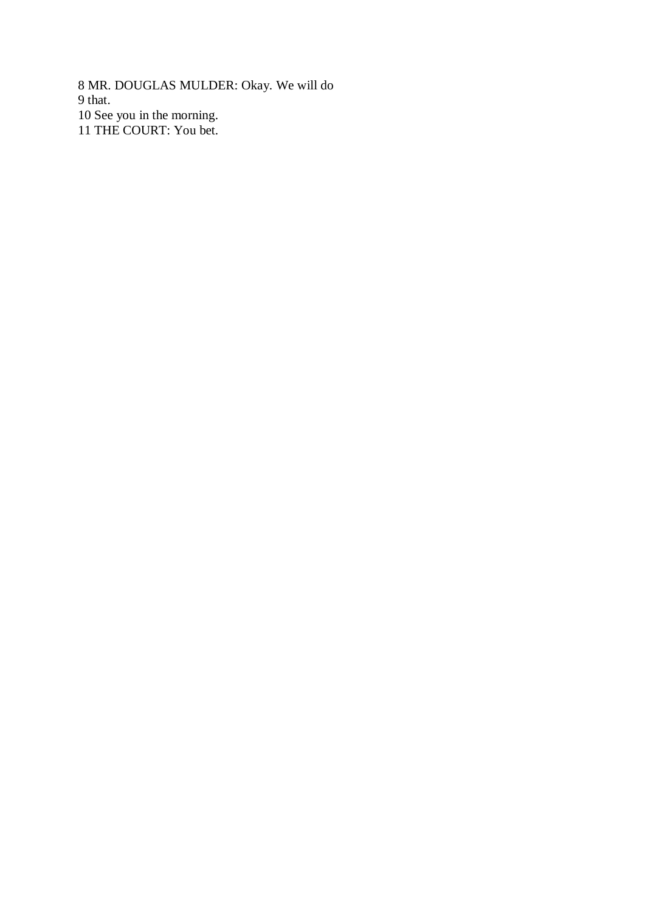8 MR. DOUGLAS MULDER: Okay. We will do
9 that.
10 See you in the morning.
11 THE COURT: You bet.